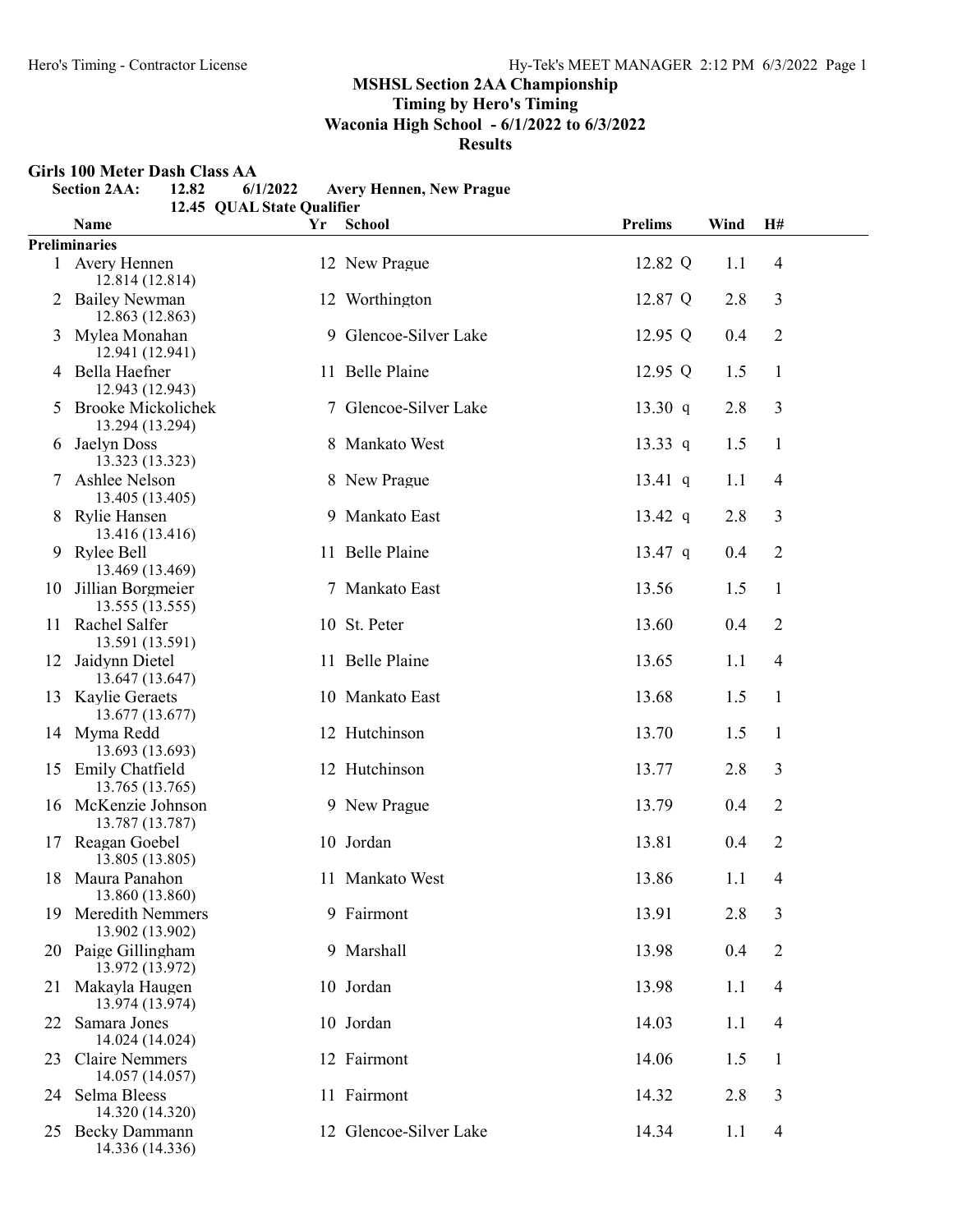## MSHSL Section 2AA Championship
### Timing by Hero's Timing
### Waconia High School - 6/1/2022 to 6/3/2022
### Results

**Girls 100 Meter Dash Class AA**

**Section 2AA:** 12.82 6/1/2022 Avery Hennen, New Prague
12.45 QUAL State Qualifier

| | Name | Yr | School | Prelims | Wind | H# |
|---|---|---|---|---|---|---|
| **Preliminaries** | | | | | | |
| 1 | Avery Hennen 12.814 (12.814) | 12 | New Prague | 12.82 Q | 1.1 | 4 |
| 2 | Bailey Newman 12.863 (12.863) | 12 | Worthington | 12.87 Q | 2.8 | 3 |
| 3 | Mylea Monahan 12.941 (12.941) | 9 | Glencoe-Silver Lake | 12.95 Q | 0.4 | 2 |
| 4 | Bella Haefner 12.943 (12.943) | 11 | Belle Plaine | 12.95 Q | 1.5 | 1 |
| 5 | Brooke Mickolichek 13.294 (13.294) | 7 | Glencoe-Silver Lake | 13.30 q | 2.8 | 3 |
| 6 | Jaelyn Doss 13.323 (13.323) | 8 | Mankato West | 13.33 q | 1.5 | 1 |
| 7 | Ashlee Nelson 13.405 (13.405) | 8 | New Prague | 13.41 q | 1.1 | 4 |
| 8 | Rylie Hansen 13.416 (13.416) | 9 | Mankato East | 13.42 q | 2.8 | 3 |
| 9 | Rylee Bell 13.469 (13.469) | 11 | Belle Plaine | 13.47 q | 0.4 | 2 |
| 10 | Jillian Borgmeier 13.555 (13.555) | 7 | Mankato East | 13.56 | 1.5 | 1 |
| 11 | Rachel Salfer 13.591 (13.591) | 10 | St. Peter | 13.60 | 0.4 | 2 |
| 12 | Jaidynn Dietel 13.647 (13.647) | 11 | Belle Plaine | 13.65 | 1.1 | 4 |
| 13 | Kaylie Geraets 13.677 (13.677) | 10 | Mankato East | 13.68 | 1.5 | 1 |
| 14 | Myma Redd 13.693 (13.693) | 12 | Hutchinson | 13.70 | 1.5 | 1 |
| 15 | Emily Chatfield 13.765 (13.765) | 12 | Hutchinson | 13.77 | 2.8 | 3 |
| 16 | McKenzie Johnson 13.787 (13.787) | 9 | New Prague | 13.79 | 0.4 | 2 |
| 17 | Reagan Goebel 13.805 (13.805) | 10 | Jordan | 13.81 | 0.4 | 2 |
| 18 | Maura Panahon 13.860 (13.860) | 11 | Mankato West | 13.86 | 1.1 | 4 |
| 19 | Meredith Nemmers 13.902 (13.902) | 9 | Fairmont | 13.91 | 2.8 | 3 |
| 20 | Paige Gillingham 13.972 (13.972) | 9 | Marshall | 13.98 | 0.4 | 2 |
| 21 | Makayla Haugen 13.974 (13.974) | 10 | Jordan | 13.98 | 1.1 | 4 |
| 22 | Samara Jones 14.024 (14.024) | 10 | Jordan | 14.03 | 1.1 | 4 |
| 23 | Claire Nemmers 14.057 (14.057) | 12 | Fairmont | 14.06 | 1.5 | 1 |
| 24 | Selma Bleess 14.320 (14.320) | 11 | Fairmont | 14.32 | 2.8 | 3 |
| 25 | Becky Dammann 14.336 (14.336) | 12 | Glencoe-Silver Lake | 14.34 | 1.1 | 4 |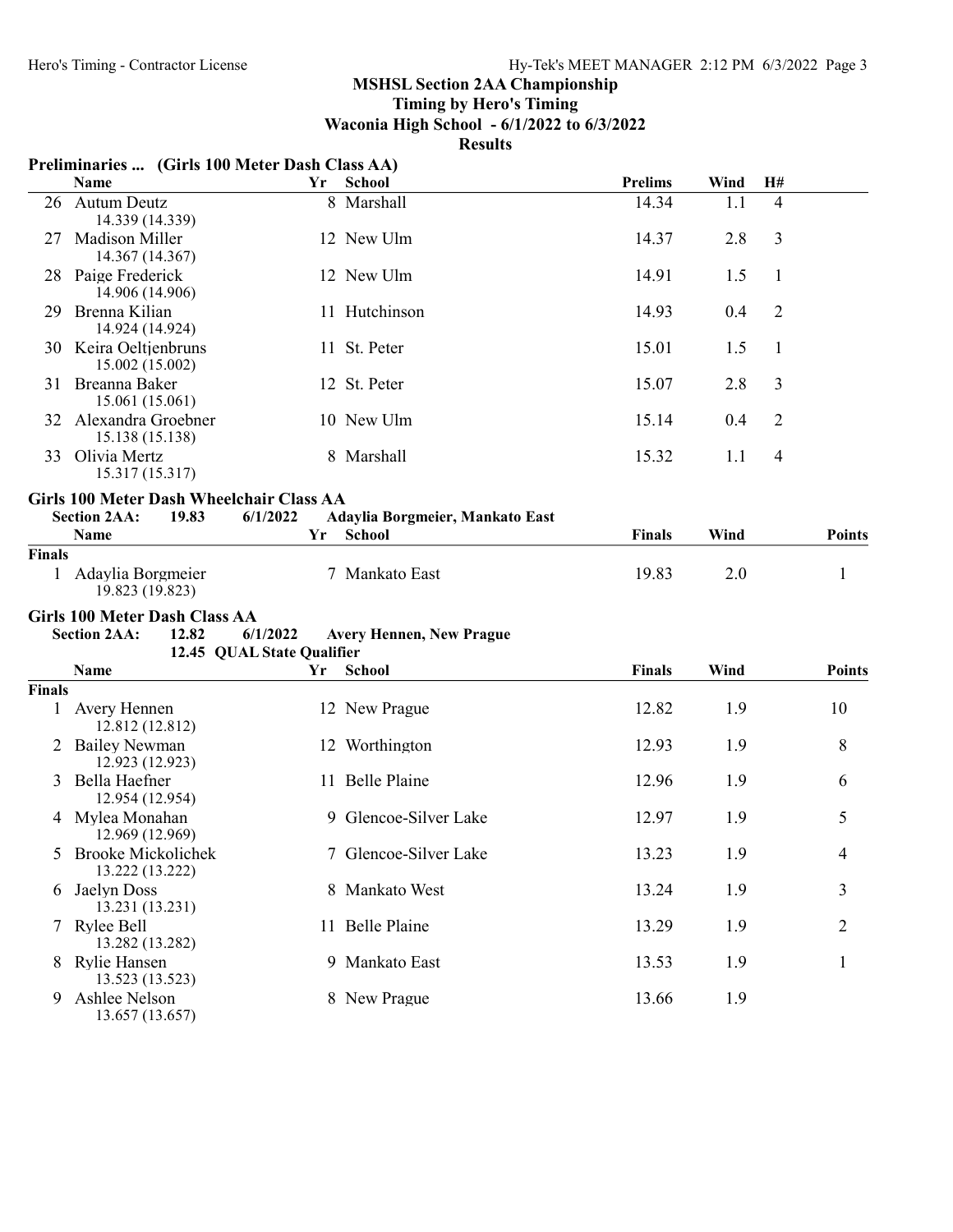## MSHSL Section 2AA Championship
**Timing by Hero's Timing**
**Waconia High School - 6/1/2022 to 6/3/2022**
**Results**

### Preliminaries ... (Girls 100 Meter Dash Class AA)

| | Name | Yr | School | Prelims | Wind | H# |
|---|---|---|---|---|---|---|
| 26 | Autum Deutz<br>14.339 (14.339) | 8 | Marshall | 14.34 | 1.1 | 4 |
| 27 | Madison Miller<br>14.367 (14.367) | 12 | New Ulm | 14.37 | 2.8 | 3 |
| 28 | Paige Frederick<br>14.906 (14.906) | 12 | New Ulm | 14.91 | 1.5 | 1 |
| 29 | Brenna Kilian<br>14.924 (14.924) | 11 | Hutchinson | 14.93 | 0.4 | 2 |
| 30 | Keira Oeltjenbruns<br>15.002 (15.002) | 11 | St. Peter | 15.01 | 1.5 | 1 |
| 31 | Breanna Baker<br>15.061 (15.061) | 12 | St. Peter | 15.07 | 2.8 | 3 |
| 32 | Alexandra Groebner<br>15.138 (15.138) | 10 | New Ulm | 15.14 | 0.4 | 2 |
| 33 | Olivia Mertz<br>15.317 (15.317) | 8 | Marshall | 15.32 | 1.1 | 4 |

### Girls 100 Meter Dash Wheelchair Class AA

**Section 2AA:** 19.83 6/1/2022 Adaylia Borgmeier, Mankato East

| | Name | Yr | School | Finals | Wind | Points |
|---|---|---|---|---|---|---|
| **Finals** | | | | | | |
| 1 | Adaylia Borgmeier<br>19.823 (19.823) | 7 | Mankato East | 19.83 | 2.0 | 1 |

### Girls 100 Meter Dash Class AA

**Section 2AA:** 12.82 6/1/2022 Avery Hennen, New Prague
12.45 QUAL State Qualifier

| | Name | Yr | School | Finals | Wind | Points |
|---|---|---|---|---|---|---|
| **Finals** | | | | | | |
| 1 | Avery Hennen<br>12.812 (12.812) | 12 | New Prague | 12.82 | 1.9 | 10 |
| 2 | Bailey Newman<br>12.923 (12.923) | 12 | Worthington | 12.93 | 1.9 | 8 |
| 3 | Bella Haefner<br>12.954 (12.954) | 11 | Belle Plaine | 12.96 | 1.9 | 6 |
| 4 | Mylea Monahan<br>12.969 (12.969) | 9 | Glencoe-Silver Lake | 12.97 | 1.9 | 5 |
| 5 | Brooke Mickolichek<br>13.222 (13.222) | 7 | Glencoe-Silver Lake | 13.23 | 1.9 | 4 |
| 6 | Jaelyn Doss<br>13.231 (13.231) | 8 | Mankato West | 13.24 | 1.9 | 3 |
| 7 | Rylee Bell<br>13.282 (13.282) | 11 | Belle Plaine | 13.29 | 1.9 | 2 |
| 8 | Rylie Hansen<br>13.523 (13.523) | 9 | Mankato East | 13.53 | 1.9 | 1 |
| 9 | Ashlee Nelson<br>13.657 (13.657) | 8 | New Prague | 13.66 | 1.9 | |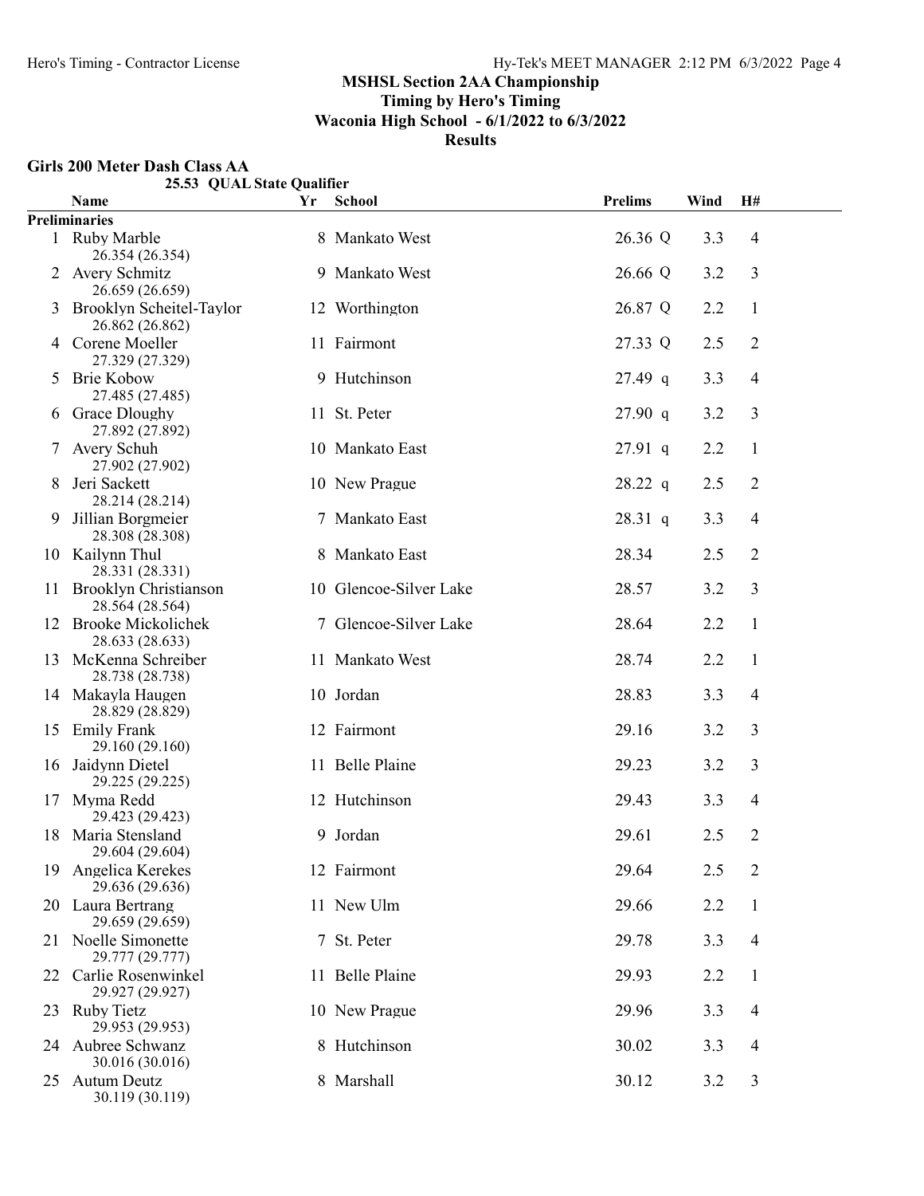## MSHSL Section 2AA Championship
### Timing by Hero's Timing
### Waconia High School - 6/1/2022 to 6/3/2022
### Results

**Girls 200 Meter Dash Class AA**

25.53 QUAL State Qualifier

| | Name | Yr | School | Prelims | Wind | H# |
|---|---|---|---|---|---|---|
| **Preliminaries** | | | | | | |
| 1 | Ruby Marble<br>26.354 (26.354) | 8 | Mankato West | 26.36 Q | 3.3 | 4 |
| 2 | Avery Schmitz<br>26.659 (26.659) | 9 | Mankato West | 26.66 Q | 3.2 | 3 |
| 3 | Brooklyn Scheitel-Taylor<br>26.862 (26.862) | 12 | Worthington | 26.87 Q | 2.2 | 1 |
| 4 | Corene Moeller<br>27.329 (27.329) | 11 | Fairmont | 27.33 Q | 2.5 | 2 |
| 5 | Brie Kobow<br>27.485 (27.485) | 9 | Hutchinson | 27.49 q | 3.3 | 4 |
| 6 | Grace Dloughy<br>27.892 (27.892) | 11 | St. Peter | 27.90 q | 3.2 | 3 |
| 7 | Avery Schuh<br>27.902 (27.902) | 10 | Mankato East | 27.91 q | 2.2 | 1 |
| 8 | Jeri Sackett<br>28.214 (28.214) | 10 | New Prague | 28.22 q | 2.5 | 2 |
| 9 | Jillian Borgmeier<br>28.308 (28.308) | 7 | Mankato East | 28.31 q | 3.3 | 4 |
| 10 | Kailynn Thul<br>28.331 (28.331) | 8 | Mankato East | 28.34 | 2.5 | 2 |
| 11 | Brooklyn Christianson<br>28.564 (28.564) | 10 | Glencoe-Silver Lake | 28.57 | 3.2 | 3 |
| 12 | Brooke Mickolichek<br>28.633 (28.633) | 7 | Glencoe-Silver Lake | 28.64 | 2.2 | 1 |
| 13 | McKenna Schreiber<br>28.738 (28.738) | 11 | Mankato West | 28.74 | 2.2 | 1 |
| 14 | Makayla Haugen<br>28.829 (28.829) | 10 | Jordan | 28.83 | 3.3 | 4 |
| 15 | Emily Frank<br>29.160 (29.160) | 12 | Fairmont | 29.16 | 3.2 | 3 |
| 16 | Jaidynn Dietel<br>29.225 (29.225) | 11 | Belle Plaine | 29.23 | 3.2 | 3 |
| 17 | Myma Redd<br>29.423 (29.423) | 12 | Hutchinson | 29.43 | 3.3 | 4 |
| 18 | Maria Stensland<br>29.604 (29.604) | 9 | Jordan | 29.61 | 2.5 | 2 |
| 19 | Angelica Kerekes<br>29.636 (29.636) | 12 | Fairmont | 29.64 | 2.5 | 2 |
| 20 | Laura Bertrang<br>29.659 (29.659) | 11 | New Ulm | 29.66 | 2.2 | 1 |
| 21 | Noelle Simonette<br>29.777 (29.777) | 7 | St. Peter | 29.78 | 3.3 | 4 |
| 22 | Carlie Rosenwinkel<br>29.927 (29.927) | 11 | Belle Plaine | 29.93 | 2.2 | 1 |
| 23 | Ruby Tietz<br>29.953 (29.953) | 10 | New Prague | 29.96 | 3.3 | 4 |
| 24 | Aubree Schwanz<br>30.016 (30.016) | 8 | Hutchinson | 30.02 | 3.3 | 4 |
| 25 | Autum Deutz<br>30.119 (30.119) | 8 | Marshall | 30.12 | 3.2 | 3 |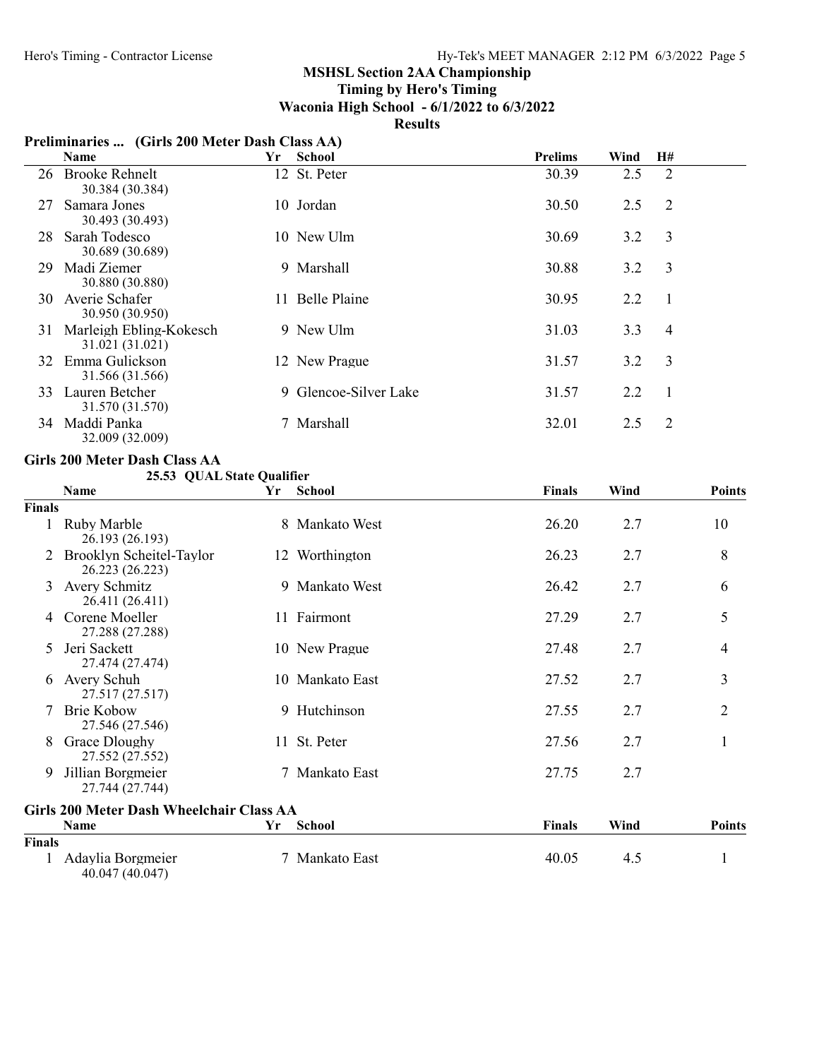## MSHSL Section 2AA Championship

**Timing by Hero's Timing**

**Waconia High School - 6/1/2022 to 6/3/2022**

**Results**

### Preliminaries ... (Girls 200 Meter Dash Class AA)

| | Name | Yr | School | Prelims | Wind | H# |
|---|---|---|---|---|---|---|
| 26 | Brooke Rehnelt<br>30.384 (30.384) | 12 | St. Peter | 30.39 | 2.5 | 2 |
| 27 | Samara Jones<br>30.493 (30.493) | 10 | Jordan | 30.50 | 2.5 | 2 |
| 28 | Sarah Todesco<br>30.689 (30.689) | 10 | New Ulm | 30.69 | 3.2 | 3 |
| 29 | Madi Ziemer<br>30.880 (30.880) | 9 | Marshall | 30.88 | 3.2 | 3 |
| 30 | Averie Schafer<br>30.950 (30.950) | 11 | Belle Plaine | 30.95 | 2.2 | 1 |
| 31 | Marleigh Ebling-Kokesch<br>31.021 (31.021) | 9 | New Ulm | 31.03 | 3.3 | 4 |
| 32 | Emma Gulickson<br>31.566 (31.566) | 12 | New Prague | 31.57 | 3.2 | 3 |
| 33 | Lauren Betcher<br>31.570 (31.570) | 9 | Glencoe-Silver Lake | 31.57 | 2.2 | 1 |
| 34 | Maddi Panka<br>32.009 (32.009) | 7 | Marshall | 32.01 | 2.5 | 2 |

### Girls 200 Meter Dash Class AA

25.53 QUAL State Qualifier

| | Name | Yr | School | Finals | Wind | Points |
|---|---|---|---|---|---|---|
| **Finals** | | | | | | |
| 1 | Ruby Marble<br>26.193 (26.193) | 8 | Mankato West | 26.20 | 2.7 | 10 |
| 2 | Brooklyn Scheitel-Taylor<br>26.223 (26.223) | 12 | Worthington | 26.23 | 2.7 | 8 |
| 3 | Avery Schmitz<br>26.411 (26.411) | 9 | Mankato West | 26.42 | 2.7 | 6 |
| 4 | Corene Moeller<br>27.288 (27.288) | 11 | Fairmont | 27.29 | 2.7 | 5 |
| 5 | Jeri Sackett<br>27.474 (27.474) | 10 | New Prague | 27.48 | 2.7 | 4 |
| 6 | Avery Schuh<br>27.517 (27.517) | 10 | Mankato East | 27.52 | 2.7 | 3 |
| 7 | Brie Kobow<br>27.546 (27.546) | 9 | Hutchinson | 27.55 | 2.7 | 2 |
| 8 | Grace Dloughy<br>27.552 (27.552) | 11 | St. Peter | 27.56 | 2.7 | 1 |
| 9 | Jillian Borgmeier<br>27.744 (27.744) | 7 | Mankato East | 27.75 | 2.7 | |

### Girls 200 Meter Dash Wheelchair Class AA

| | Name | Yr | School | Finals | Wind | Points |
|---|---|---|---|---|---|---|
| **Finals** | | | | | | |
| 1 | Adaylia Borgmeier<br>40.047 (40.047) | 7 | Mankato East | 40.05 | 4.5 | 1 |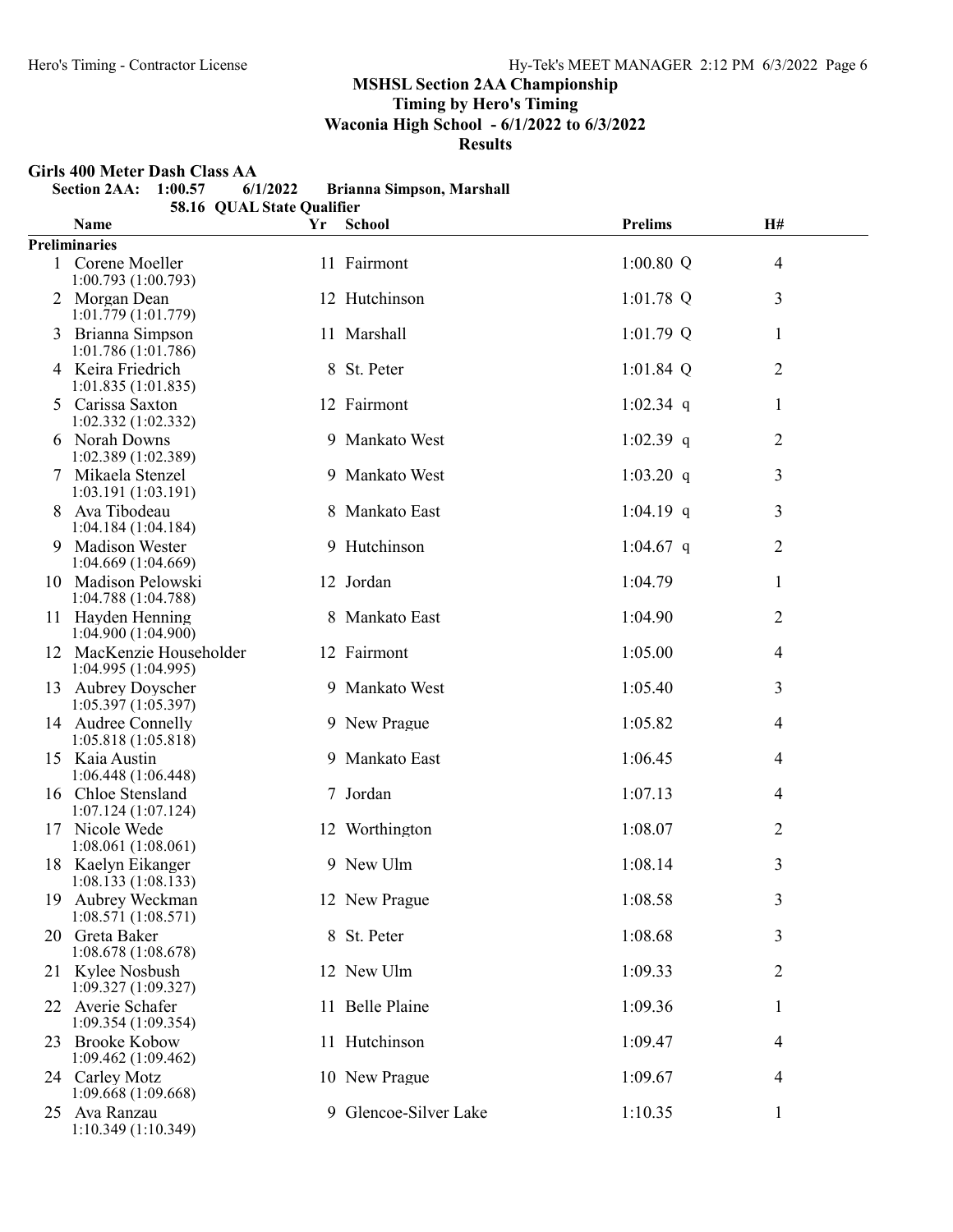## MSHSL Section 2AA Championship

**Timing by Hero's Timing**

**Waconia High School - 6/1/2022 to 6/3/2022**

**Results**

### Girls 400 Meter Dash Class AA

**Section 2AA: 1:00.57 6/1/2022 Brianna Simpson, Marshall**

**58.16 QUAL State Qualifier**

| | Name | Yr | School | Prelims | H# |
|---|---|---|---|---|---|
| **Preliminaries** | | | | | |
| 1 | Corene Moeller<br>1:00.793 (1:00.793) | 11 | Fairmont | 1:00.80 Q | 4 |
| 2 | Morgan Dean<br>1:01.779 (1:01.779) | 12 | Hutchinson | 1:01.78 Q | 3 |
| 3 | Brianna Simpson<br>1:01.786 (1:01.786) | 11 | Marshall | 1:01.79 Q | 1 |
| 4 | Keira Friedrich<br>1:01.835 (1:01.835) | 8 | St. Peter | 1:01.84 Q | 2 |
| 5 | Carissa Saxton<br>1:02.332 (1:02.332) | 12 | Fairmont | 1:02.34 q | 1 |
| 6 | Norah Downs<br>1:02.389 (1:02.389) | 9 | Mankato West | 1:02.39 q | 2 |
| 7 | Mikaela Stenzel<br>1:03.191 (1:03.191) | 9 | Mankato West | 1:03.20 q | 3 |
| 8 | Ava Tibodeau<br>1:04.184 (1:04.184) | 8 | Mankato East | 1:04.19 q | 3 |
| 9 | Madison Wester<br>1:04.669 (1:04.669) | 9 | Hutchinson | 1:04.67 q | 2 |
| 10 | Madison Pelowski<br>1:04.788 (1:04.788) | 12 | Jordan | 1:04.79 | 1 |
| 11 | Hayden Henning<br>1:04.900 (1:04.900) | 8 | Mankato East | 1:04.90 | 2 |
| 12 | MacKenzie Householder<br>1:04.995 (1:04.995) | 12 | Fairmont | 1:05.00 | 4 |
| 13 | Aubrey Doyscher<br>1:05.397 (1:05.397) | 9 | Mankato West | 1:05.40 | 3 |
| 14 | Audree Connelly<br>1:05.818 (1:05.818) | 9 | New Prague | 1:05.82 | 4 |
| 15 | Kaia Austin<br>1:06.448 (1:06.448) | 9 | Mankato East | 1:06.45 | 4 |
| 16 | Chloe Stensland<br>1:07.124 (1:07.124) | 7 | Jordan | 1:07.13 | 4 |
| 17 | Nicole Wede<br>1:08.061 (1:08.061) | 12 | Worthington | 1:08.07 | 2 |
| 18 | Kaelyn Eikanger<br>1:08.133 (1:08.133) | 9 | New Ulm | 1:08.14 | 3 |
| 19 | Aubrey Weckman<br>1:08.571 (1:08.571) | 12 | New Prague | 1:08.58 | 3 |
| 20 | Greta Baker<br>1:08.678 (1:08.678) | 8 | St. Peter | 1:08.68 | 3 |
| 21 | Kylee Nosbush<br>1:09.327 (1:09.327) | 12 | New Ulm | 1:09.33 | 2 |
| 22 | Averie Schafer<br>1:09.354 (1:09.354) | 11 | Belle Plaine | 1:09.36 | 1 |
| 23 | Brooke Kobow<br>1:09.462 (1:09.462) | 11 | Hutchinson | 1:09.47 | 4 |
| 24 | Carley Motz<br>1:09.668 (1:09.668) | 10 | New Prague | 1:09.67 | 4 |
| 25 | Ava Ranzau<br>1:10.349 (1:10.349) | 9 | Glencoe-Silver Lake | 1:10.35 | 1 |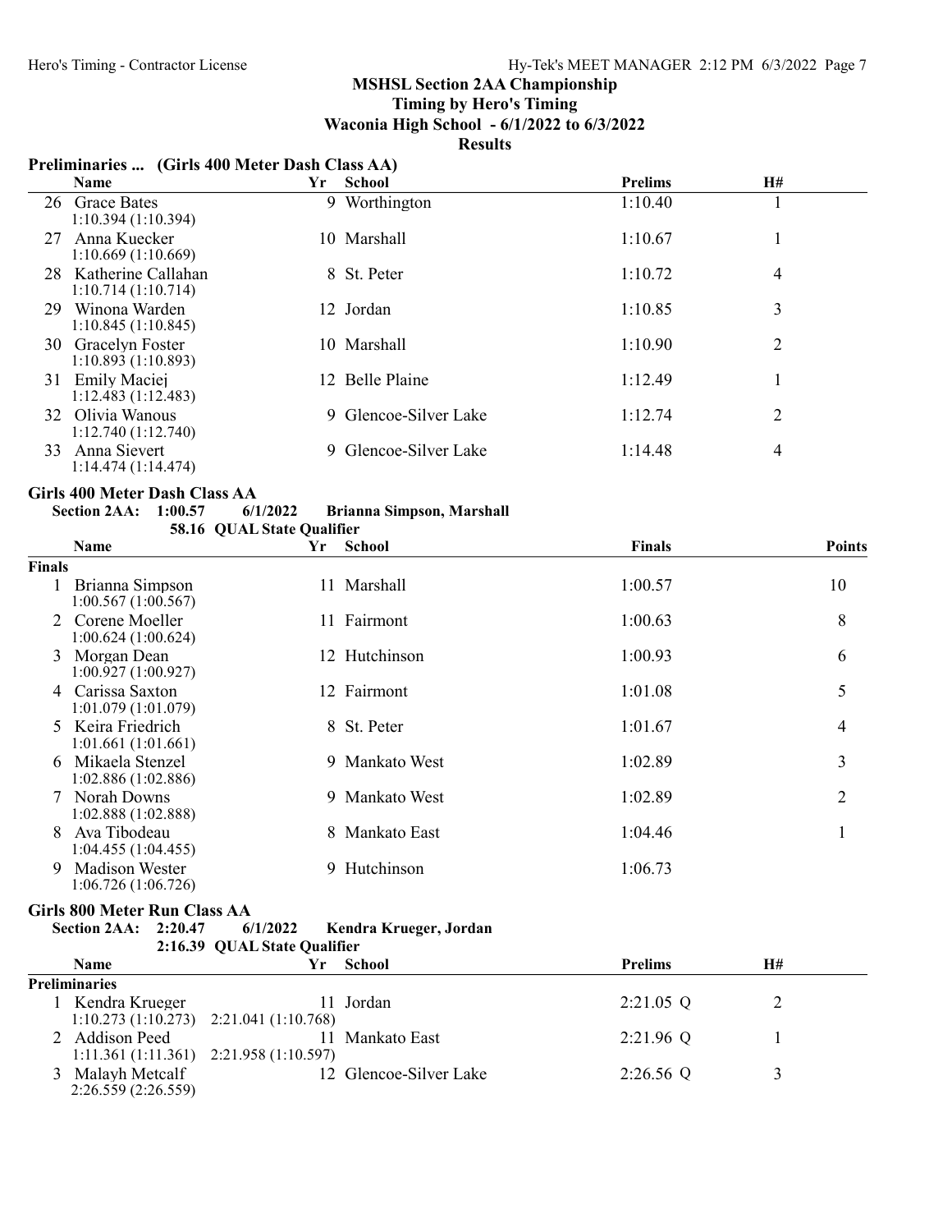## MSHSL Section 2AA Championship

**Timing by Hero's Timing**

**Waconia High School - 6/1/2022 to 6/3/2022**

**Results**

### Preliminaries ... (Girls 400 Meter Dash Class AA)

| | Name | Yr | School | Prelims | H# |
|---|---|---|---|---|---|
| 26 | Grace Bates<br>1:10.394 (1:10.394) | 9 | Worthington | 1:10.40 | 1 |
| 27 | Anna Kuecker<br>1:10.669 (1:10.669) | 10 | Marshall | 1:10.67 | 1 |
| 28 | Katherine Callahan<br>1:10.714 (1:10.714) | 8 | St. Peter | 1:10.72 | 4 |
| 29 | Winona Warden<br>1:10.845 (1:10.845) | 12 | Jordan | 1:10.85 | 3 |
| 30 | Gracelyn Foster<br>1:10.893 (1:10.893) | 10 | Marshall | 1:10.90 | 2 |
| 31 | Emily Maciej<br>1:12.483 (1:12.483) | 12 | Belle Plaine | 1:12.49 | 1 |
| 32 | Olivia Wanous<br>1:12.740 (1:12.740) | 9 | Glencoe-Silver Lake | 1:12.74 | 2 |
| 33 | Anna Sievert<br>1:14.474 (1:14.474) | 9 | Glencoe-Silver Lake | 1:14.48 | 4 |

### Girls 400 Meter Dash Class AA

**Section 2AA: 1:00.57 6/1/2022 Brianna Simpson, Marshall**
**58.16 QUAL State Qualifier**

| | Name | Yr | School | Finals | Points |
|---|---|---|---|---|---|
| **Finals** | | | | | |
| 1 | Brianna Simpson<br>1:00.567 (1:00.567) | 11 | Marshall | 1:00.57 | 10 |
| 2 | Corene Moeller<br>1:00.624 (1:00.624) | 11 | Fairmont | 1:00.63 | 8 |
| 3 | Morgan Dean<br>1:00.927 (1:00.927) | 12 | Hutchinson | 1:00.93 | 6 |
| 4 | Carissa Saxton<br>1:01.079 (1:01.079) | 12 | Fairmont | 1:01.08 | 5 |
| 5 | Keira Friedrich<br>1:01.661 (1:01.661) | 8 | St. Peter | 1:01.67 | 4 |
| 6 | Mikaela Stenzel<br>1:02.886 (1:02.886) | 9 | Mankato West | 1:02.89 | 3 |
| 7 | Norah Downs<br>1:02.888 (1:02.888) | 9 | Mankato West | 1:02.89 | 2 |
| 8 | Ava Tibodeau<br>1:04.455 (1:04.455) | 8 | Mankato East | 1:04.46 | 1 |
| 9 | Madison Wester<br>1:06.726 (1:06.726) | 9 | Hutchinson | 1:06.73 | |

### Girls 800 Meter Run Class AA

**Section 2AA: 2:20.47 6/1/2022 Kendra Krueger, Jordan**
**2:16.39 QUAL State Qualifier**

| | Name | Yr | School | Prelims | H# |
|---|---|---|---|---|---|
| **Preliminaries** | | | | | |
| 1 | Kendra Krueger<br>1:10.273 (1:10.273) 2:21.041 (1:10.768) | 11 | Jordan | 2:21.05 Q | 2 |
| 2 | Addison Peed<br>1:11.361 (1:11.361) 2:21.958 (1:10.597) | 11 | Mankato East | 2:21.96 Q | 1 |
| 3 | Malayh Metcalf<br>2:26.559 (2:26.559) | 12 | Glencoe-Silver Lake | 2:26.56 Q | 3 |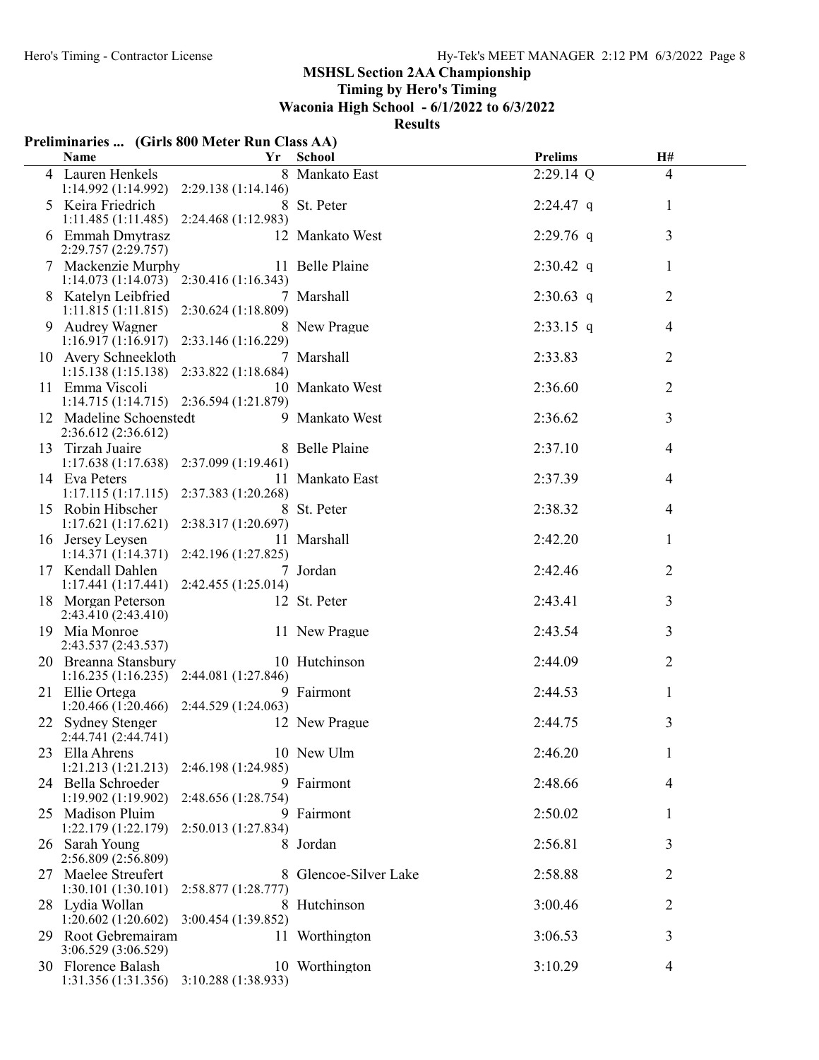## MSHSL Section 2AA Championship

**Timing by Hero's Timing**

**Waconia High School - 6/1/2022 to 6/3/2022**

**Results**

### Preliminaries ... (Girls 800 Meter Run Class AA)

| | Name | Yr | School | Prelims | H# |
|---|---|---|---|---|---|
| 4 | Lauren Henkels | 8 | Mankato East | 2:29.14 Q | 4 |
| | 1:14.992 (1:14.992) 2:29.138 (1:14.146) | | | | |
| 5 | Keira Friedrich | 8 | St. Peter | 2:24.47 q | 1 |
| | 1:11.485 (1:11.485) 2:24.468 (1:12.983) | | | | |
| 6 | Emmah Dmytrasz | 12 | Mankato West | 2:29.76 q | 3 |
| | 2:29.757 (2:29.757) | | | | |
| 7 | Mackenzie Murphy | 11 | Belle Plaine | 2:30.42 q | 1 |
| | 1:14.073 (1:14.073) 2:30.416 (1:16.343) | | | | |
| 8 | Katelyn Leibfried | 7 | Marshall | 2:30.63 q | 2 |
| | 1:11.815 (1:11.815) 2:30.624 (1:18.809) | | | | |
| 9 | Audrey Wagner | 8 | New Prague | 2:33.15 q | 4 |
| | 1:16.917 (1:16.917) 2:33.146 (1:16.229) | | | | |
| 10 | Avery Schneekloth | 7 | Marshall | 2:33.83 | 2 |
| | 1:15.138 (1:15.138) 2:33.822 (1:18.684) | | | | |
| 11 | Emma Viscoli | 10 | Mankato West | 2:36.60 | 2 |
| | 1:14.715 (1:14.715) 2:36.594 (1:21.879) | | | | |
| 12 | Madeline Schoenstedt | 9 | Mankato West | 2:36.62 | 3 |
| | 2:36.612 (2:36.612) | | | | |
| 13 | Tirzah Juaire | 8 | Belle Plaine | 2:37.10 | 4 |
| | 1:17.638 (1:17.638) 2:37.099 (1:19.461) | | | | |
| 14 | Eva Peters | 11 | Mankato East | 2:37.39 | 4 |
| | 1:17.115 (1:17.115) 2:37.383 (1:20.268) | | | | |
| 15 | Robin Hibscher | 8 | St. Peter | 2:38.32 | 4 |
| | 1:17.621 (1:17.621) 2:38.317 (1:20.697) | | | | |
| 16 | Jersey Leysen | 11 | Marshall | 2:42.20 | 1 |
| | 1:14.371 (1:14.371) 2:42.196 (1:27.825) | | | | |
| 17 | Kendall Dahlen | 7 | Jordan | 2:42.46 | 2 |
| | 1:17.441 (1:17.441) 2:42.455 (1:25.014) | | | | |
| 18 | Morgan Peterson | 12 | St. Peter | 2:43.41 | 3 |
| | 2:43.410 (2:43.410) | | | | |
| 19 | Mia Monroe | 11 | New Prague | 2:43.54 | 3 |
| | 2:43.537 (2:43.537) | | | | |
| 20 | Breanna Stansbury | 10 | Hutchinson | 2:44.09 | 2 |
| | 1:16.235 (1:16.235) 2:44.081 (1:27.846) | | | | |
| 21 | Ellie Ortega | 9 | Fairmont | 2:44.53 | 1 |
| | 1:20.466 (1:20.466) 2:44.529 (1:24.063) | | | | |
| 22 | Sydney Stenger | 12 | New Prague | 2:44.75 | 3 |
| | 2:44.741 (2:44.741) | | | | |
| 23 | Ella Ahrens | 10 | New Ulm | 2:46.20 | 1 |
| | 1:21.213 (1:21.213) 2:46.198 (1:24.985) | | | | |
| 24 | Bella Schroeder | 9 | Fairmont | 2:48.66 | 4 |
| | 1:19.902 (1:19.902) 2:48.656 (1:28.754) | | | | |
| 25 | Madison Pluim | 9 | Fairmont | 2:50.02 | 1 |
| | 1:22.179 (1:22.179) 2:50.013 (1:27.834) | | | | |
| 26 | Sarah Young | 8 | Jordan | 2:56.81 | 3 |
| | 2:56.809 (2:56.809) | | | | |
| 27 | Maelee Streufert | 8 | Glencoe-Silver Lake | 2:58.88 | 2 |
| | 1:30.101 (1:30.101) 2:58.877 (1:28.777) | | | | |
| 28 | Lydia Wollan | 8 | Hutchinson | 3:00.46 | 2 |
| | 1:20.602 (1:20.602) 3:00.454 (1:39.852) | | | | |
| 29 | Root Gebremairam | 11 | Worthington | 3:06.53 | 3 |
| | 3:06.529 (3:06.529) | | | | |
| 30 | Florence Balash | 10 | Worthington | 3:10.29 | 4 |
| | 1:31.356 (1:31.356) 3:10.288 (1:38.933) | | | | |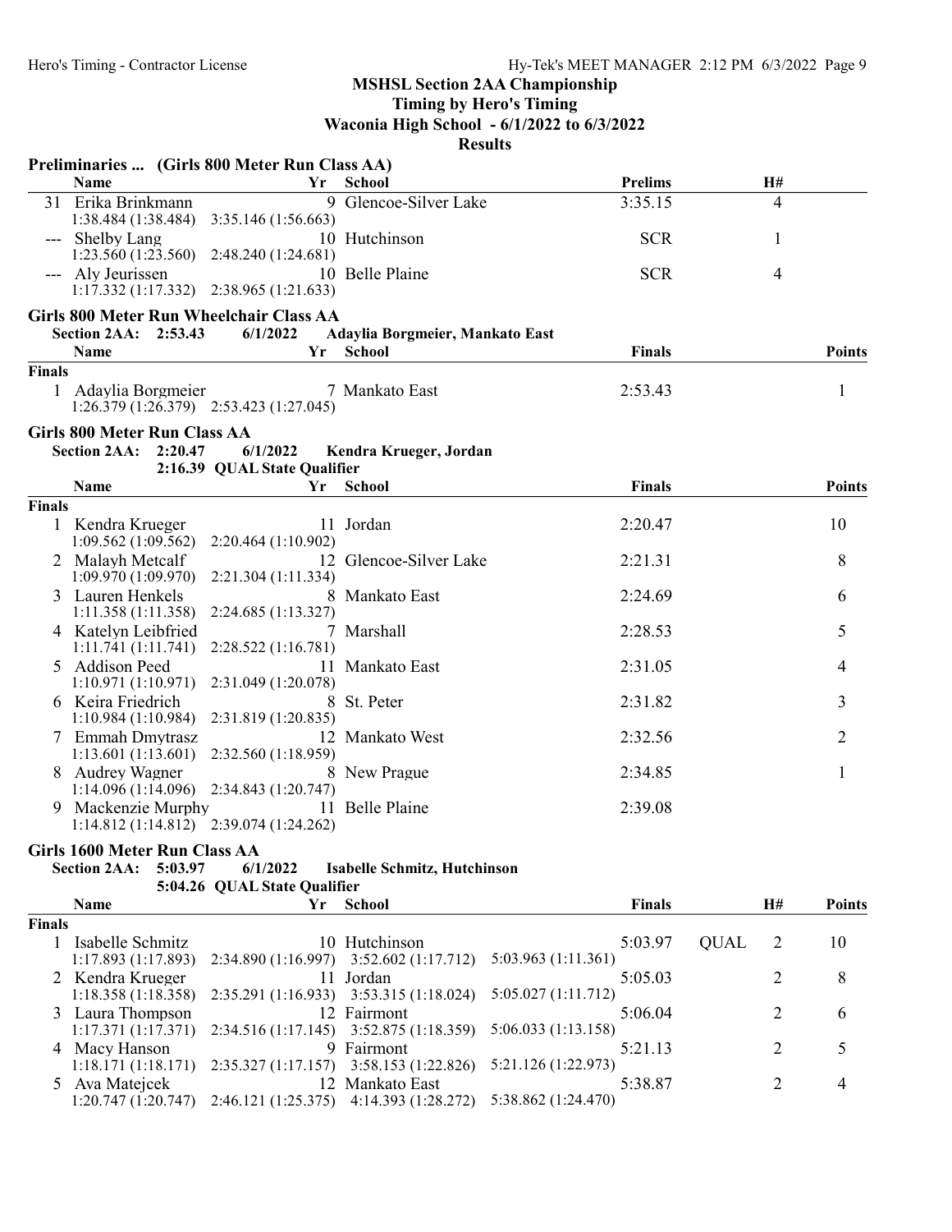MSHSL Section 2AA Championship
Timing by Hero's Timing
Waconia High School - 6/1/2022 to 6/3/2022
Results

### Preliminaries ... (Girls 800 Meter Run Class AA)

| | Name | Yr | School | Prelims | H# |
|---|---|---|---|---|---|
| 31 | Erika Brinkmann | 9 | Glencoe-Silver Lake | 3:35.15 | 4 |
| | 1:38.484 (1:38.484) 3:35.146 (1:56.663) | | | | |
| --- | Shelby Lang | 10 | Hutchinson | SCR | 1 |
| | 1:23.560 (1:23.560) 2:48.240 (1:24.681) | | | | |
| --- | Aly Jeurissen | 10 | Belle Plaine | SCR | 4 |
| | 1:17.332 (1:17.332) 2:38.965 (1:21.633) | | | | |

### Girls 800 Meter Run Wheelchair Class AA

Section 2AA: 2:53.43 6/1/2022 Adaylia Borgmeier, Mankato East

| | Name | Yr | School | Finals | Points |
|---|---|---|---|---|---|
| **Finals** | | | | | |
| 1 | Adaylia Borgmeier | 7 | Mankato East | 2:53.43 | 1 |
| | 1:26.379 (1:26.379) 2:53.423 (1:27.045) | | | | |

### Girls 800 Meter Run Class AA

Section 2AA: 2:20.47 6/1/2022 Kendra Krueger, Jordan
2:16.39 QUAL State Qualifier

| | Name | Yr | School | Finals | Points |
|---|---|---|---|---|---|
| **Finals** | | | | | |
| 1 | Kendra Krueger | 11 | Jordan | 2:20.47 | 10 |
| | 1:09.562 (1:09.562) 2:20.464 (1:10.902) | | | | |
| 2 | Malayh Metcalf | 12 | Glencoe-Silver Lake | 2:21.31 | 8 |
| | 1:09.970 (1:09.970) 2:21.304 (1:11.334) | | | | |
| 3 | Lauren Henkels | 8 | Mankato East | 2:24.69 | 6 |
| | 1:11.358 (1:11.358) 2:24.685 (1:13.327) | | | | |
| 4 | Katelyn Leibfried | 7 | Marshall | 2:28.53 | 5 |
| | 1:11.741 (1:11.741) 2:28.522 (1:16.781) | | | | |
| 5 | Addison Peed | 11 | Mankato East | 2:31.05 | 4 |
| | 1:10.971 (1:10.971) 2:31.049 (1:20.078) | | | | |
| 6 | Keira Friedrich | 8 | St. Peter | 2:31.82 | 3 |
| | 1:10.984 (1:10.984) 2:31.819 (1:20.835) | | | | |
| 7 | Emmah Dmytrasz | 12 | Mankato West | 2:32.56 | 2 |
| | 1:13.601 (1:13.601) 2:32.560 (1:18.959) | | | | |
| 8 | Audrey Wagner | 8 | New Prague | 2:34.85 | 1 |
| | 1:14.096 (1:14.096) 2:34.843 (1:20.747) | | | | |
| 9 | Mackenzie Murphy | 11 | Belle Plaine | 2:39.08 | |
| | 1:14.812 (1:14.812) 2:39.074 (1:24.262) | | | | |

### Girls 1600 Meter Run Class AA

Section 2AA: 5:03.97 6/1/2022 Isabelle Schmitz, Hutchinson
5:04.26 QUAL State Qualifier

| | Name | Yr | School | Finals | | H# | Points |
|---|---|---|---|---|---|---|---|
| **Finals** | | | | | | | |
| 1 | Isabelle Schmitz | 10 | Hutchinson | 5:03.97 | QUAL | 2 | 10 |
| | 1:17.893 (1:17.893) 2:34.890 (1:16.997) 3:52.602 (1:17.712) 5:03.963 (1:11.361) | | | | | | |
| 2 | Kendra Krueger | 11 | Jordan | 5:05.03 | | 2 | 8 |
| | 1:18.358 (1:18.358) 2:35.291 (1:16.933) 3:53.315 (1:18.024) 5:05.027 (1:11.712) | | | | | | |
| 3 | Laura Thompson | 12 | Fairmont | 5:06.04 | | 2 | 6 |
| | 1:17.371 (1:17.371) 2:34.516 (1:17.145) 3:52.875 (1:18.359) 5:06.033 (1:13.158) | | | | | | |
| 4 | Macy Hanson | 9 | Fairmont | 5:21.13 | | 2 | 5 |
| | 1:18.171 (1:18.171) 2:35.327 (1:17.157) 3:58.153 (1:22.826) 5:21.126 (1:22.973) | | | | | | |
| 5 | Ava Matejcek | 12 | Mankato East | 5:38.87 | | 2 | 4 |
| | 1:20.747 (1:20.747) 2:46.121 (1:25.375) 4:14.393 (1:28.272) 5:38.862 (1:24.470) | | | | | | |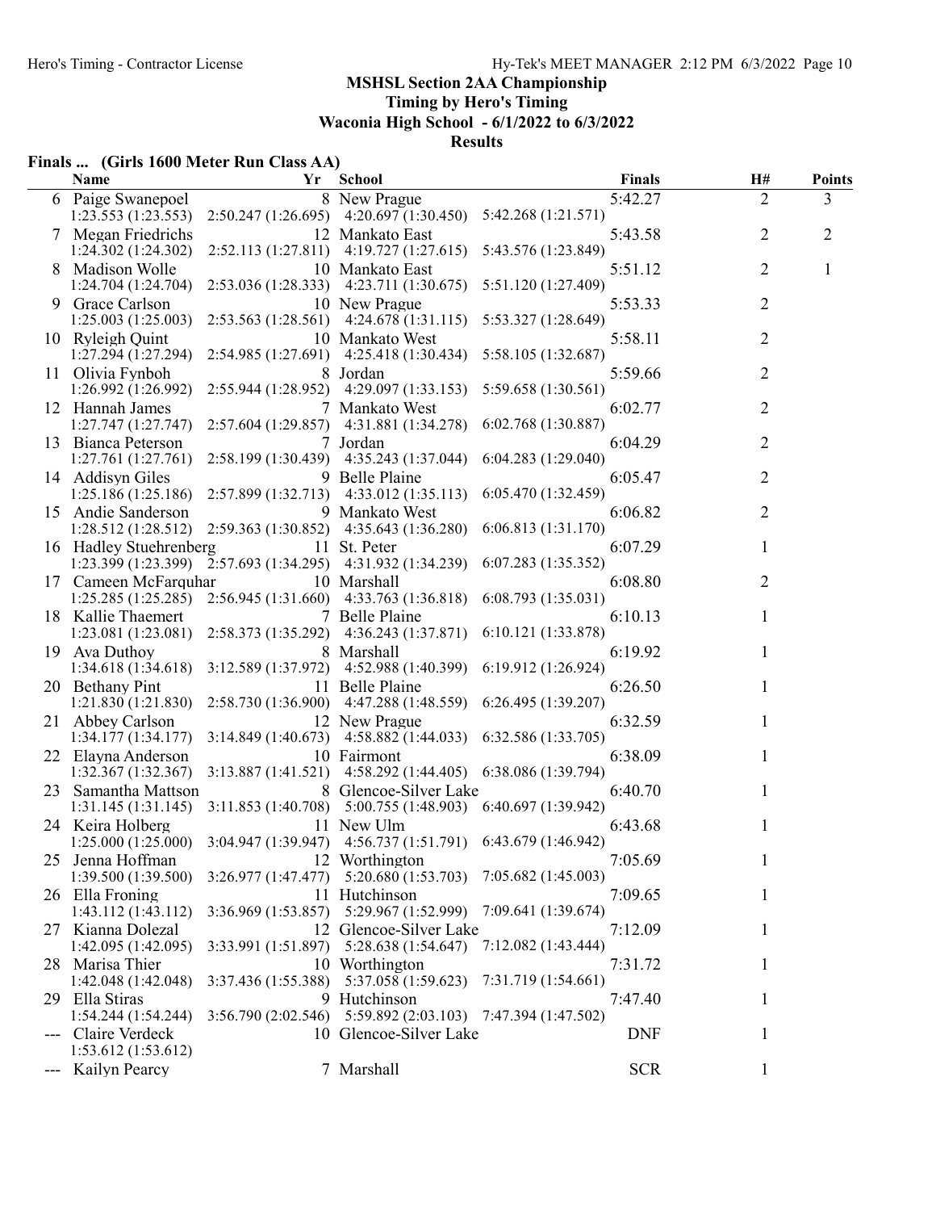**MSHSL Section 2AA Championship**

**Timing by Hero's Timing**

**Waconia High School - 6/1/2022 to 6/3/2022**

**Results**

**Finals ... (Girls 1600 Meter Run Class AA)**

| | Name | Yr | School | Finals | H# | Points |
|---|---|---|---|---|---|---|
| 6 | Paige Swanepoel | 8 | New Prague | 5:42.27 | 2 | 3 |
| | 1:23.553 (1:23.553) 2:50.247 (1:26.695) 4:20.697 (1:30.450) 5:42.268 (1:21.571) | | | | | |
| 7 | Megan Friedrichs | 12 | Mankato East | 5:43.58 | 2 | 2 |
| | 1:24.302 (1:24.302) 2:52.113 (1:27.811) 4:19.727 (1:27.615) 5:43.576 (1:23.849) | | | | | |
| 8 | Madison Wolle | 10 | Mankato East | 5:51.12 | 2 | 1 |
| | 1:24.704 (1:24.704) 2:53.036 (1:28.333) 4:23.711 (1:30.675) 5:51.120 (1:27.409) | | | | | |
| 9 | Grace Carlson | 10 | New Prague | 5:53.33 | 2 | |
| | 1:25.003 (1:25.003) 2:53.563 (1:28.561) 4:24.678 (1:31.115) 5:53.327 (1:28.649) | | | | | |
| 10 | Ryleigh Quint | 10 | Mankato West | 5:58.11 | 2 | |
| | 1:27.294 (1:27.294) 2:54.985 (1:27.691) 4:25.418 (1:30.434) 5:58.105 (1:32.687) | | | | | |
| 11 | Olivia Fynboh | 8 | Jordan | 5:59.66 | 2 | |
| | 1:26.992 (1:26.992) 2:55.944 (1:28.952) 4:29.097 (1:33.153) 5:59.658 (1:30.561) | | | | | |
| 12 | Hannah James | 7 | Mankato West | 6:02.77 | 2 | |
| | 1:27.747 (1:27.747) 2:57.604 (1:29.857) 4:31.881 (1:34.278) 6:02.768 (1:30.887) | | | | | |
| 13 | Bianca Peterson | 7 | Jordan | 6:04.29 | 2 | |
| | 1:27.761 (1:27.761) 2:58.199 (1:30.439) 4:35.243 (1:37.044) 6:04.283 (1:29.040) | | | | | |
| 14 | Addisyn Giles | 9 | Belle Plaine | 6:05.47 | 2 | |
| | 1:25.186 (1:25.186) 2:57.899 (1:32.713) 4:33.012 (1:35.113) 6:05.470 (1:32.459) | | | | | |
| 15 | Andie Sanderson | 9 | Mankato West | 6:06.82 | 2 | |
| | 1:28.512 (1:28.512) 2:59.363 (1:30.852) 4:35.643 (1:36.280) 6:06.813 (1:31.170) | | | | | |
| 16 | Hadley Stuehrenberg | 11 | St. Peter | 6:07.29 | 1 | |
| | 1:23.399 (1:23.399) 2:57.693 (1:34.295) 4:31.932 (1:34.239) 6:07.283 (1:35.352) | | | | | |
| 17 | Cameen McFarquhar | 10 | Marshall | 6:08.80 | 2 | |
| | 1:25.285 (1:25.285) 2:56.945 (1:31.660) 4:33.763 (1:36.818) 6:08.793 (1:35.031) | | | | | |
| 18 | Kallie Thaemert | 7 | Belle Plaine | 6:10.13 | 1 | |
| | 1:23.081 (1:23.081) 2:58.373 (1:35.292) 4:36.243 (1:37.871) 6:10.121 (1:33.878) | | | | | |
| 19 | Ava Duthoy | 8 | Marshall | 6:19.92 | 1 | |
| | 1:34.618 (1:34.618) 3:12.589 (1:37.972) 4:52.988 (1:40.399) 6:19.912 (1:26.924) | | | | | |
| 20 | Bethany Pint | 11 | Belle Plaine | 6:26.50 | 1 | |
| | 1:21.830 (1:21.830) 2:58.730 (1:36.900) 4:47.288 (1:48.559) 6:26.495 (1:39.207) | | | | | |
| 21 | Abbey Carlson | 12 | New Prague | 6:32.59 | 1 | |
| | 1:34.177 (1:34.177) 3:14.849 (1:40.673) 4:58.882 (1:44.033) 6:32.586 (1:33.705) | | | | | |
| 22 | Elayna Anderson | 10 | Fairmont | 6:38.09 | 1 | |
| | 1:32.367 (1:32.367) 3:13.887 (1:41.521) 4:58.292 (1:44.405) 6:38.086 (1:39.794) | | | | | |
| 23 | Samantha Mattson | 8 | Glencoe-Silver Lake | 6:40.70 | 1 | |
| | 1:31.145 (1:31.145) 3:11.853 (1:40.708) 5:00.755 (1:48.903) 6:40.697 (1:39.942) | | | | | |
| 24 | Keira Holberg | 11 | New Ulm | 6:43.68 | 1 | |
| | 1:25.000 (1:25.000) 3:04.947 (1:39.947) 4:56.737 (1:51.791) 6:43.679 (1:46.942) | | | | | |
| 25 | Jenna Hoffman | 12 | Worthington | 7:05.69 | 1 | |
| | 1:39.500 (1:39.500) 3:26.977 (1:47.477) 5:20.680 (1:53.703) 7:05.682 (1:45.003) | | | | | |
| 26 | Ella Froning | 11 | Hutchinson | 7:09.65 | 1 | |
| | 1:43.112 (1:43.112) 3:36.969 (1:53.857) 5:29.967 (1:52.999) 7:09.641 (1:39.674) | | | | | |
| 27 | Kianna Dolezal | 12 | Glencoe-Silver Lake | 7:12.09 | 1 | |
| | 1:42.095 (1:42.095) 3:33.991 (1:51.897) 5:28.638 (1:54.647) 7:12.082 (1:43.444) | | | | | |
| 28 | Marisa Thier | 10 | Worthington | 7:31.72 | 1 | |
| | 1:42.048 (1:42.048) 3:37.436 (1:55.388) 5:37.058 (1:59.623) 7:31.719 (1:54.661) | | | | | |
| 29 | Ella Stiras | 9 | Hutchinson | 7:47.40 | 1 | |
| | 1:54.244 (1:54.244) 3:56.790 (2:02.546) 5:59.892 (2:03.103) 7:47.394 (1:47.502) | | | | | |
| --- | Claire Verdeck | 10 | Glencoe-Silver Lake | DNF | 1 | |
| | 1:53.612 (1:53.612) | | | | | |
| --- | Kailyn Pearcy | 7 | Marshall | SCR | 1 | |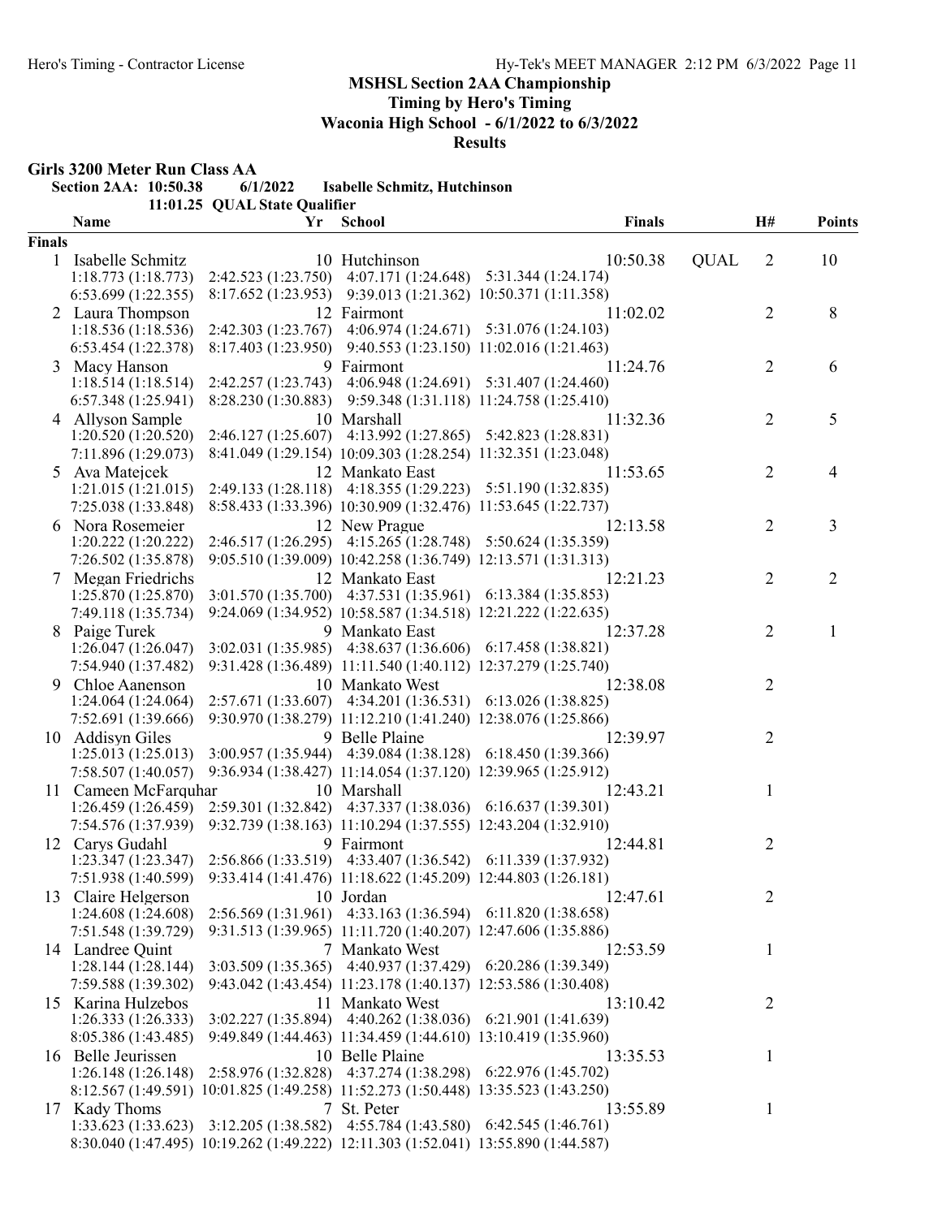## MSHSL Section 2AA Championship

**Timing by Hero's Timing**

**Waconia High School - 6/1/2022 to 6/3/2022**

**Results**

### Girls 3200 Meter Run Class AA

**Section 2AA: 10:50.38 6/1/2022 Isabelle Schmitz, Hutchinson**

**11:01.25 QUAL State Qualifier**

| | Name | Yr | School | Finals | | H# | Points |
|---|---|---|---|---|---|---|---|
| **Finals** | | | | | | | |
| 1 | Isabelle Schmitz | 10 | Hutchinson | 10:50.38 | QUAL | 2 | 10 |
| | 1:18.773 (1:18.773) | 2:42.523 (1:23.750) | 4:07.171 (1:24.648) | 5:31.344 (1:24.174) | | | |
| | 6:53.699 (1:22.355) | 8:17.652 (1:23.953) | 9:39.013 (1:21.362) | 10:50.371 (1:11.358) | | | |
| 2 | Laura Thompson | 12 | Fairmont | 11:02.02 | | 2 | 8 |
| | 1:18.536 (1:18.536) | 2:42.303 (1:23.767) | 4:06.974 (1:24.671) | 5:31.076 (1:24.103) | | | |
| | 6:53.454 (1:22.378) | 8:17.403 (1:23.950) | 9:40.553 (1:23.150) | 11:02.016 (1:21.463) | | | |
| 3 | Macy Hanson | 9 | Fairmont | 11:24.76 | | 2 | 6 |
| | 1:18.514 (1:18.514) | 2:42.257 (1:23.743) | 4:06.948 (1:24.691) | 5:31.407 (1:24.460) | | | |
| | 6:57.348 (1:25.941) | 8:28.230 (1:30.883) | 9:59.348 (1:31.118) | 11:24.758 (1:25.410) | | | |
| 4 | Allyson Sample | 10 | Marshall | 11:32.36 | | 2 | 5 |
| | 1:20.520 (1:20.520) | 2:46.127 (1:25.607) | 4:13.992 (1:27.865) | 5:42.823 (1:28.831) | | | |
| | 7:11.896 (1:29.073) | 8:41.049 (1:29.154) | 10:09.303 (1:28.254) | 11:32.351 (1:23.048) | | | |
| 5 | Ava Matejcek | 12 | Mankato East | 11:53.65 | | 2 | 4 |
| | 1:21.015 (1:21.015) | 2:49.133 (1:28.118) | 4:18.355 (1:29.223) | 5:51.190 (1:32.835) | | | |
| | 7:25.038 (1:33.848) | 8:58.433 (1:33.396) | 10:30.909 (1:32.476) | 11:53.645 (1:22.737) | | | |
| 6 | Nora Rosemeier | 12 | New Prague | 12:13.58 | | 2 | 3 |
| | 1:20.222 (1:20.222) | 2:46.517 (1:26.295) | 4:15.265 (1:28.748) | 5:50.624 (1:35.359) | | | |
| | 7:26.502 (1:35.878) | 9:05.510 (1:39.009) | 10:42.258 (1:36.749) | 12:13.571 (1:31.313) | | | |
| 7 | Megan Friedrichs | 12 | Mankato East | 12:21.23 | | 2 | 2 |
| | 1:25.870 (1:25.870) | 3:01.570 (1:35.700) | 4:37.531 (1:35.961) | 6:13.384 (1:35.853) | | | |
| | 7:49.118 (1:35.734) | 9:24.069 (1:34.952) | 10:58.587 (1:34.518) | 12:21.222 (1:22.635) | | | |
| 8 | Paige Turek | 9 | Mankato East | 12:37.28 | | 2 | 1 |
| | 1:26.047 (1:26.047) | 3:02.031 (1:35.985) | 4:38.637 (1:36.606) | 6:17.458 (1:38.821) | | | |
| | 7:54.940 (1:37.482) | 9:31.428 (1:36.489) | 11:11.540 (1:40.112) | 12:37.279 (1:25.740) | | | |
| 9 | Chloe Aanenson | 10 | Mankato West | 12:38.08 | | 2 | |
| | 1:24.064 (1:24.064) | 2:57.671 (1:33.607) | 4:34.201 (1:36.531) | 6:13.026 (1:38.825) | | | |
| | 7:52.691 (1:39.666) | 9:30.970 (1:38.279) | 11:12.210 (1:41.240) | 12:38.076 (1:25.866) | | | |
| 10 | Addisyn Giles | 9 | Belle Plaine | 12:39.97 | | 2 | |
| | 1:25.013 (1:25.013) | 3:00.957 (1:35.944) | 4:39.084 (1:38.128) | 6:18.450 (1:39.366) | | | |
| | 7:58.507 (1:40.057) | 9:36.934 (1:38.427) | 11:14.054 (1:37.120) | 12:39.965 (1:25.912) | | | |
| 11 | Cameen McFarquhar | 10 | Marshall | 12:43.21 | | 1 | |
| | 1:26.459 (1:26.459) | 2:59.301 (1:32.842) | 4:37.337 (1:38.036) | 6:16.637 (1:39.301) | | | |
| | 7:54.576 (1:37.939) | 9:32.739 (1:38.163) | 11:10.294 (1:37.555) | 12:43.204 (1:32.910) | | | |
| 12 | Carys Gudahl | 9 | Fairmont | 12:44.81 | | 2 | |
| | 1:23.347 (1:23.347) | 2:56.866 (1:33.519) | 4:33.407 (1:36.542) | 6:11.339 (1:37.932) | | | |
| | 7:51.938 (1:40.599) | 9:33.414 (1:41.476) | 11:18.622 (1:45.209) | 12:44.803 (1:26.181) | | | |
| 13 | Claire Helgerson | 10 | Jordan | 12:47.61 | | 2 | |
| | 1:24.608 (1:24.608) | 2:56.569 (1:31.961) | 4:33.163 (1:36.594) | 6:11.820 (1:38.658) | | | |
| | 7:51.548 (1:39.729) | 9:31.513 (1:39.965) | 11:11.720 (1:40.207) | 12:47.606 (1:35.886) | | | |
| 14 | Landree Quint | 7 | Mankato West | 12:53.59 | | 1 | |
| | 1:28.144 (1:28.144) | 3:03.509 (1:35.365) | 4:40.937 (1:37.429) | 6:20.286 (1:39.349) | | | |
| | 7:59.588 (1:39.302) | 9:43.042 (1:43.454) | 11:23.178 (1:40.137) | 12:53.586 (1:30.408) | | | |
| 15 | Karina Hulzebos | 11 | Mankato West | 13:10.42 | | 2 | |
| | 1:26.333 (1:26.333) | 3:02.227 (1:35.894) | 4:40.262 (1:38.036) | 6:21.901 (1:41.639) | | | |
| | 8:05.386 (1:43.485) | 9:49.849 (1:44.463) | 11:34.459 (1:44.610) | 13:10.419 (1:35.960) | | | |
| 16 | Belle Jeurissen | 10 | Belle Plaine | 13:35.53 | | 1 | |
| | 1:26.148 (1:26.148) | 2:58.976 (1:32.828) | 4:37.274 (1:38.298) | 6:22.976 (1:45.702) | | | |
| | 8:12.567 (1:49.591) | 10:01.825 (1:49.258) | 11:52.273 (1:50.448) | 13:35.523 (1:43.250) | | | |
| 17 | Kady Thoms | 7 | St. Peter | 13:55.89 | | 1 | |
| | 1:33.623 (1:33.623) | 3:12.205 (1:38.582) | 4:55.784 (1:43.580) | 6:42.545 (1:46.761) | | | |
| | 8:30.040 (1:47.495) | 10:19.262 (1:49.222) | 12:11.303 (1:52.041) | 13:55.890 (1:44.587) | | | |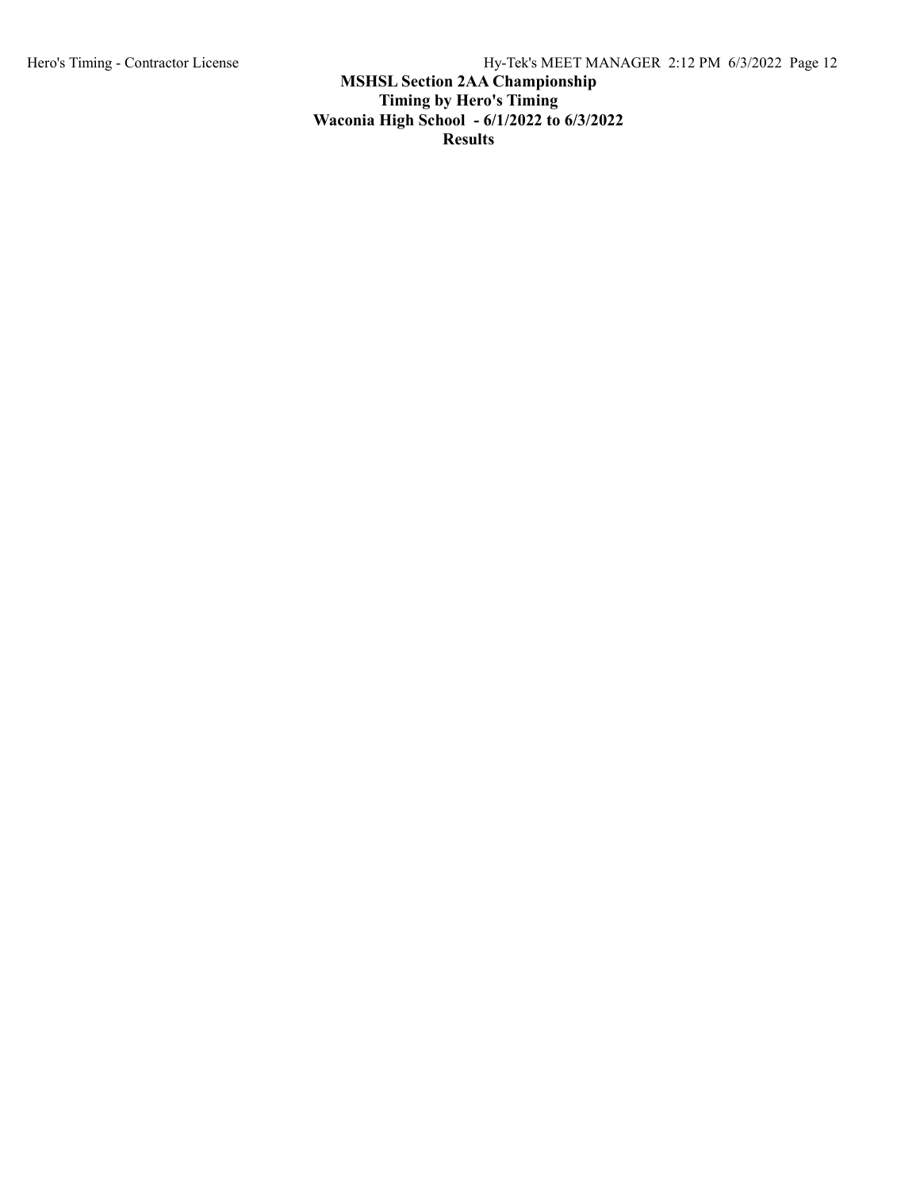**MSHSL Section 2AA Championship**

**Timing by Hero's Timing**

**Waconia High School - 6/1/2022 to 6/3/2022**

**Results**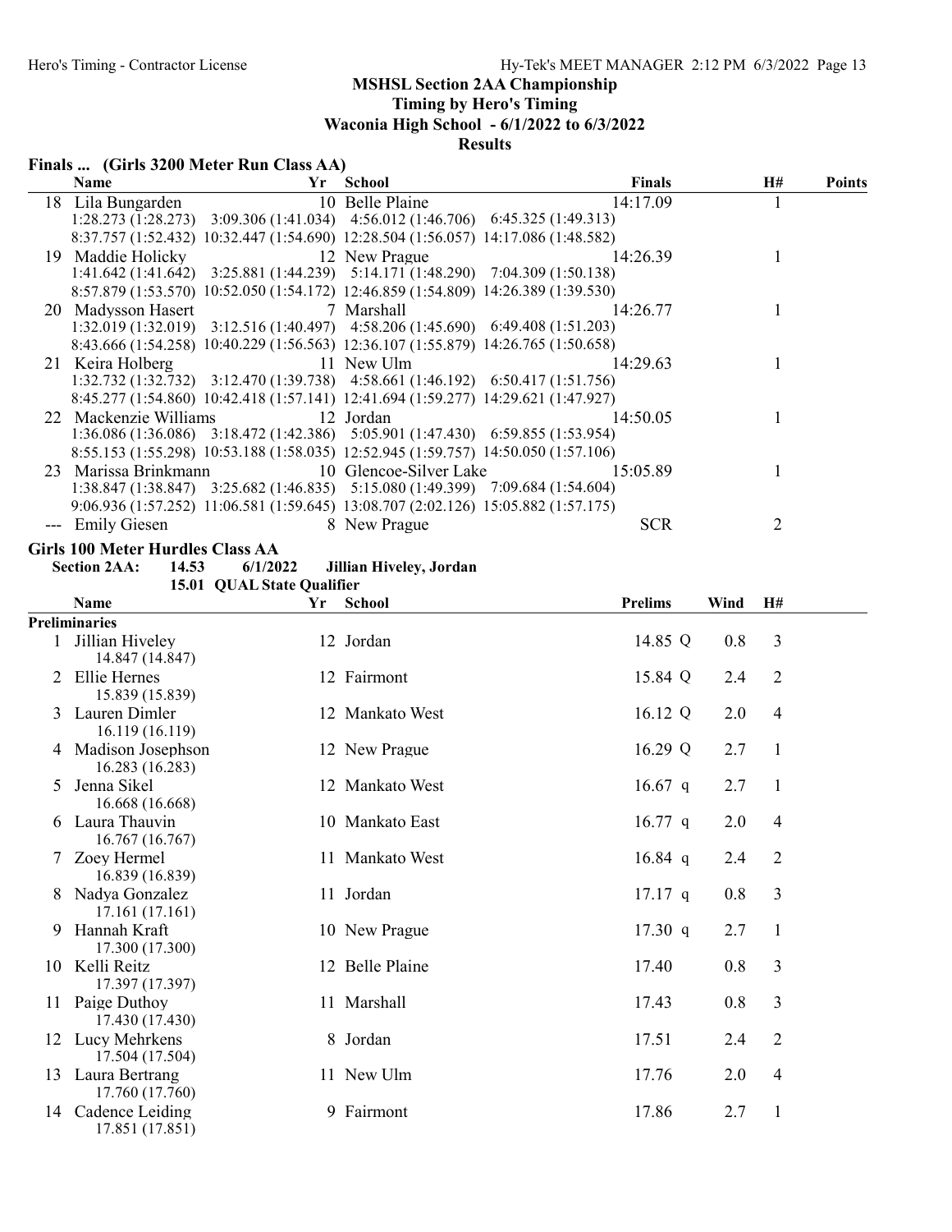## MSHSL Section 2AA Championship
### Timing by Hero's Timing
### Waconia High School - 6/1/2022 to 6/3/2022
### Results

**Finals ... (Girls 3200 Meter Run Class AA)**

| | Name | Yr | School | Finals | H# | Points |
|---|---|---|---|---|---|---|
| 18 | Lila Bungarden | 10 | Belle Plaine | 14:17.09 | 1 | |
| | 1:28.273 (1:28.273) 3:09.306 (1:41.034) 4:56.012 (1:46.706) 6:45.325 (1:49.313) | | | | | |
| | 8:37.757 (1:52.432) 10:32.447 (1:54.690) 12:28.504 (1:56.057) 14:17.086 (1:48.582) | | | | | |
| 19 | Maddie Holicky | 12 | New Prague | 14:26.39 | 1 | |
| | 1:41.642 (1:41.642) 3:25.881 (1:44.239) 5:14.171 (1:48.290) 7:04.309 (1:50.138) | | | | | |
| | 8:57.879 (1:53.570) 10:52.050 (1:54.172) 12:46.859 (1:54.809) 14:26.389 (1:39.530) | | | | | |
| 20 | Madysson Hasert | 7 | Marshall | 14:26.77 | 1 | |
| | 1:32.019 (1:32.019) 3:12.516 (1:40.497) 4:58.206 (1:45.690) 6:49.408 (1:51.203) | | | | | |
| | 8:43.666 (1:54.258) 10:40.229 (1:56.563) 12:36.107 (1:55.879) 14:26.765 (1:50.658) | | | | | |
| 21 | Keira Holberg | 11 | New Ulm | 14:29.63 | 1 | |
| | 1:32.732 (1:32.732) 3:12.470 (1:39.738) 4:58.661 (1:46.192) 6:50.417 (1:51.756) | | | | | |
| | 8:45.277 (1:54.860) 10:42.418 (1:57.141) 12:41.694 (1:59.277) 14:29.621 (1:47.927) | | | | | |
| 22 | Mackenzie Williams | 12 | Jordan | 14:50.05 | 1 | |
| | 1:36.086 (1:36.086) 3:18.472 (1:42.386) 5:05.901 (1:47.430) 6:59.855 (1:53.954) | | | | | |
| | 8:55.153 (1:55.298) 10:53.188 (1:58.035) 12:52.945 (1:59.757) 14:50.050 (1:57.106) | | | | | |
| 23 | Marissa Brinkmann | 10 | Glencoe-Silver Lake | 15:05.89 | 1 | |
| | 1:38.847 (1:38.847) 3:25.682 (1:46.835) 5:15.080 (1:49.399) 7:09.684 (1:54.604) | | | | | |
| | 9:06.936 (1:57.252) 11:06.581 (1:59.645) 13:08.707 (2:02.126) 15:05.882 (1:57.175) | | | | | |
| --- | Emily Giesen | 8 | New Prague | SCR | 2 | |

**Girls 100 Meter Hurdles Class AA**

Section 2AA: 14.53 6/1/2022 Jillian Hiveley, Jordan
15.01 QUAL State Qualifier

| | Name | Yr | School | Prelims | Wind | H# |
|---|---|---|---|---|---|---|
| **Preliminaries** | | | | | | |
| 1 | Jillian Hiveley | 12 | Jordan | 14.85 Q | 0.8 | 3 |
| | 14.847 (14.847) | | | | | |
| 2 | Ellie Hernes | 12 | Fairmont | 15.84 Q | 2.4 | 2 |
| | 15.839 (15.839) | | | | | |
| 3 | Lauren Dimler | 12 | Mankato West | 16.12 Q | 2.0 | 4 |
| | 16.119 (16.119) | | | | | |
| 4 | Madison Josephson | 12 | New Prague | 16.29 Q | 2.7 | 1 |
| | 16.283 (16.283) | | | | | |
| 5 | Jenna Sikel | 12 | Mankato West | 16.67 q | 2.7 | 1 |
| | 16.668 (16.668) | | | | | |
| 6 | Laura Thauvin | 10 | Mankato East | 16.77 q | 2.0 | 4 |
| | 16.767 (16.767) | | | | | |
| 7 | Zoey Hermel | 11 | Mankato West | 16.84 q | 2.4 | 2 |
| | 16.839 (16.839) | | | | | |
| 8 | Nadya Gonzalez | 11 | Jordan | 17.17 q | 0.8 | 3 |
| | 17.161 (17.161) | | | | | |
| 9 | Hannah Kraft | 10 | New Prague | 17.30 q | 2.7 | 1 |
| | 17.300 (17.300) | | | | | |
| 10 | Kelli Reitz | 12 | Belle Plaine | 17.40 | 0.8 | 3 |
| | 17.397 (17.397) | | | | | |
| 11 | Paige Duthoy | 11 | Marshall | 17.43 | 0.8 | 3 |
| | 17.430 (17.430) | | | | | |
| 12 | Lucy Mehrkens | 8 | Jordan | 17.51 | 2.4 | 2 |
| | 17.504 (17.504) | | | | | |
| 13 | Laura Bertrang | 11 | New Ulm | 17.76 | 2.0 | 4 |
| | 17.760 (17.760) | | | | | |
| 14 | Cadence Leiding | 9 | Fairmont | 17.86 | 2.7 | 1 |
| | 17.851 (17.851) | | | | | |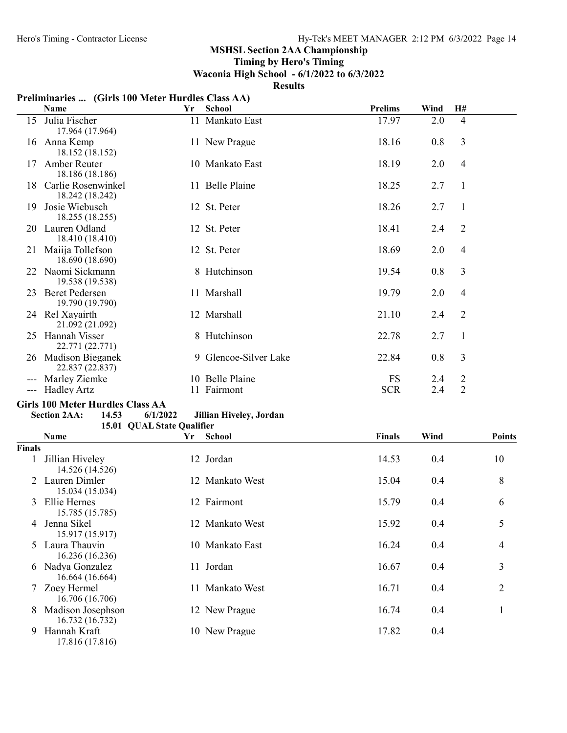**MSHSL Section 2AA Championship**
**Timing by Hero's Timing**
**Waconia High School - 6/1/2022 to 6/3/2022**
**Results**

### Preliminaries ... (Girls 100 Meter Hurdles Class AA)

| | Name | Yr | School | Prelims | Wind | H# |
|---|---|---|---|---|---|---|
| 15 | Julia Fischer 17.964 (17.964) | 11 | Mankato East | 17.97 | 2.0 | 4 |
| 16 | Anna Kemp 18.152 (18.152) | 11 | New Prague | 18.16 | 0.8 | 3 |
| 17 | Amber Reuter 18.186 (18.186) | 10 | Mankato East | 18.19 | 2.0 | 4 |
| 18 | Carlie Rosenwinkel 18.242 (18.242) | 11 | Belle Plaine | 18.25 | 2.7 | 1 |
| 19 | Josie Wiebusch 18.255 (18.255) | 12 | St. Peter | 18.26 | 2.7 | 1 |
| 20 | Lauren Odland 18.410 (18.410) | 12 | St. Peter | 18.41 | 2.4 | 2 |
| 21 | Maiija Tollefson 18.690 (18.690) | 12 | St. Peter | 18.69 | 2.0 | 4 |
| 22 | Naomi Sickmann 19.538 (19.538) | 8 | Hutchinson | 19.54 | 0.8 | 3 |
| 23 | Beret Pedersen 19.790 (19.790) | 11 | Marshall | 19.79 | 2.0 | 4 |
| 24 | Rel Xayairth 21.092 (21.092) | 12 | Marshall | 21.10 | 2.4 | 2 |
| 25 | Hannah Visser 22.771 (22.771) | 8 | Hutchinson | 22.78 | 2.7 | 1 |
| 26 | Madison Bieganek 22.837 (22.837) | 9 | Glencoe-Silver Lake | 22.84 | 0.8 | 3 |
| --- | Marley Ziemke | 10 | Belle Plaine | FS | 2.4 | 2 |
| --- | Hadley Artz | 11 | Fairmont | SCR | 2.4 | 2 |

### Girls 100 Meter Hurdles Class AA

**Section 2AA: 14.53 6/1/2022 Jillian Hiveley, Jordan**
**15.01 QUAL State Qualifier**

**Finals**

| | Name | Yr | School | Finals | Wind | Points |
|---|---|---|---|---|---|---|
| 1 | Jillian Hiveley 14.526 (14.526) | 12 | Jordan | 14.53 | 0.4 | 10 |
| 2 | Lauren Dimler 15.034 (15.034) | 12 | Mankato West | 15.04 | 0.4 | 8 |
| 3 | Ellie Hernes 15.785 (15.785) | 12 | Fairmont | 15.79 | 0.4 | 6 |
| 4 | Jenna Sikel 15.917 (15.917) | 12 | Mankato West | 15.92 | 0.4 | 5 |
| 5 | Laura Thauvin 16.236 (16.236) | 10 | Mankato East | 16.24 | 0.4 | 4 |
| 6 | Nadya Gonzalez 16.664 (16.664) | 11 | Jordan | 16.67 | 0.4 | 3 |
| 7 | Zoey Hermel 16.706 (16.706) | 11 | Mankato West | 16.71 | 0.4 | 2 |
| 8 | Madison Josephson 16.732 (16.732) | 12 | New Prague | 16.74 | 0.4 | 1 |
| 9 | Hannah Kraft 17.816 (17.816) | 10 | New Prague | 17.82 | 0.4 | |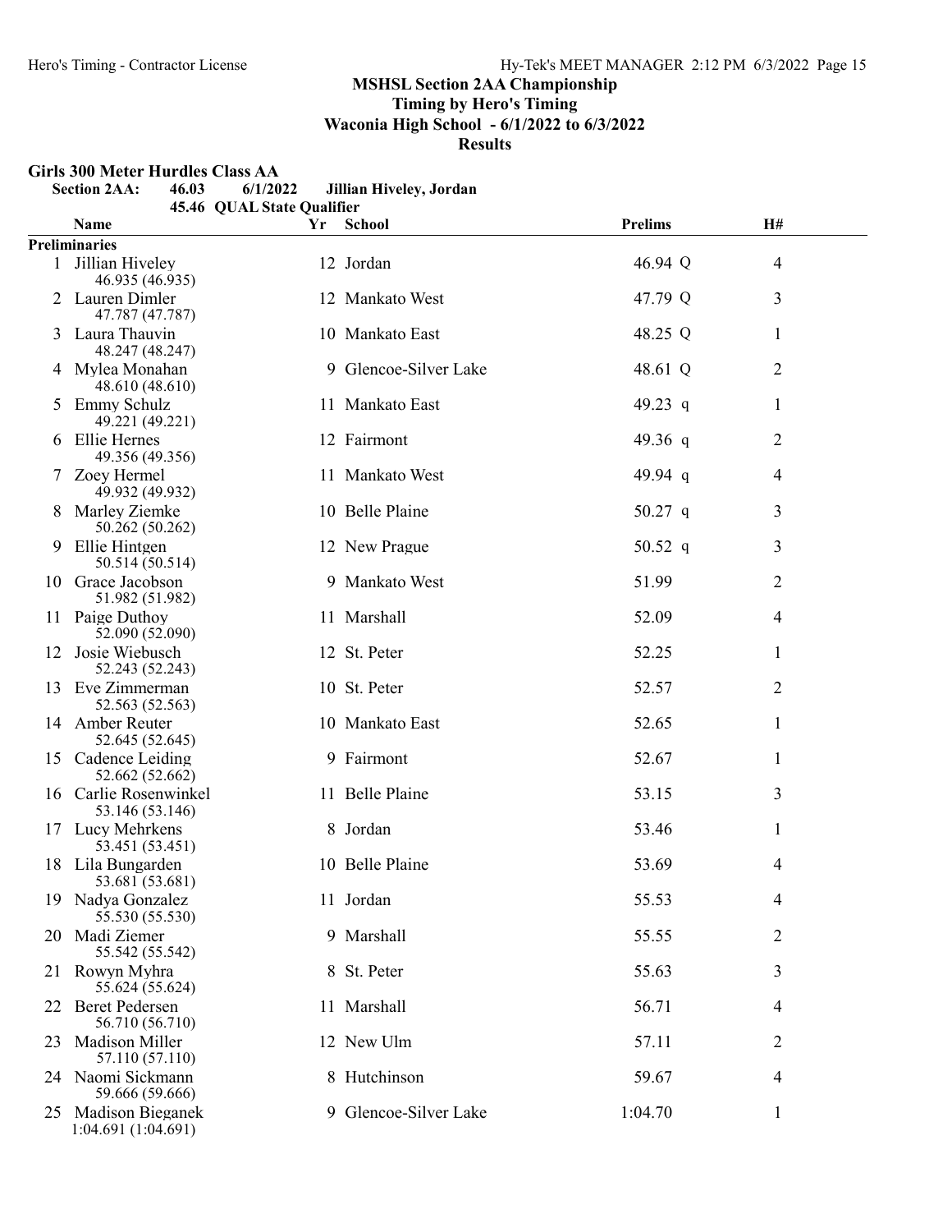## MSHSL Section 2AA Championship

### Timing by Hero's Timing

### Waconia High School - 6/1/2022 to 6/3/2022

### Results

**Girls 300 Meter Hurdles Class AA**

**Section 2AA:** 46.03 6/1/2022 **Jillian Hiveley, Jordan**

**45.46 QUAL State Qualifier**

| | Name | Yr | School | Prelims | | H# |
|---|---|---|---|---|---|---|
| **Preliminaries** | | | | | | |
| 1 | Jillian Hiveley<br>46.935 (46.935) | 12 | Jordan | 46.94 | Q | 4 |
| 2 | Lauren Dimler<br>47.787 (47.787) | 12 | Mankato West | 47.79 | Q | 3 |
| 3 | Laura Thauvin<br>48.247 (48.247) | 10 | Mankato East | 48.25 | Q | 1 |
| 4 | Mylea Monahan<br>48.610 (48.610) | 9 | Glencoe-Silver Lake | 48.61 | Q | 2 |
| 5 | Emmy Schulz<br>49.221 (49.221) | 11 | Mankato East | 49.23 | q | 1 |
| 6 | Ellie Hernes<br>49.356 (49.356) | 12 | Fairmont | 49.36 | q | 2 |
| 7 | Zoey Hermel<br>49.932 (49.932) | 11 | Mankato West | 49.94 | q | 4 |
| 8 | Marley Ziemke<br>50.262 (50.262) | 10 | Belle Plaine | 50.27 | q | 3 |
| 9 | Ellie Hintgen<br>50.514 (50.514) | 12 | New Prague | 50.52 | q | 3 |
| 10 | Grace Jacobson<br>51.982 (51.982) | 9 | Mankato West | 51.99 | | 2 |
| 11 | Paige Duthoy<br>52.090 (52.090) | 11 | Marshall | 52.09 | | 4 |
| 12 | Josie Wiebusch<br>52.243 (52.243) | 12 | St. Peter | 52.25 | | 1 |
| 13 | Eve Zimmerman<br>52.563 (52.563) | 10 | St. Peter | 52.57 | | 2 |
| 14 | Amber Reuter<br>52.645 (52.645) | 10 | Mankato East | 52.65 | | 1 |
| 15 | Cadence Leiding<br>52.662 (52.662) | 9 | Fairmont | 52.67 | | 1 |
| 16 | Carlie Rosenwinkel<br>53.146 (53.146) | 11 | Belle Plaine | 53.15 | | 3 |
| 17 | Lucy Mehrkens<br>53.451 (53.451) | 8 | Jordan | 53.46 | | 1 |
| 18 | Lila Bungarden<br>53.681 (53.681) | 10 | Belle Plaine | 53.69 | | 4 |
| 19 | Nadya Gonzalez<br>55.530 (55.530) | 11 | Jordan | 55.53 | | 4 |
| 20 | Madi Ziemer<br>55.542 (55.542) | 9 | Marshall | 55.55 | | 2 |
| 21 | Rowyn Myhra<br>55.624 (55.624) | 8 | St. Peter | 55.63 | | 3 |
| 22 | Beret Pedersen<br>56.710 (56.710) | 11 | Marshall | 56.71 | | 4 |
| 23 | Madison Miller<br>57.110 (57.110) | 12 | New Ulm | 57.11 | | 2 |
| 24 | Naomi Sickmann<br>59.666 (59.666) | 8 | Hutchinson | 59.67 | | 4 |
| 25 | Madison Bieganek<br>1:04.691 (1:04.691) | 9 | Glencoe-Silver Lake | 1:04.70 | | 1 |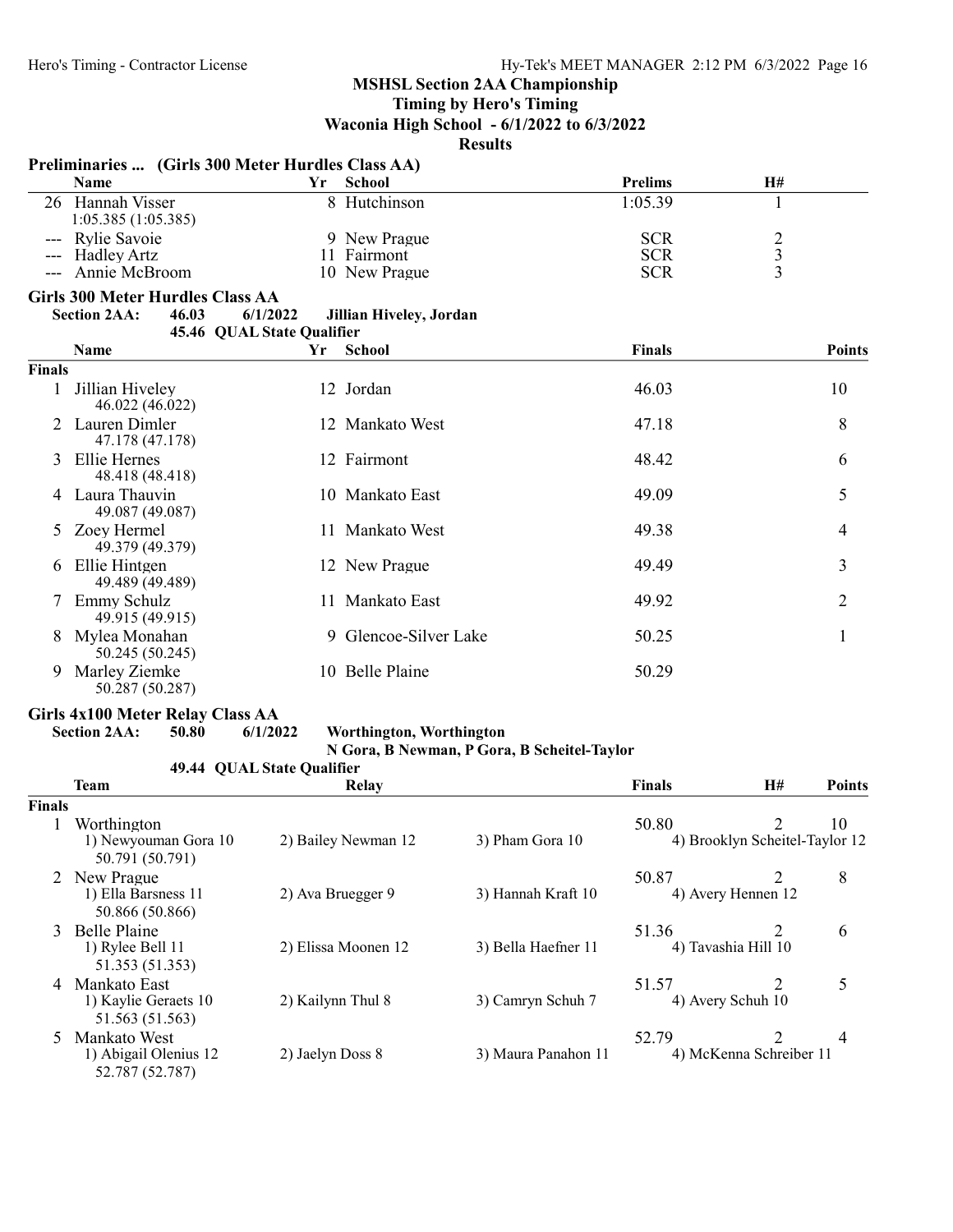## MSHSL Section 2AA Championship

**Timing by Hero's Timing**

**Waconia High School - 6/1/2022 to 6/3/2022**

**Results**

### Preliminaries ... (Girls 300 Meter Hurdles Class AA)

| | Name | Yr | School | Prelims | H# |
|---|---|---|---|---|---|
| 26 | Hannah Visser<br>1:05.385 (1:05.385) | 8 | Hutchinson | 1:05.39 | 1 |
| --- | Rylie Savoie | 9 | New Prague | SCR | 2 |
| --- | Hadley Artz | 11 | Fairmont | SCR | 3 |
| --- | Annie McBroom | 10 | New Prague | SCR | 3 |

### Girls 300 Meter Hurdles Class AA

**Section 2AA: 46.03 6/1/2022 Jillian Hiveley, Jordan**

**45.46 QUAL State Qualifier**

| | Name | Yr | School | Finals | Points |
|---|---|---|---|---|---|
| **Finals** | | | | | |
| 1 | Jillian Hiveley<br>46.022 (46.022) | 12 | Jordan | 46.03 | 10 |
| 2 | Lauren Dimler<br>47.178 (47.178) | 12 | Mankato West | 47.18 | 8 |
| 3 | Ellie Hernes<br>48.418 (48.418) | 12 | Fairmont | 48.42 | 6 |
| 4 | Laura Thauvin<br>49.087 (49.087) | 10 | Mankato East | 49.09 | 5 |
| 5 | Zoey Hermel<br>49.379 (49.379) | 11 | Mankato West | 49.38 | 4 |
| 6 | Ellie Hintgen<br>49.489 (49.489) | 12 | New Prague | 49.49 | 3 |
| 7 | Emmy Schulz<br>49.915 (49.915) | 11 | Mankato East | 49.92 | 2 |
| 8 | Mylea Monahan<br>50.245 (50.245) | 9 | Glencoe-Silver Lake | 50.25 | 1 |
| 9 | Marley Ziemke<br>50.287 (50.287) | 10 | Belle Plaine | 50.29 | |

### Girls 4x100 Meter Relay Class AA

**Section 2AA: 50.80 6/1/2022 Worthington, Worthington**

**N Gora, B Newman, P Gora, B Scheitel-Taylor**

**49.44 QUAL State Qualifier**

| | Team | Relay | | | Finals | H# | Points |
|---|---|---|---|---|---|---|---|
| **Finals** | | | | | | | |
| 1 | Worthington | | | | 50.80 | 2 | 10 |
| | 1) Newyouman Gora 10<br>50.791 (50.791) | 2) Bailey Newman 12 | 3) Pham Gora 10 | 4) Brooklyn Scheitel-Taylor 12 | | | |
| 2 | New Prague | | | | 50.87 | 2 | 8 |
| | 1) Ella Barsness 11<br>50.866 (50.866) | 2) Ava Bruegger 9 | 3) Hannah Kraft 10 | 4) Avery Hennen 12 | | | |
| 3 | Belle Plaine | | | | 51.36 | 2 | 6 |
| | 1) Rylee Bell 11<br>51.353 (51.353) | 2) Elissa Moonen 12 | 3) Bella Haefner 11 | 4) Tavashia Hill 10 | | | |
| 4 | Mankato East | | | | 51.57 | 2 | 5 |
| | 1) Kaylie Geraets 10<br>51.563 (51.563) | 2) Kailynn Thul 8 | 3) Camryn Schuh 7 | 4) Avery Schuh 10 | | | |
| 5 | Mankato West | | | | 52.79 | 2 | 4 |
| | 1) Abigail Olenius 12<br>52.787 (52.787) | 2) Jaelyn Doss 8 | 3) Maura Panahon 11 | 4) McKenna Schreiber 11 | | | |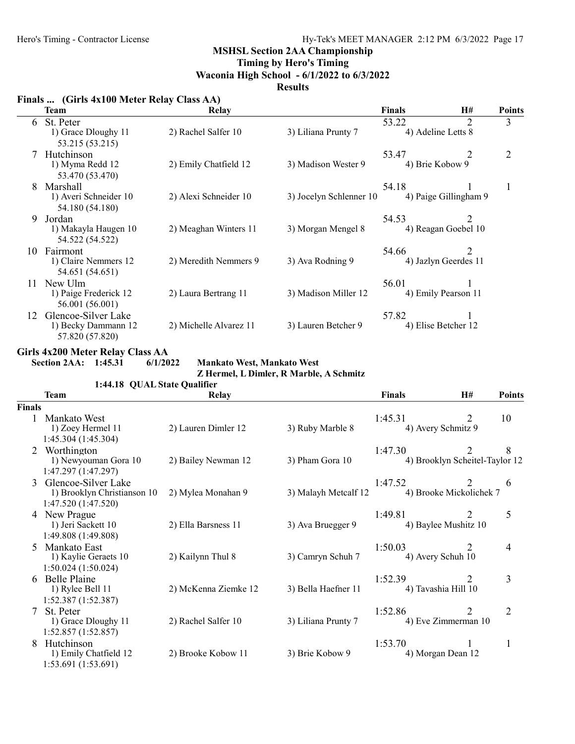## MSHSL Section 2AA Championship

### Timing by Hero's Timing

### Waconia High School - 6/1/2022 to 6/3/2022

### Results

**Finals ... (Girls 4x100 Meter Relay Class AA)**

| | Team | Relay | | | Finals | H# | Points |
|---|---|---|---|---|---|---|---|
| 6 | St. Peter | | | | 53.22 | 2 | 3 |
| | 1) Grace Dloughy 11 | 2) Rachel Salfer 10 | 3) Liliana Prunty 7 | 4) Adeline Letts 8 | | | |
| | 53.215 (53.215) | | | | | | |
| 7 | Hutchinson | | | | 53.47 | 2 | 2 |
| | 1) Myma Redd 12 | 2) Emily Chatfield 12 | 3) Madison Wester 9 | 4) Brie Kobow 9 | | | |
| | 53.470 (53.470) | | | | | | |
| 8 | Marshall | | | | 54.18 | 1 | 1 |
| | 1) Averi Schneider 10 | 2) Alexi Schneider 10 | 3) Jocelyn Schlenner 10 | 4) Paige Gillingham 9 | | | |
| | 54.180 (54.180) | | | | | | |
| 9 | Jordan | | | | 54.53 | 2 | |
| | 1) Makayla Haugen 10 | 2) Meaghan Winters 11 | 3) Morgan Mengel 8 | 4) Reagan Goebel 10 | | | |
| | 54.522 (54.522) | | | | | | |
| 10 | Fairmont | | | | 54.66 | 2 | |
| | 1) Claire Nemmers 12 | 2) Meredith Nemmers 9 | 3) Ava Rodning 9 | 4) Jazlyn Geerdes 11 | | | |
| | 54.651 (54.651) | | | | | | |
| 11 | New Ulm | | | | 56.01 | 1 | |
| | 1) Paige Frederick 12 | 2) Laura Bertrang 11 | 3) Madison Miller 12 | 4) Emily Pearson 11 | | | |
| | 56.001 (56.001) | | | | | | |
| 12 | Glencoe-Silver Lake | | | | 57.82 | 1 | |
| | 1) Becky Dammann 12 | 2) Michelle Alvarez 11 | 3) Lauren Betcher 9 | 4) Elise Betcher 12 | | | |
| | 57.820 (57.820) | | | | | | |

**Girls 4x200 Meter Relay Class AA**

**Section 2AA: 1:45.31 6/1/2022 Mankato West, Mankato West**
**Z Hermel, L Dimler, R Marble, A Schmitz**

**1:44.18 QUAL State Qualifier**

| | Team | Relay | | | Finals | H# | Points |
|---|---|---|---|---|---|---|---|
| **Finals** | | | | | | | |
| 1 | Mankato West | | | | 1:45.31 | 2 | 10 |
| | 1) Zoey Hermel 11 | 2) Lauren Dimler 12 | 3) Ruby Marble 8 | 4) Avery Schmitz 9 | | | |
| | 1:45.304 (1:45.304) | | | | | | |
| 2 | Worthington | | | | 1:47.30 | 2 | 8 |
| | 1) Newyouman Gora 10 | 2) Bailey Newman 12 | 3) Pham Gora 10 | 4) Brooklyn Scheitel-Taylor 12 | | | |
| | 1:47.297 (1:47.297) | | | | | | |
| 3 | Glencoe-Silver Lake | | | | 1:47.52 | 2 | 6 |
| | 1) Brooklyn Christianson 10 | 2) Mylea Monahan 9 | 3) Malayh Metcalf 12 | 4) Brooke Mickolichek 7 | | | |
| | 1:47.520 (1:47.520) | | | | | | |
| 4 | New Prague | | | | 1:49.81 | 2 | 5 |
| | 1) Jeri Sackett 10 | 2) Ella Barsness 11 | 3) Ava Bruegger 9 | 4) Baylee Mushitz 10 | | | |
| | 1:49.808 (1:49.808) | | | | | | |
| 5 | Mankato East | | | | 1:50.03 | 2 | 4 |
| | 1) Kaylie Geraets 10 | 2) Kailynn Thul 8 | 3) Camryn Schuh 7 | 4) Avery Schuh 10 | | | |
| | 1:50.024 (1:50.024) | | | | | | |
| 6 | Belle Plaine | | | | 1:52.39 | 2 | 3 |
| | 1) Rylee Bell 11 | 2) McKenna Ziemke 12 | 3) Bella Haefner 11 | 4) Tavashia Hill 10 | | | |
| | 1:52.387 (1:52.387) | | | | | | |
| 7 | St. Peter | | | | 1:52.86 | 2 | 2 |
| | 1) Grace Dloughy 11 | 2) Rachel Salfer 10 | 3) Liliana Prunty 7 | 4) Eve Zimmerman 10 | | | |
| | 1:52.857 (1:52.857) | | | | | | |
| 8 | Hutchinson | | | | 1:53.70 | 1 | 1 |
| | 1) Emily Chatfield 12 | 2) Brooke Kobow 11 | 3) Brie Kobow 9 | 4) Morgan Dean 12 | | | |
| | 1:53.691 (1:53.691) | | | | | | |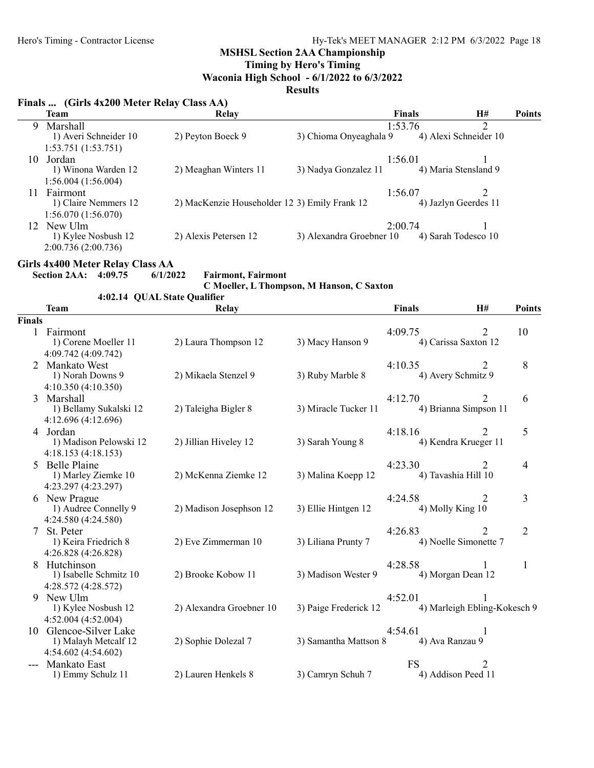## MSHSL Section 2AA Championship

**Timing by Hero's Timing**

**Waconia High School - 6/1/2022 to 6/3/2022**

**Results**

### Finals ... (Girls 4x200 Meter Relay Class AA)

| | Team | Relay | | | Finals | H# | Points |
|---|---|---|---|---|---|---|---|
| 9 | Marshall | | | | 1:53.76 | 2 | |
| | 1) Averi Schneider 10 | 2) Peyton Boeck 9 | 3) Chioma Onyeaghala 9 | 4) Alexi Schneider 10 | | | |
| | 1:53.751 (1:53.751) | | | | | | |
| 10 | Jordan | | | | 1:56.01 | 1 | |
| | 1) Winona Warden 12 | 2) Meaghan Winters 11 | 3) Nadya Gonzalez 11 | 4) Maria Stensland 9 | | | |
| | 1:56.004 (1:56.004) | | | | | | |
| 11 | Fairmont | | | | 1:56.07 | 2 | |
| | 1) Claire Nemmers 12 | 2) MacKenzie Householder 12 | 3) Emily Frank 12 | 4) Jazlyn Geerdes 11 | | | |
| | 1:56.070 (1:56.070) | | | | | | |
| 12 | New Ulm | | | | 2:00.74 | 1 | |
| | 1) Kylee Nosbush 12 | 2) Alexis Petersen 12 | 3) Alexandra Groebner 10 | 4) Sarah Todesco 10 | | | |
| | 2:00.736 (2:00.736) | | | | | | |

### Girls 4x400 Meter Relay Class AA

**Section 2AA: 4:09.75 6/1/2022 Fairmont, Fairmont**
**C Moeller, L Thompson, M Hanson, C Saxton**
**4:02.14 QUAL State Qualifier**

| | Team | Relay | | | Finals | H# | Points |
|---|---|---|---|---|---|---|---|
| **Finals** | | | | | | | |
| 1 | Fairmont | | | | 4:09.75 | 2 | 10 |
| | 1) Corene Moeller 11 | 2) Laura Thompson 12 | 3) Macy Hanson 9 | 4) Carissa Saxton 12 | | | |
| | 4:09.742 (4:09.742) | | | | | | |
| 2 | Mankato West | | | | 4:10.35 | 2 | 8 |
| | 1) Norah Downs 9 | 2) Mikaela Stenzel 9 | 3) Ruby Marble 8 | 4) Avery Schmitz 9 | | | |
| | 4:10.350 (4:10.350) | | | | | | |
| 3 | Marshall | | | | 4:12.70 | 2 | 6 |
| | 1) Bellamy Sukalski 12 | 2) Taleigha Bigler 8 | 3) Miracle Tucker 11 | 4) Brianna Simpson 11 | | | |
| | 4:12.696 (4:12.696) | | | | | | |
| 4 | Jordan | | | | 4:18.16 | 2 | 5 |
| | 1) Madison Pelowski 12 | 2) Jillian Hiveley 12 | 3) Sarah Young 8 | 4) Kendra Krueger 11 | | | |
| | 4:18.153 (4:18.153) | | | | | | |
| 5 | Belle Plaine | | | | 4:23.30 | 2 | 4 |
| | 1) Marley Ziemke 10 | 2) McKenna Ziemke 12 | 3) Malina Koepp 12 | 4) Tavashia Hill 10 | | | |
| | 4:23.297 (4:23.297) | | | | | | |
| 6 | New Prague | | | | 4:24.58 | 2 | 3 |
| | 1) Audree Connelly 9 | 2) Madison Josephson 12 | 3) Ellie Hintgen 12 | 4) Molly King 10 | | | |
| | 4:24.580 (4:24.580) | | | | | | |
| 7 | St. Peter | | | | 4:26.83 | 2 | 2 |
| | 1) Keira Friedrich 8 | 2) Eve Zimmerman 10 | 3) Liliana Prunty 7 | 4) Noelle Simonette 7 | | | |
| | 4:26.828 (4:26.828) | | | | | | |
| 8 | Hutchinson | | | | 4:28.58 | 1 | 1 |
| | 1) Isabelle Schmitz 10 | 2) Brooke Kobow 11 | 3) Madison Wester 9 | 4) Morgan Dean 12 | | | |
| | 4:28.572 (4:28.572) | | | | | | |
| 9 | New Ulm | | | | 4:52.01 | 1 | |
| | 1) Kylee Nosbush 12 | 2) Alexandra Groebner 10 | 3) Paige Frederick 12 | 4) Marleigh Ebling-Kokesch 9 | | | |
| | 4:52.004 (4:52.004) | | | | | | |
| 10 | Glencoe-Silver Lake | | | | 4:54.61 | 1 | |
| | 1) Malayh Metcalf 12 | 2) Sophie Dolezal 7 | 3) Samantha Mattson 8 | 4) Ava Ranzau 9 | | | |
| | 4:54.602 (4:54.602) | | | | | | |
| --- | Mankato East | | | | FS | 2 | |
| | 1) Emmy Schulz 11 | 2) Lauren Henkels 8 | 3) Camryn Schuh 7 | 4) Addison Peed 11 | | | |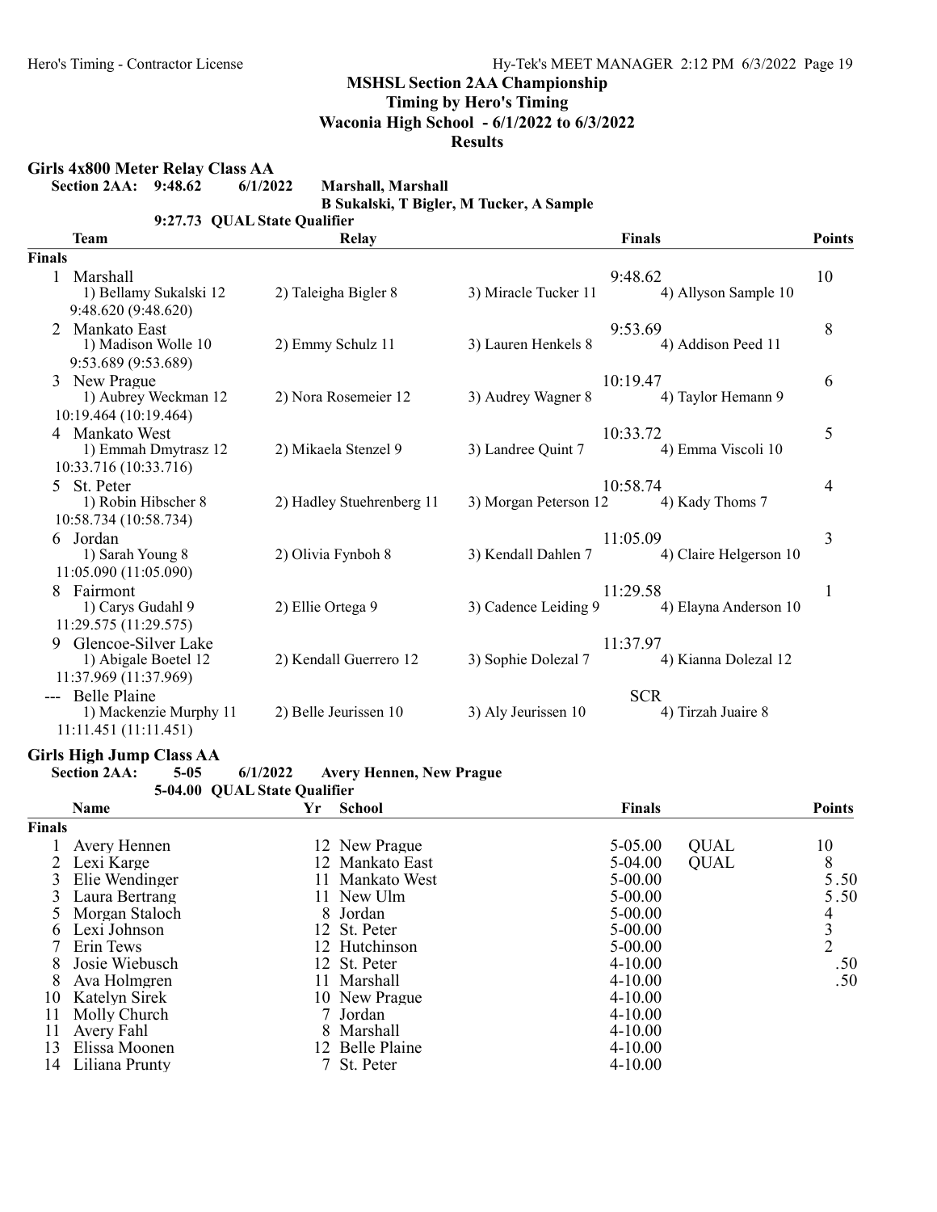## MSHSL Section 2AA Championship

**Timing by Hero's Timing**

**Waconia High School - 6/1/2022 to 6/3/2022**

**Results**

### Girls 4x800 Meter Relay Class AA

**Section 2AA: 9:48.62 6/1/2022 Marshall, Marshall**

**B Sukalski, T Bigler, M Tucker, A Sample**

**9:27.73 QUAL State Qualifier**

| | Team | Relay | | Finals | Points |
|---|---|---|---|---|---|
| **Finals** | | | | | |
| 1 | Marshall | | | 9:48.62 | 10 |
| | 1) Bellamy Sukalski 12 | 2) Taleigha Bigler 8 | 3) Miracle Tucker 11 | 4) Allyson Sample 10 | |
| | 9:48.620 (9:48.620) | | | | |
| 2 | Mankato East | | | 9:53.69 | 8 |
| | 1) Madison Wolle 10 | 2) Emmy Schulz 11 | 3) Lauren Henkels 8 | 4) Addison Peed 11 | |
| | 9:53.689 (9:53.689) | | | | |
| 3 | New Prague | | | 10:19.47 | 6 |
| | 1) Aubrey Weckman 12 | 2) Nora Rosemeier 12 | 3) Audrey Wagner 8 | 4) Taylor Hemann 9 | |
| | 10:19.464 (10:19.464) | | | | |
| 4 | Mankato West | | | 10:33.72 | 5 |
| | 1) Emmah Dmytrasz 12 | 2) Mikaela Stenzel 9 | 3) Landree Quint 7 | 4) Emma Viscoli 10 | |
| | 10:33.716 (10:33.716) | | | | |
| 5 | St. Peter | | | 10:58.74 | 4 |
| | 1) Robin Hibscher 8 | 2) Hadley Stuehrenberg 11 | 3) Morgan Peterson 12 | 4) Kady Thoms 7 | |
| | 10:58.734 (10:58.734) | | | | |
| 6 | Jordan | | | 11:05.09 | 3 |
| | 1) Sarah Young 8 | 2) Olivia Fynboh 8 | 3) Kendall Dahlen 7 | 4) Claire Helgerson 10 | |
| | 11:05.090 (11:05.090) | | | | |
| 8 | Fairmont | | | 11:29.58 | 1 |
| | 1) Carys Gudahl 9 | 2) Ellie Ortega 9 | 3) Cadence Leiding 9 | 4) Elayna Anderson 10 | |
| | 11:29.575 (11:29.575) | | | | |
| 9 | Glencoe-Silver Lake | | | 11:37.97 | |
| | 1) Abigale Boetel 12 | 2) Kendall Guerrero 12 | 3) Sophie Dolezal 7 | 4) Kianna Dolezal 12 | |
| | 11:37.969 (11:37.969) | | | | |
| --- | Belle Plaine | | | SCR | |
| | 1) Mackenzie Murphy 11 | 2) Belle Jeurissen 10 | 3) Aly Jeurissen 10 | 4) Tirzah Juaire 8 | |
| | 11:11.451 (11:11.451) | | | | |

### Girls High Jump Class AA

**Section 2AA: 5-05 6/1/2022 Avery Hennen, New Prague**

**5-04.00 QUAL State Qualifier**

| | Name | Yr | School | Finals | | Points |
|---|---|---|---|---|---|---|
| **Finals** | | | | | | |
| 1 | Avery Hennen | 12 | New Prague | 5-05.00 | QUAL | 10 |
| 2 | Lexi Karge | 12 | Mankato East | 5-04.00 | QUAL | 8 |
| 3 | Elie Wendinger | 11 | Mankato West | 5-00.00 | | 5.50 |
| 3 | Laura Bertrang | 11 | New Ulm | 5-00.00 | | 5.50 |
| 5 | Morgan Staloch | 8 | Jordan | 5-00.00 | | 4 |
| 6 | Lexi Johnson | 12 | St. Peter | 5-00.00 | | 3 |
| 7 | Erin Tews | 12 | Hutchinson | 5-00.00 | | 2 |
| 8 | Josie Wiebusch | 12 | St. Peter | 4-10.00 | | .50 |
| 8 | Ava Holmgren | 11 | Marshall | 4-10.00 | | .50 |
| 10 | Katelyn Sirek | 10 | New Prague | 4-10.00 | | |
| 11 | Molly Church | 7 | Jordan | 4-10.00 | | |
| 11 | Avery Fahl | 8 | Marshall | 4-10.00 | | |
| 13 | Elissa Moonen | 12 | Belle Plaine | 4-10.00 | | |
| 14 | Liliana Prunty | 7 | St. Peter | 4-10.00 | | |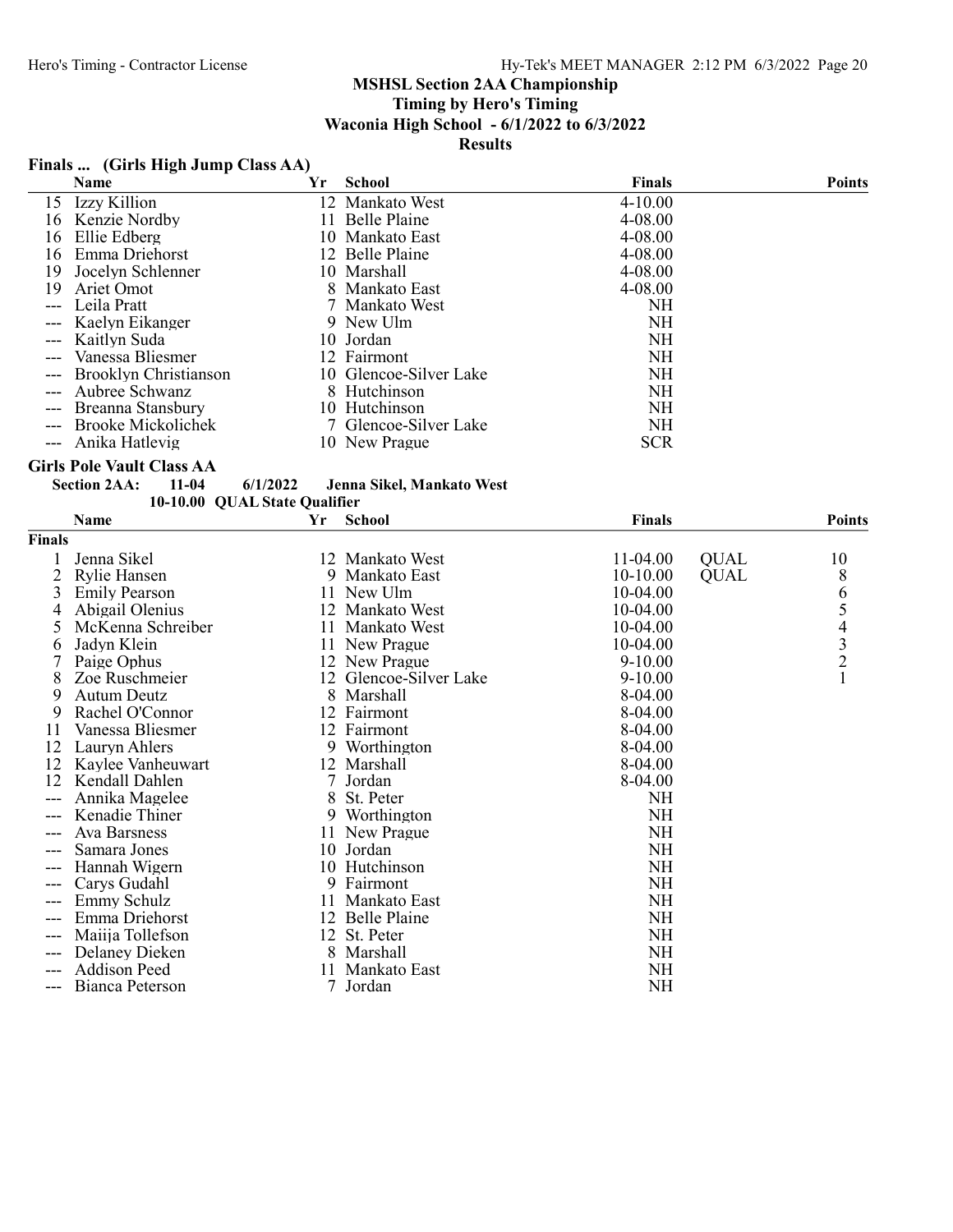**MSHSL Section 2AA Championship**
**Timing by Hero's Timing**
**Waconia High School - 6/1/2022 to 6/3/2022**
**Results**

## Finals ... (Girls High Jump Class AA)

| | Name | Yr | School | Finals | | Points |
|---|---|---|---|---|---|---|
| 15 | Izzy Killion | 12 | Mankato West | 4-10.00 | | |
| 16 | Kenzie Nordby | 11 | Belle Plaine | 4-08.00 | | |
| 16 | Ellie Edberg | 10 | Mankato East | 4-08.00 | | |
| 16 | Emma Driehorst | 12 | Belle Plaine | 4-08.00 | | |
| 19 | Jocelyn Schlenner | 10 | Marshall | 4-08.00 | | |
| 19 | Ariet Omot | 8 | Mankato East | 4-08.00 | | |
| --- | Leila Pratt | 7 | Mankato West | NH | | |
| --- | Kaelyn Eikanger | 9 | New Ulm | NH | | |
| --- | Kaitlyn Suda | 10 | Jordan | NH | | |
| --- | Vanessa Bliesmer | 12 | Fairmont | NH | | |
| --- | Brooklyn Christianson | 10 | Glencoe-Silver Lake | NH | | |
| --- | Aubree Schwanz | 8 | Hutchinson | NH | | |
| --- | Breanna Stansbury | 10 | Hutchinson | NH | | |
| --- | Brooke Mickolichek | 7 | Glencoe-Silver Lake | NH | | |
| --- | Anika Hatlevig | 10 | New Prague | SCR | | |

## Girls Pole Vault Class AA

**Section 2AA: 11-04 6/1/2022 Jenna Sikel, Mankato West**
**10-10.00 QUAL State Qualifier**

**Finals**

| | Name | Yr | School | Finals | | Points |
|---|---|---|---|---|---|---|
| 1 | Jenna Sikel | 12 | Mankato West | 11-04.00 | QUAL | 10 |
| 2 | Rylie Hansen | 9 | Mankato East | 10-10.00 | QUAL | 8 |
| 3 | Emily Pearson | 11 | New Ulm | 10-04.00 | | 6 |
| 4 | Abigail Olenius | 12 | Mankato West | 10-04.00 | | 5 |
| 5 | McKenna Schreiber | 11 | Mankato West | 10-04.00 | | 4 |
| 6 | Jadyn Klein | 11 | New Prague | 10-04.00 | | 3 |
| 7 | Paige Ophus | 12 | New Prague | 9-10.00 | | 2 |
| 8 | Zoe Ruschmeier | 12 | Glencoe-Silver Lake | 9-10.00 | | 1 |
| 9 | Autum Deutz | 8 | Marshall | 8-04.00 | | |
| 9 | Rachel O'Connor | 12 | Fairmont | 8-04.00 | | |
| 11 | Vanessa Bliesmer | 12 | Fairmont | 8-04.00 | | |
| 12 | Lauryn Ahlers | 9 | Worthington | 8-04.00 | | |
| 12 | Kaylee Vanheuwart | 12 | Marshall | 8-04.00 | | |
| 12 | Kendall Dahlen | 7 | Jordan | 8-04.00 | | |
| --- | Annika Magelee | 8 | St. Peter | NH | | |
| --- | Kenadie Thiner | 9 | Worthington | NH | | |
| --- | Ava Barsness | 11 | New Prague | NH | | |
| --- | Samara Jones | 10 | Jordan | NH | | |
| --- | Hannah Wigern | 10 | Hutchinson | NH | | |
| --- | Carys Gudahl | 9 | Fairmont | NH | | |
| --- | Emmy Schulz | 11 | Mankato East | NH | | |
| --- | Emma Driehorst | 12 | Belle Plaine | NH | | |
| --- | Maiija Tollefson | 12 | St. Peter | NH | | |
| --- | Delaney Dieken | 8 | Marshall | NH | | |
| --- | Addison Peed | 11 | Mankato East | NH | | |
| --- | Bianca Peterson | 7 | Jordan | NH | | |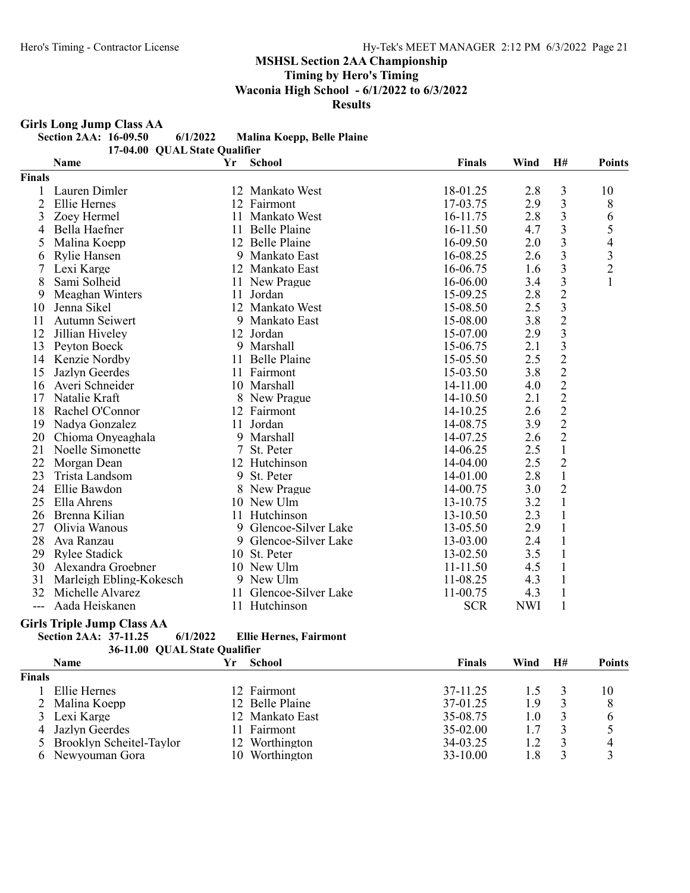## MSHSL Section 2AA Championship

**Timing by Hero's Timing**

**Waconia High School - 6/1/2022 to 6/3/2022**

**Results**

### Girls Long Jump Class AA

**Section 2AA: 16-09.50 6/1/2022 Malina Koepp, Belle Plaine**

**17-04.00 QUAL State Qualifier**

| | Name | Yr | School | Finals | Wind | H# | Points |
|---|---|---|---|---|---|---|---|
| **Finals** | | | | | | | |
| 1 | Lauren Dimler | 12 | Mankato West | 18-01.25 | 2.8 | 3 | 10 |
| 2 | Ellie Hernes | 12 | Fairmont | 17-03.75 | 2.9 | 3 | 8 |
| 3 | Zoey Hermel | 11 | Mankato West | 16-11.75 | 2.8 | 3 | 6 |
| 4 | Bella Haefner | 11 | Belle Plaine | 16-11.50 | 4.7 | 3 | 5 |
| 5 | Malina Koepp | 12 | Belle Plaine | 16-09.50 | 2.0 | 3 | 4 |
| 6 | Rylie Hansen | 9 | Mankato East | 16-08.25 | 2.6 | 3 | 3 |
| 7 | Lexi Karge | 12 | Mankato East | 16-06.75 | 1.6 | 3 | 2 |
| 8 | Sami Solheid | 11 | New Prague | 16-06.00 | 3.4 | 3 | 1 |
| 9 | Meaghan Winters | 11 | Jordan | 15-09.25 | 2.8 | 2 | |
| 10 | Jenna Sikel | 12 | Mankato West | 15-08.50 | 2.5 | 3 | |
| 11 | Autumn Seiwert | 9 | Mankato East | 15-08.00 | 3.8 | 2 | |
| 12 | Jillian Hiveley | 12 | Jordan | 15-07.00 | 2.9 | 3 | |
| 13 | Peyton Boeck | 9 | Marshall | 15-06.75 | 2.1 | 3 | |
| 14 | Kenzie Nordby | 11 | Belle Plaine | 15-05.50 | 2.5 | 2 | |
| 15 | Jazlyn Geerdes | 11 | Fairmont | 15-03.50 | 3.8 | 2 | |
| 16 | Averi Schneider | 10 | Marshall | 14-11.00 | 4.0 | 2 | |
| 17 | Natalie Kraft | 8 | New Prague | 14-10.50 | 2.1 | 2 | |
| 18 | Rachel O'Connor | 12 | Fairmont | 14-10.25 | 2.6 | 2 | |
| 19 | Nadya Gonzalez | 11 | Jordan | 14-08.75 | 3.9 | 2 | |
| 20 | Chioma Onyeaghala | 9 | Marshall | 14-07.25 | 2.6 | 2 | |
| 21 | Noelle Simonette | 7 | St. Peter | 14-06.25 | 2.5 | 1 | |
| 22 | Morgan Dean | 12 | Hutchinson | 14-04.00 | 2.5 | 2 | |
| 23 | Trista Landsom | 9 | St. Peter | 14-01.00 | 2.8 | 1 | |
| 24 | Ellie Bawdon | 8 | New Prague | 14-00.75 | 3.0 | 2 | |
| 25 | Ella Ahrens | 10 | New Ulm | 13-10.75 | 3.2 | 1 | |
| 26 | Brenna Kilian | 11 | Hutchinson | 13-10.50 | 2.3 | 1 | |
| 27 | Olivia Wanous | 9 | Glencoe-Silver Lake | 13-05.50 | 2.9 | 1 | |
| 28 | Ava Ranzau | 9 | Glencoe-Silver Lake | 13-03.00 | 2.4 | 1 | |
| 29 | Rylee Stadick | 10 | St. Peter | 13-02.50 | 3.5 | 1 | |
| 30 | Alexandra Groebner | 10 | New Ulm | 11-11.50 | 4.5 | 1 | |
| 31 | Marleigh Ebling-Kokesch | 9 | New Ulm | 11-08.25 | 4.3 | 1 | |
| 32 | Michelle Alvarez | 11 | Glencoe-Silver Lake | 11-00.75 | 4.3 | 1 | |
| --- | Aada Heiskanen | 11 | Hutchinson | SCR | NWI | 1 | |

### Girls Triple Jump Class AA

**Section 2AA: 37-11.25 6/1/2022 Ellie Hernes, Fairmont**

**36-11.00 QUAL State Qualifier**

| | Name | Yr | School | Finals | Wind | H# | Points |
|---|---|---|---|---|---|---|---|
| **Finals** | | | | | | | |
| 1 | Ellie Hernes | 12 | Fairmont | 37-11.25 | 1.5 | 3 | 10 |
| 2 | Malina Koepp | 12 | Belle Plaine | 37-01.25 | 1.9 | 3 | 8 |
| 3 | Lexi Karge | 12 | Mankato East | 35-08.75 | 1.0 | 3 | 6 |
| 4 | Jazlyn Geerdes | 11 | Fairmont | 35-02.00 | 1.7 | 3 | 5 |
| 5 | Brooklyn Scheitel-Taylor | 12 | Worthington | 34-03.25 | 1.2 | 3 | 4 |
| 6 | Newyouman Gora | 10 | Worthington | 33-10.00 | 1.8 | 3 | 3 |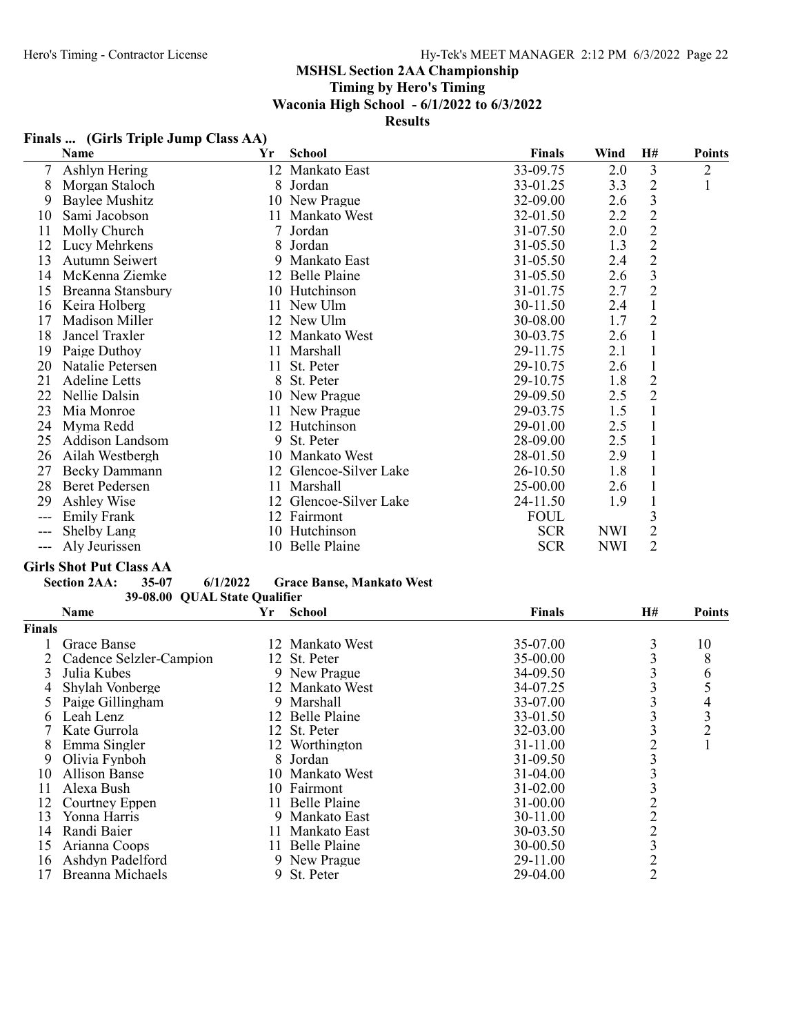## MSHSL Section 2AA Championship

**Timing by Hero's Timing**

**Waconia High School - 6/1/2022 to 6/3/2022**

**Results**

### Finals ... (Girls Triple Jump Class AA)

| | Name | Yr | School | Finals | Wind | H# | Points |
|---|---|---|---|---|---|---|---|
| 7 | Ashlyn Hering | 12 | Mankato East | 33-09.75 | 2.0 | 3 | 2 |
| 8 | Morgan Staloch | 8 | Jordan | 33-01.25 | 3.3 | 2 | 1 |
| 9 | Baylee Mushitz | 10 | New Prague | 32-09.00 | 2.6 | 3 | |
| 10 | Sami Jacobson | 11 | Mankato West | 32-01.50 | 2.2 | 2 | |
| 11 | Molly Church | 7 | Jordan | 31-07.50 | 2.0 | 2 | |
| 12 | Lucy Mehrkens | 8 | Jordan | 31-05.50 | 1.3 | 2 | |
| 13 | Autumn Seiwert | 9 | Mankato East | 31-05.50 | 2.4 | 2 | |
| 14 | McKenna Ziemke | 12 | Belle Plaine | 31-05.50 | 2.6 | 3 | |
| 15 | Breanna Stansbury | 10 | Hutchinson | 31-01.75 | 2.7 | 2 | |
| 16 | Keira Holberg | 11 | New Ulm | 30-11.50 | 2.4 | 1 | |
| 17 | Madison Miller | 12 | New Ulm | 30-08.00 | 1.7 | 2 | |
| 18 | Jancel Traxler | 12 | Mankato West | 30-03.75 | 2.6 | 1 | |
| 19 | Paige Duthoy | 11 | Marshall | 29-11.75 | 2.1 | 1 | |
| 20 | Natalie Petersen | 11 | St. Peter | 29-10.75 | 2.6 | 1 | |
| 21 | Adeline Letts | 8 | St. Peter | 29-10.75 | 1.8 | 2 | |
| 22 | Nellie Dalsin | 10 | New Prague | 29-09.50 | 2.5 | 2 | |
| 23 | Mia Monroe | 11 | New Prague | 29-03.75 | 1.5 | 1 | |
| 24 | Myma Redd | 12 | Hutchinson | 29-01.00 | 2.5 | 1 | |
| 25 | Addison Landsom | 9 | St. Peter | 28-09.00 | 2.5 | 1 | |
| 26 | Ailah Westbergh | 10 | Mankato West | 28-01.50 | 2.9 | 1 | |
| 27 | Becky Dammann | 12 | Glencoe-Silver Lake | 26-10.50 | 1.8 | 1 | |
| 28 | Beret Pedersen | 11 | Marshall | 25-00.00 | 2.6 | 1 | |
| 29 | Ashley Wise | 12 | Glencoe-Silver Lake | 24-11.50 | 1.9 | 1 | |
| --- | Emily Frank | 12 | Fairmont | FOUL | | 3 | |
| --- | Shelby Lang | 10 | Hutchinson | SCR | NWI | 2 | |
| --- | Aly Jeurissen | 10 | Belle Plaine | SCR | NWI | 2 | |

### Girls Shot Put Class AA

**Section 2AA:** 35-07 6/1/2022 **Grace Banse, Mankato West**

**39-08.00 QUAL State Qualifier**

| | Name | Yr | School | Finals | H# | Points |
|---|---|---|---|---|---|---|
| **Finals** | | | | | | |
| 1 | Grace Banse | 12 | Mankato West | 35-07.00 | 3 | 10 |
| 2 | Cadence Selzler-Campion | 12 | St. Peter | 35-00.00 | 3 | 8 |
| 3 | Julia Kubes | 9 | New Prague | 34-09.50 | 3 | 6 |
| 4 | Shylah Vonberge | 12 | Mankato West | 34-07.25 | 3 | 5 |
| 5 | Paige Gillingham | 9 | Marshall | 33-07.00 | 3 | 4 |
| 6 | Leah Lenz | 12 | Belle Plaine | 33-01.50 | 3 | 3 |
| 7 | Kate Gurrola | 12 | St. Peter | 32-03.00 | 3 | 2 |
| 8 | Emma Singler | 12 | Worthington | 31-11.00 | 2 | 1 |
| 9 | Olivia Fynboh | 8 | Jordan | 31-09.50 | 3 | |
| 10 | Allison Banse | 10 | Mankato West | 31-04.00 | 3 | |
| 11 | Alexa Bush | 10 | Fairmont | 31-02.00 | 3 | |
| 12 | Courtney Eppen | 11 | Belle Plaine | 31-00.00 | 2 | |
| 13 | Yonna Harris | 9 | Mankato East | 30-11.00 | 2 | |
| 14 | Randi Baier | 11 | Mankato East | 30-03.50 | 2 | |
| 15 | Arianna Coops | 11 | Belle Plaine | 30-00.50 | 3 | |
| 16 | Ashdyn Padelford | 9 | New Prague | 29-11.00 | 2 | |
| 17 | Breanna Michaels | 9 | St. Peter | 29-04.00 | 2 | |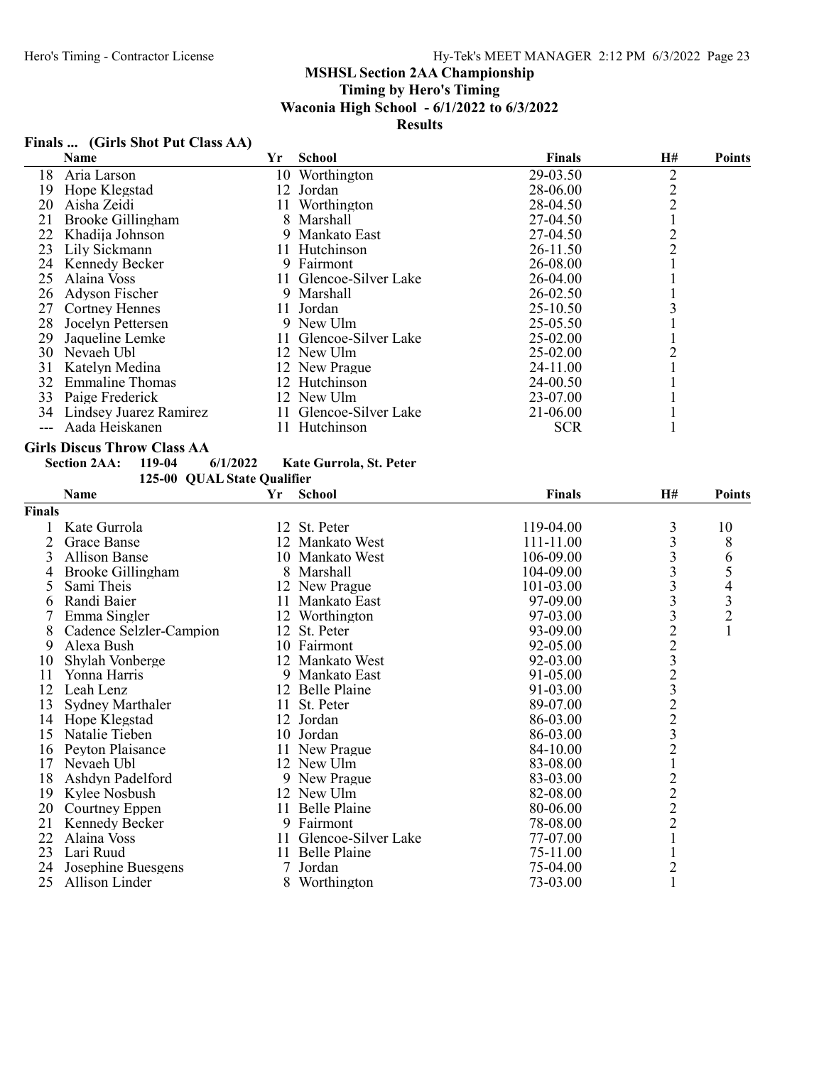## MSHSL Section 2AA Championship

**Timing by Hero's Timing**

**Waconia High School - 6/1/2022 to 6/3/2022**

**Results**

### Finals ... (Girls Shot Put Class AA)

| | Name | Yr | School | Finals | H# | Points |
|---|---|---|---|---|---|---|
| 18 | Aria Larson | 10 | Worthington | 29-03.50 | 2 | |
| 19 | Hope Klegstad | 12 | Jordan | 28-06.00 | 2 | |
| 20 | Aisha Zeidi | 11 | Worthington | 28-04.50 | 2 | |
| 21 | Brooke Gillingham | 8 | Marshall | 27-04.50 | 1 | |
| 22 | Khadija Johnson | 9 | Mankato East | 27-04.50 | 2 | |
| 23 | Lily Sickmann | 11 | Hutchinson | 26-11.50 | 2 | |
| 24 | Kennedy Becker | 9 | Fairmont | 26-08.00 | 1 | |
| 25 | Alaina Voss | 11 | Glencoe-Silver Lake | 26-04.00 | 1 | |
| 26 | Adyson Fischer | 9 | Marshall | 26-02.50 | 1 | |
| 27 | Cortney Hennes | 11 | Jordan | 25-10.50 | 3 | |
| 28 | Jocelyn Pettersen | 9 | New Ulm | 25-05.50 | 1 | |
| 29 | Jaqueline Lemke | 11 | Glencoe-Silver Lake | 25-02.00 | 1 | |
| 30 | Nevaeh Ubl | 12 | New Ulm | 25-02.00 | 2 | |
| 31 | Katelyn Medina | 12 | New Prague | 24-11.00 | 1 | |
| 32 | Emmaline Thomas | 12 | Hutchinson | 24-00.50 | 1 | |
| 33 | Paige Frederick | 12 | New Ulm | 23-07.00 | 1 | |
| 34 | Lindsey Juarez Ramirez | 11 | Glencoe-Silver Lake | 21-06.00 | 1 | |
| --- | Aada Heiskanen | 11 | Hutchinson | SCR | 1 | |

### Girls Discus Throw Class AA

**Section 2AA: 119-04 6/1/2022 Kate Gurrola, St. Peter**

**125-00 QUAL State Qualifier**

| | Name | Yr | School | Finals | H# | Points |
|---|---|---|---|---|---|---|
| **Finals** | | | | | | |
| 1 | Kate Gurrola | 12 | St. Peter | 119-04.00 | 3 | 10 |
| 2 | Grace Banse | 12 | Mankato West | 111-11.00 | 3 | 8 |
| 3 | Allison Banse | 10 | Mankato West | 106-09.00 | 3 | 6 |
| 4 | Brooke Gillingham | 8 | Marshall | 104-09.00 | 3 | 5 |
| 5 | Sami Theis | 12 | New Prague | 101-03.00 | 3 | 4 |
| 6 | Randi Baier | 11 | Mankato East | 97-09.00 | 3 | 3 |
| 7 | Emma Singler | 12 | Worthington | 97-03.00 | 3 | 2 |
| 8 | Cadence Selzler-Campion | 12 | St. Peter | 93-09.00 | 2 | 1 |
| 9 | Alexa Bush | 10 | Fairmont | 92-05.00 | 2 | |
| 10 | Shylah Vonberge | 12 | Mankato West | 92-03.00 | 3 | |
| 11 | Yonna Harris | 9 | Mankato East | 91-05.00 | 2 | |
| 12 | Leah Lenz | 12 | Belle Plaine | 91-03.00 | 3 | |
| 13 | Sydney Marthaler | 11 | St. Peter | 89-07.00 | 2 | |
| 14 | Hope Klegstad | 12 | Jordan | 86-03.00 | 2 | |
| 15 | Natalie Tieben | 10 | Jordan | 86-03.00 | 3 | |
| 16 | Peyton Plaisance | 11 | New Prague | 84-10.00 | 2 | |
| 17 | Nevaeh Ubl | 12 | New Ulm | 83-08.00 | 1 | |
| 18 | Ashdyn Padelford | 9 | New Prague | 83-03.00 | 2 | |
| 19 | Kylee Nosbush | 12 | New Ulm | 82-08.00 | 2 | |
| 20 | Courtney Eppen | 11 | Belle Plaine | 80-06.00 | 2 | |
| 21 | Kennedy Becker | 9 | Fairmont | 78-08.00 | 2 | |
| 22 | Alaina Voss | 11 | Glencoe-Silver Lake | 77-07.00 | 1 | |
| 23 | Lari Ruud | 11 | Belle Plaine | 75-11.00 | 1 | |
| 24 | Josephine Buesgens | 7 | Jordan | 75-04.00 | 2 | |
| 25 | Allison Linder | 8 | Worthington | 73-03.00 | 1 | |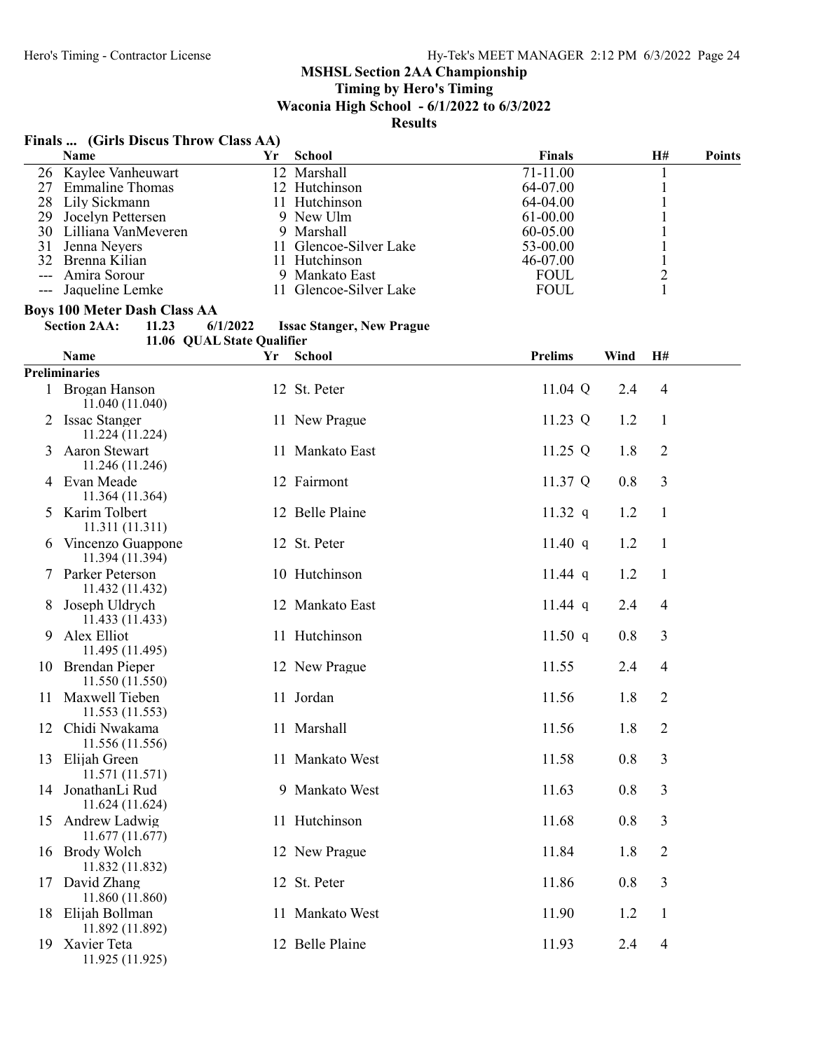## MSHSL Section 2AA Championship

**Timing by Hero's Timing**

**Waconia High School - 6/1/2022 to 6/3/2022**

**Results**

### Finals ... (Girls Discus Throw Class AA)

| | Name | Yr | School | Finals | H# | Points |
|---|---|---|---|---|---|---|
| 26 | Kaylee Vanheuwart | 12 | Marshall | 71-11.00 | 1 | |
| 27 | Emmaline Thomas | 12 | Hutchinson | 64-07.00 | 1 | |
| 28 | Lily Sickmann | 11 | Hutchinson | 64-04.00 | 1 | |
| 29 | Jocelyn Pettersen | 9 | New Ulm | 61-00.00 | 1 | |
| 30 | Lilliana VanMeveren | 9 | Marshall | 60-05.00 | 1 | |
| 31 | Jenna Neyers | 11 | Glencoe-Silver Lake | 53-00.00 | 1 | |
| 32 | Brenna Kilian | 11 | Hutchinson | 46-07.00 | 1 | |
| --- | Amira Sorour | 9 | Mankato East | FOUL | 2 | |
| --- | Jaqueline Lemke | 11 | Glencoe-Silver Lake | FOUL | 1 | |

### Boys 100 Meter Dash Class AA

**Section 2AA:** 11.23 6/1/2022 Issac Stanger, New Prague

11.06 QUAL State Qualifier

**Preliminaries**

| | Name | Yr | School | Prelims | Wind | H# |
|---|---|---|---|---|---|---|
| 1 | Brogan Hanson<br>11.040 (11.040) | 12 | St. Peter | 11.04 Q | 2.4 | 4 |
| 2 | Issac Stanger<br>11.224 (11.224) | 11 | New Prague | 11.23 Q | 1.2 | 1 |
| 3 | Aaron Stewart<br>11.246 (11.246) | 11 | Mankato East | 11.25 Q | 1.8 | 2 |
| 4 | Evan Meade<br>11.364 (11.364) | 12 | Fairmont | 11.37 Q | 0.8 | 3 |
| 5 | Karim Tolbert<br>11.311 (11.311) | 12 | Belle Plaine | 11.32 q | 1.2 | 1 |
| 6 | Vincenzo Guappone<br>11.394 (11.394) | 12 | St. Peter | 11.40 q | 1.2 | 1 |
| 7 | Parker Peterson<br>11.432 (11.432) | 10 | Hutchinson | 11.44 q | 1.2 | 1 |
| 8 | Joseph Uldrych<br>11.433 (11.433) | 12 | Mankato East | 11.44 q | 2.4 | 4 |
| 9 | Alex Elliot<br>11.495 (11.495) | 11 | Hutchinson | 11.50 q | 0.8 | 3 |
| 10 | Brendan Pieper<br>11.550 (11.550) | 12 | New Prague | 11.55 | 2.4 | 4 |
| 11 | Maxwell Tieben<br>11.553 (11.553) | 11 | Jordan | 11.56 | 1.8 | 2 |
| 12 | Chidi Nwakama<br>11.556 (11.556) | 11 | Marshall | 11.56 | 1.8 | 2 |
| 13 | Elijah Green<br>11.571 (11.571) | 11 | Mankato West | 11.58 | 0.8 | 3 |
| 14 | JonathanLi Rud<br>11.624 (11.624) | 9 | Mankato West | 11.63 | 0.8 | 3 |
| 15 | Andrew Ladwig<br>11.677 (11.677) | 11 | Hutchinson | 11.68 | 0.8 | 3 |
| 16 | Brody Wolch<br>11.832 (11.832) | 12 | New Prague | 11.84 | 1.8 | 2 |
| 17 | David Zhang<br>11.860 (11.860) | 12 | St. Peter | 11.86 | 0.8 | 3 |
| 18 | Elijah Bollman<br>11.892 (11.892) | 11 | Mankato West | 11.90 | 1.2 | 1 |
| 19 | Xavier Teta<br>11.925 (11.925) | 12 | Belle Plaine | 11.93 | 2.4 | 4 |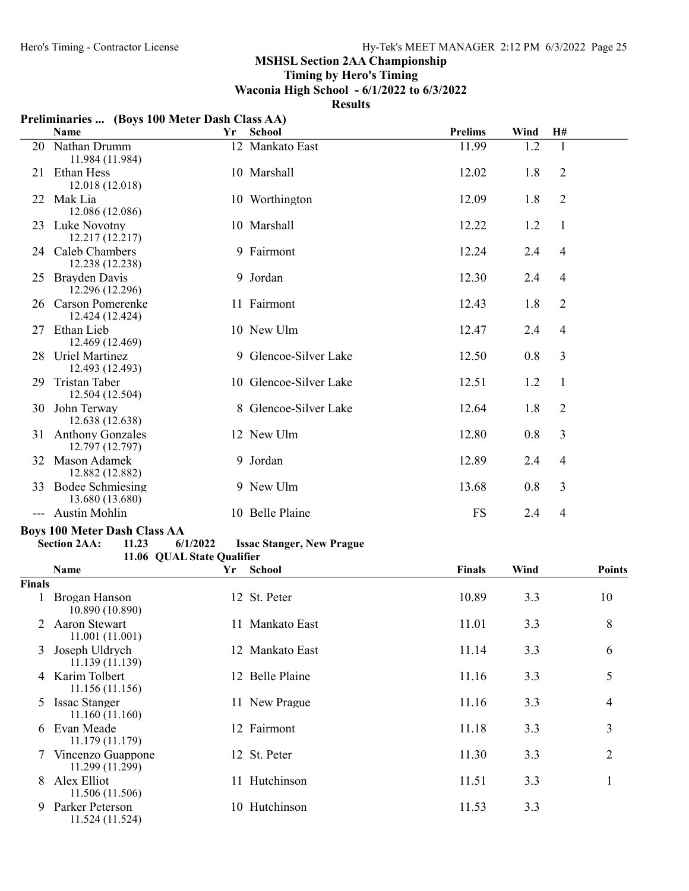## MSHSL Section 2AA Championship

**Timing by Hero's Timing**

**Waconia High School - 6/1/2022 to 6/3/2022**

**Results**

### Preliminaries ... (Boys 100 Meter Dash Class AA)

| | Name | Yr | School | Prelims | Wind | H# |
|---|---|---|---|---|---|---|
| 20 | Nathan Drumm<br>11.984 (11.984) | 12 | Mankato East | 11.99 | 1.2 | 1 |
| 21 | Ethan Hess<br>12.018 (12.018) | 10 | Marshall | 12.02 | 1.8 | 2 |
| 22 | Mak Lia<br>12.086 (12.086) | 10 | Worthington | 12.09 | 1.8 | 2 |
| 23 | Luke Novotny<br>12.217 (12.217) | 10 | Marshall | 12.22 | 1.2 | 1 |
| 24 | Caleb Chambers<br>12.238 (12.238) | 9 | Fairmont | 12.24 | 2.4 | 4 |
| 25 | Brayden Davis<br>12.296 (12.296) | 9 | Jordan | 12.30 | 2.4 | 4 |
| 26 | Carson Pomerenke<br>12.424 (12.424) | 11 | Fairmont | 12.43 | 1.8 | 2 |
| 27 | Ethan Lieb<br>12.469 (12.469) | 10 | New Ulm | 12.47 | 2.4 | 4 |
| 28 | Uriel Martinez<br>12.493 (12.493) | 9 | Glencoe-Silver Lake | 12.50 | 0.8 | 3 |
| 29 | Tristan Taber<br>12.504 (12.504) | 10 | Glencoe-Silver Lake | 12.51 | 1.2 | 1 |
| 30 | John Terway<br>12.638 (12.638) | 8 | Glencoe-Silver Lake | 12.64 | 1.8 | 2 |
| 31 | Anthony Gonzales<br>12.797 (12.797) | 12 | New Ulm | 12.80 | 0.8 | 3 |
| 32 | Mason Adamek<br>12.882 (12.882) | 9 | Jordan | 12.89 | 2.4 | 4 |
| 33 | Bodee Schmiesing<br>13.680 (13.680) | 9 | New Ulm | 13.68 | 0.8 | 3 |
| --- | Austin Mohlin | 10 | Belle Plaine | FS | 2.4 | 4 |

### Boys 100 Meter Dash Class AA

**Section 2AA: 11.23 6/1/2022 Issac Stanger, New Prague**
**11.06 QUAL State Qualifier**

| | Name | Yr | School | Finals | Wind | Points |
|---|---|---|---|---|---|---|
| **Finals** | | | | | | |
| 1 | Brogan Hanson<br>10.890 (10.890) | 12 | St. Peter | 10.89 | 3.3 | 10 |
| 2 | Aaron Stewart<br>11.001 (11.001) | 11 | Mankato East | 11.01 | 3.3 | 8 |
| 3 | Joseph Uldrych<br>11.139 (11.139) | 12 | Mankato East | 11.14 | 3.3 | 6 |
| 4 | Karim Tolbert<br>11.156 (11.156) | 12 | Belle Plaine | 11.16 | 3.3 | 5 |
| 5 | Issac Stanger<br>11.160 (11.160) | 11 | New Prague | 11.16 | 3.3 | 4 |
| 6 | Evan Meade<br>11.179 (11.179) | 12 | Fairmont | 11.18 | 3.3 | 3 |
| 7 | Vincenzo Guappone<br>11.299 (11.299) | 12 | St. Peter | 11.30 | 3.3 | 2 |
| 8 | Alex Elliot<br>11.506 (11.506) | 11 | Hutchinson | 11.51 | 3.3 | 1 |
| 9 | Parker Peterson<br>11.524 (11.524) | 10 | Hutchinson | 11.53 | 3.3 | |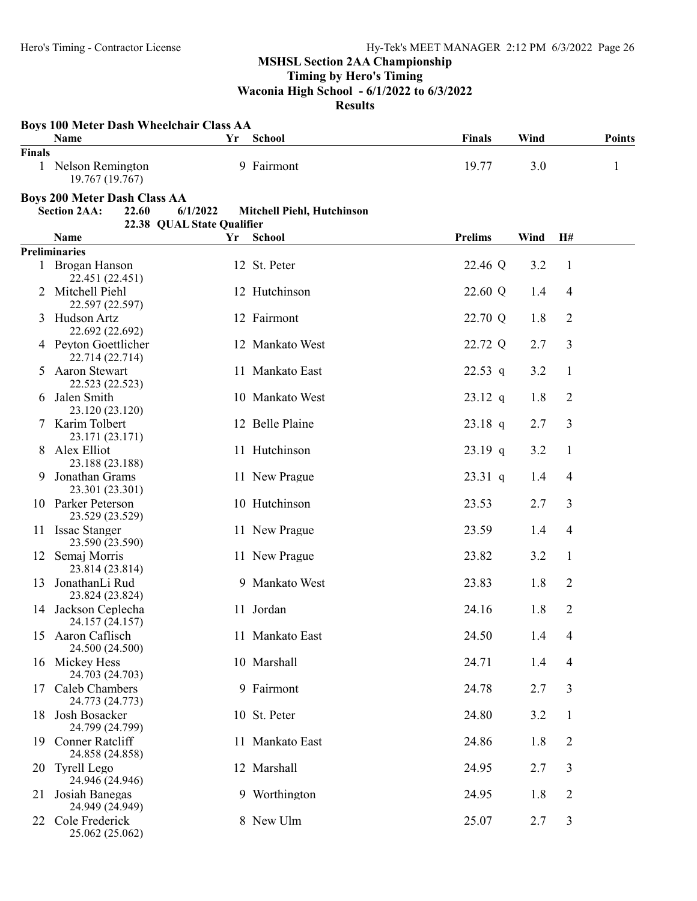**MSHSL Section 2AA Championship**
**Timing by Hero's Timing**
**Waconia High School - 6/1/2022 to 6/3/2022**
**Results**

### Boys 100 Meter Dash Wheelchair Class AA

| | Name | Yr | School | Finals | Wind | Points |
|---|---|---|---|---|---|---|
| **Finals** | | | | | | |
| 1 | Nelson Remington<br>19.767 (19.767) | 9 | Fairmont | 19.77 | 3.0 | 1 |

### Boys 200 Meter Dash Class AA

**Section 2AA:** 22.60 6/1/2022 Mitchell Piehl, Hutchinson
22.38 QUAL State Qualifier

| | Name | Yr | School | Prelims | Wind | H# |
|---|---|---|---|---|---|---|
| **Preliminaries** | | | | | | |
| 1 | Brogan Hanson<br>22.451 (22.451) | 12 | St. Peter | 22.46 Q | 3.2 | 1 |
| 2 | Mitchell Piehl<br>22.597 (22.597) | 12 | Hutchinson | 22.60 Q | 1.4 | 4 |
| 3 | Hudson Artz<br>22.692 (22.692) | 12 | Fairmont | 22.70 Q | 1.8 | 2 |
| 4 | Peyton Goettlicher<br>22.714 (22.714) | 12 | Mankato West | 22.72 Q | 2.7 | 3 |
| 5 | Aaron Stewart<br>22.523 (22.523) | 11 | Mankato East | 22.53 q | 3.2 | 1 |
| 6 | Jalen Smith<br>23.120 (23.120) | 10 | Mankato West | 23.12 q | 1.8 | 2 |
| 7 | Karim Tolbert<br>23.171 (23.171) | 12 | Belle Plaine | 23.18 q | 2.7 | 3 |
| 8 | Alex Elliot<br>23.188 (23.188) | 11 | Hutchinson | 23.19 q | 3.2 | 1 |
| 9 | Jonathan Grams<br>23.301 (23.301) | 11 | New Prague | 23.31 q | 1.4 | 4 |
| 10 | Parker Peterson<br>23.529 (23.529) | 10 | Hutchinson | 23.53 | 2.7 | 3 |
| 11 | Issac Stanger<br>23.590 (23.590) | 11 | New Prague | 23.59 | 1.4 | 4 |
| 12 | Semaj Morris<br>23.814 (23.814) | 11 | New Prague | 23.82 | 3.2 | 1 |
| 13 | JonathanLi Rud<br>23.824 (23.824) | 9 | Mankato West | 23.83 | 1.8 | 2 |
| 14 | Jackson Ceplecha<br>24.157 (24.157) | 11 | Jordan | 24.16 | 1.8 | 2 |
| 15 | Aaron Caflisch<br>24.500 (24.500) | 11 | Mankato East | 24.50 | 1.4 | 4 |
| 16 | Mickey Hess<br>24.703 (24.703) | 10 | Marshall | 24.71 | 1.4 | 4 |
| 17 | Caleb Chambers<br>24.773 (24.773) | 9 | Fairmont | 24.78 | 2.7 | 3 |
| 18 | Josh Bosacker<br>24.799 (24.799) | 10 | St. Peter | 24.80 | 3.2 | 1 |
| 19 | Conner Ratcliff<br>24.858 (24.858) | 11 | Mankato East | 24.86 | 1.8 | 2 |
| 20 | Tyrell Lego<br>24.946 (24.946) | 12 | Marshall | 24.95 | 2.7 | 3 |
| 21 | Josiah Banegas<br>24.949 (24.949) | 9 | Worthington | 24.95 | 1.8 | 2 |
| 22 | Cole Frederick<br>25.062 (25.062) | 8 | New Ulm | 25.07 | 2.7 | 3 |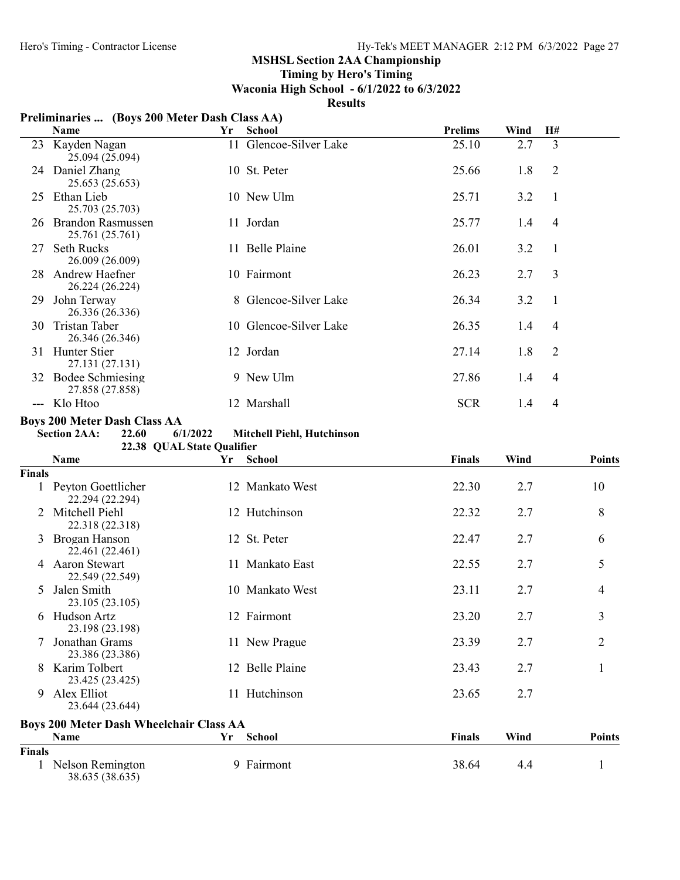## MSHSL Section 2AA Championship

**Timing by Hero's Timing**

**Waconia High School - 6/1/2022 to 6/3/2022**

**Results**

### Preliminaries ... (Boys 200 Meter Dash Class AA)

| | Name | Yr | School | Prelims | Wind | H# |
|---|---|---|---|---|---|---|
| 23 | Kayden Nagan<br>25.094 (25.094) | 11 | Glencoe-Silver Lake | 25.10 | 2.7 | 3 |
| 24 | Daniel Zhang<br>25.653 (25.653) | 10 | St. Peter | 25.66 | 1.8 | 2 |
| 25 | Ethan Lieb<br>25.703 (25.703) | 10 | New Ulm | 25.71 | 3.2 | 1 |
| 26 | Brandon Rasmussen<br>25.761 (25.761) | 11 | Jordan | 25.77 | 1.4 | 4 |
| 27 | Seth Rucks<br>26.009 (26.009) | 11 | Belle Plaine | 26.01 | 3.2 | 1 |
| 28 | Andrew Haefner<br>26.224 (26.224) | 10 | Fairmont | 26.23 | 2.7 | 3 |
| 29 | John Terway<br>26.336 (26.336) | 8 | Glencoe-Silver Lake | 26.34 | 3.2 | 1 |
| 30 | Tristan Taber<br>26.346 (26.346) | 10 | Glencoe-Silver Lake | 26.35 | 1.4 | 4 |
| 31 | Hunter Stier<br>27.131 (27.131) | 12 | Jordan | 27.14 | 1.8 | 2 |
| 32 | Bodee Schmiesing<br>27.858 (27.858) | 9 | New Ulm | 27.86 | 1.4 | 4 |
| --- | Klo Htoo | 12 | Marshall | SCR | 1.4 | 4 |

### Boys 200 Meter Dash Class AA

**Section 2AA: 22.60 6/1/2022 Mitchell Piehl, Hutchinson**

**22.38 QUAL State Qualifier**

| | Name | Yr | School | Finals | Wind | Points |
|---|---|---|---|---|---|---|
| **Finals** | | | | | | |
| 1 | Peyton Goettlicher<br>22.294 (22.294) | 12 | Mankato West | 22.30 | 2.7 | 10 |
| 2 | Mitchell Piehl<br>22.318 (22.318) | 12 | Hutchinson | 22.32 | 2.7 | 8 |
| 3 | Brogan Hanson<br>22.461 (22.461) | 12 | St. Peter | 22.47 | 2.7 | 6 |
| 4 | Aaron Stewart<br>22.549 (22.549) | 11 | Mankato East | 22.55 | 2.7 | 5 |
| 5 | Jalen Smith<br>23.105 (23.105) | 10 | Mankato West | 23.11 | 2.7 | 4 |
| 6 | Hudson Artz<br>23.198 (23.198) | 12 | Fairmont | 23.20 | 2.7 | 3 |
| 7 | Jonathan Grams<br>23.386 (23.386) | 11 | New Prague | 23.39 | 2.7 | 2 |
| 8 | Karim Tolbert<br>23.425 (23.425) | 12 | Belle Plaine | 23.43 | 2.7 | 1 |
| 9 | Alex Elliot<br>23.644 (23.644) | 11 | Hutchinson | 23.65 | 2.7 | |

### Boys 200 Meter Dash Wheelchair Class AA

| | Name | Yr | School | Finals | Wind | Points |
|---|---|---|---|---|---|---|
| **Finals** | | | | | | |
| 1 | Nelson Remington<br>38.635 (38.635) | 9 | Fairmont | 38.64 | 4.4 | 1 |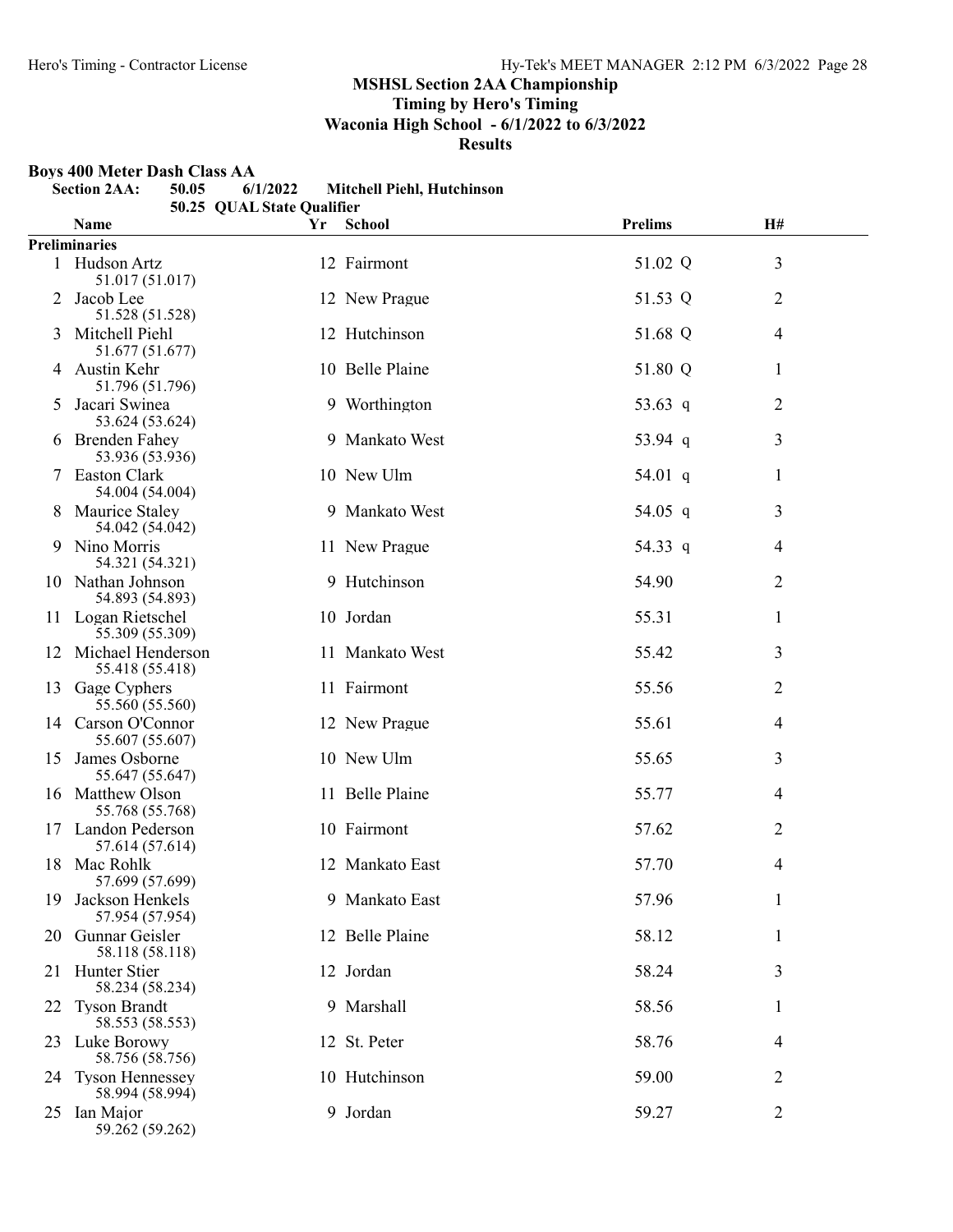## MSHSL Section 2AA Championship

### Timing by Hero's Timing

### Waconia High School - 6/1/2022 to 6/3/2022

### Results

**Boys 400 Meter Dash Class AA**

**Section 2AA: 50.05 6/1/2022 Mitchell Piehl, Hutchinson**

**50.25 QUAL State Qualifier**

| | Name | Yr | School | Prelims | H# |
|---|---|---|---|---|---|
| **Preliminaries** | | | | | |
| 1 | Hudson Artz<br>51.017 (51.017) | 12 | Fairmont | 51.02 Q | 3 |
| 2 | Jacob Lee<br>51.528 (51.528) | 12 | New Prague | 51.53 Q | 2 |
| 3 | Mitchell Piehl<br>51.677 (51.677) | 12 | Hutchinson | 51.68 Q | 4 |
| 4 | Austin Kehr<br>51.796 (51.796) | 10 | Belle Plaine | 51.80 Q | 1 |
| 5 | Jacari Swinea<br>53.624 (53.624) | 9 | Worthington | 53.63 q | 2 |
| 6 | Brenden Fahey<br>53.936 (53.936) | 9 | Mankato West | 53.94 q | 3 |
| 7 | Easton Clark<br>54.004 (54.004) | 10 | New Ulm | 54.01 q | 1 |
| 8 | Maurice Staley<br>54.042 (54.042) | 9 | Mankato West | 54.05 q | 3 |
| 9 | Nino Morris<br>54.321 (54.321) | 11 | New Prague | 54.33 q | 4 |
| 10 | Nathan Johnson<br>54.893 (54.893) | 9 | Hutchinson | 54.90 | 2 |
| 11 | Logan Rietschel<br>55.309 (55.309) | 10 | Jordan | 55.31 | 1 |
| 12 | Michael Henderson<br>55.418 (55.418) | 11 | Mankato West | 55.42 | 3 |
| 13 | Gage Cyphers<br>55.560 (55.560) | 11 | Fairmont | 55.56 | 2 |
| 14 | Carson O'Connor<br>55.607 (55.607) | 12 | New Prague | 55.61 | 4 |
| 15 | James Osborne<br>55.647 (55.647) | 10 | New Ulm | 55.65 | 3 |
| 16 | Matthew Olson<br>55.768 (55.768) | 11 | Belle Plaine | 55.77 | 4 |
| 17 | Landon Pederson<br>57.614 (57.614) | 10 | Fairmont | 57.62 | 2 |
| 18 | Mac Rohlk<br>57.699 (57.699) | 12 | Mankato East | 57.70 | 4 |
| 19 | Jackson Henkels<br>57.954 (57.954) | 9 | Mankato East | 57.96 | 1 |
| 20 | Gunnar Geisler<br>58.118 (58.118) | 12 | Belle Plaine | 58.12 | 1 |
| 21 | Hunter Stier<br>58.234 (58.234) | 12 | Jordan | 58.24 | 3 |
| 22 | Tyson Brandt<br>58.553 (58.553) | 9 | Marshall | 58.56 | 1 |
| 23 | Luke Borowy<br>58.756 (58.756) | 12 | St. Peter | 58.76 | 4 |
| 24 | Tyson Hennessey<br>58.994 (58.994) | 10 | Hutchinson | 59.00 | 2 |
| 25 | Ian Major<br>59.262 (59.262) | 9 | Jordan | 59.27 | 2 |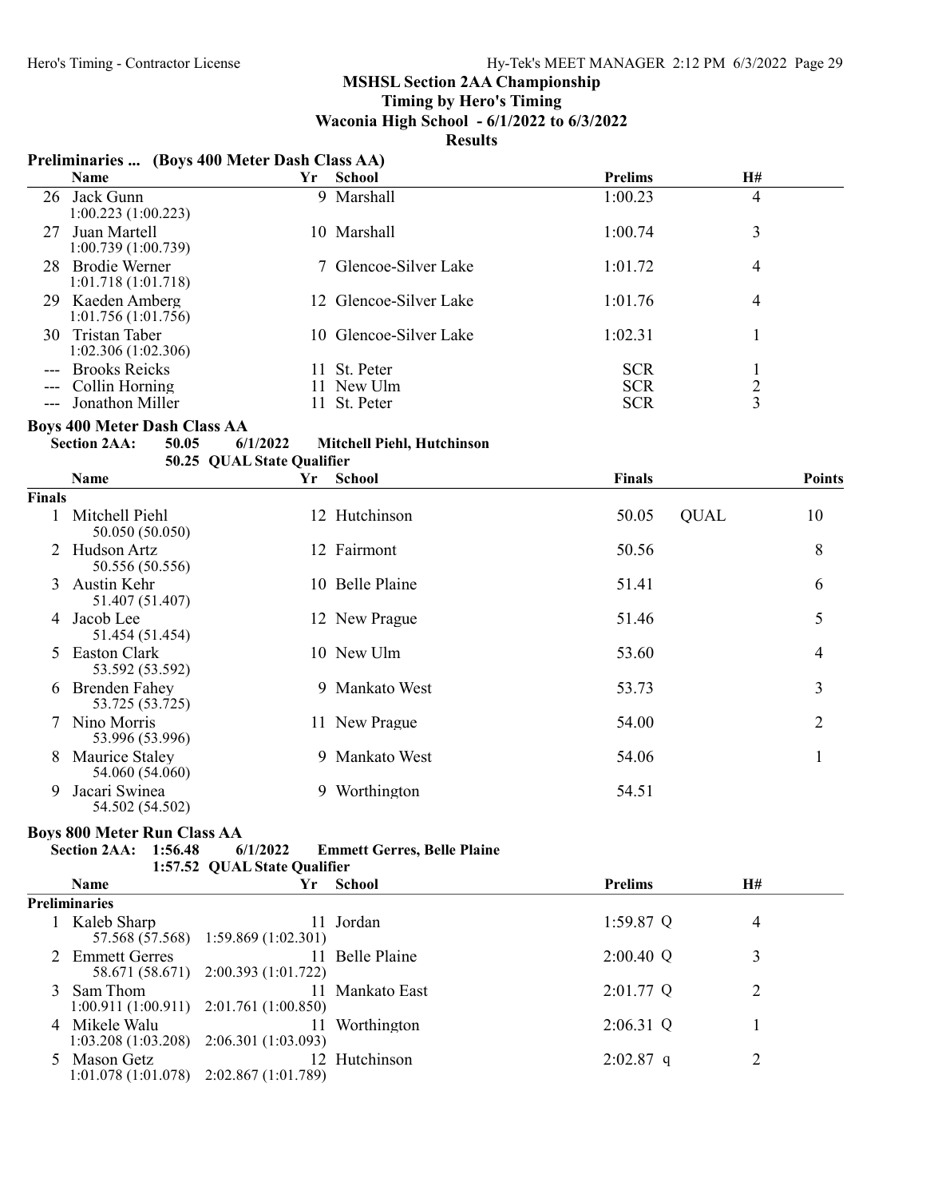## MSHSL Section 2AA Championship
### Timing by Hero's Timing
### Waconia High School - 6/1/2022 to 6/3/2022
### Results

**Preliminaries ... (Boys 400 Meter Dash Class AA)**

| | Name | Yr | School | Prelims | H# |
|---|---|---|---|---|---|
| 26 | Jack Gunn<br>1:00.223 (1:00.223) | 9 | Marshall | 1:00.23 | 4 |
| 27 | Juan Martell<br>1:00.739 (1:00.739) | 10 | Marshall | 1:00.74 | 3 |
| 28 | Brodie Werner<br>1:01.718 (1:01.718) | 7 | Glencoe-Silver Lake | 1:01.72 | 4 |
| 29 | Kaeden Amberg<br>1:01.756 (1:01.756) | 12 | Glencoe-Silver Lake | 1:01.76 | 4 |
| 30 | Tristan Taber<br>1:02.306 (1:02.306) | 10 | Glencoe-Silver Lake | 1:02.31 | 1 |
| --- | Brooks Reicks | 11 | St. Peter | SCR | 1 |
| --- | Collin Horning | 11 | New Ulm | SCR | 2 |
| --- | Jonathon Miller | 11 | St. Peter | SCR | 3 |

**Boys 400 Meter Dash Class AA**

**Section 2AA: 50.05 6/1/2022 Mitchell Piehl, Hutchinson**
**50.25 QUAL State Qualifier**

| | Name | Yr | School | Finals | | Points |
|---|---|---|---|---|---|---|
| **Finals** | | | | | | |
| 1 | Mitchell Piehl<br>50.050 (50.050) | 12 | Hutchinson | 50.05 | QUAL | 10 |
| 2 | Hudson Artz<br>50.556 (50.556) | 12 | Fairmont | 50.56 | | 8 |
| 3 | Austin Kehr<br>51.407 (51.407) | 10 | Belle Plaine | 51.41 | | 6 |
| 4 | Jacob Lee<br>51.454 (51.454) | 12 | New Prague | 51.46 | | 5 |
| 5 | Easton Clark<br>53.592 (53.592) | 10 | New Ulm | 53.60 | | 4 |
| 6 | Brenden Fahey<br>53.725 (53.725) | 9 | Mankato West | 53.73 | | 3 |
| 7 | Nino Morris<br>53.996 (53.996) | 11 | New Prague | 54.00 | | 2 |
| 8 | Maurice Staley<br>54.060 (54.060) | 9 | Mankato West | 54.06 | | 1 |
| 9 | Jacari Swinea<br>54.502 (54.502) | 9 | Worthington | 54.51 | | |

**Boys 800 Meter Run Class AA**

**Section 2AA: 1:56.48 6/1/2022 Emmett Gerres, Belle Plaine**
**1:57.52 QUAL State Qualifier**

| | Name | Yr | School | Prelims | H# |
|---|---|---|---|---|---|
| **Preliminaries** | | | | | |
| 1 | Kaleb Sharp<br>57.568 (57.568) 1:59.869 (1:02.301) | 11 | Jordan | 1:59.87 Q | 4 |
| 2 | Emmett Gerres<br>58.671 (58.671) 2:00.393 (1:01.722) | 11 | Belle Plaine | 2:00.40 Q | 3 |
| 3 | Sam Thom<br>1:00.911 (1:00.911) 2:01.761 (1:00.850) | 11 | Mankato East | 2:01.77 Q | 2 |
| 4 | Mikele Walu<br>1:03.208 (1:03.208) 2:06.301 (1:03.093) | 11 | Worthington | 2:06.31 Q | 1 |
| 5 | Mason Getz<br>1:01.078 (1:01.078) 2:02.867 (1:01.789) | 12 | Hutchinson | 2:02.87 q | 2 |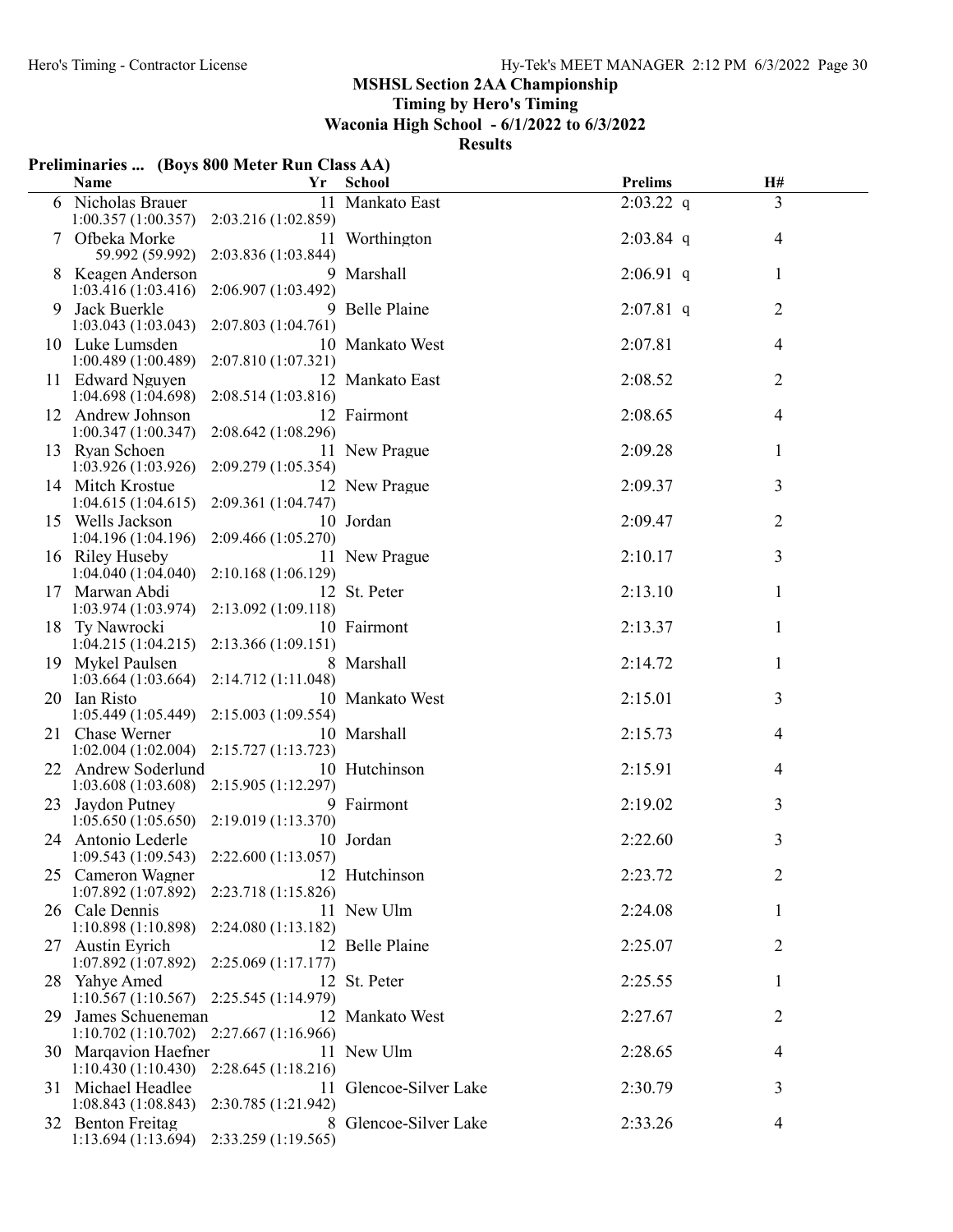## MSHSL Section 2AA Championship

**Timing by Hero's Timing**

**Waconia High School - 6/1/2022 to 6/3/2022**

**Results**

### Preliminaries ... (Boys 800 Meter Run Class AA)

| | Name | Yr | School | Prelims | | H# |
|---|---|---|---|---|---|---|
| 6 | Nicholas Brauer | 11 | Mankato East | 2:03.22 | q | 3 |
| | 1:00.357 (1:00.357) 2:03.216 (1:02.859) | | | | | |
| 7 | Ofbeka Morke | 11 | Worthington | 2:03.84 | q | 4 |
| | 59.992 (59.992) 2:03.836 (1:03.844) | | | | | |
| 8 | Keagen Anderson | 9 | Marshall | 2:06.91 | q | 1 |
| | 1:03.416 (1:03.416) 2:06.907 (1:03.492) | | | | | |
| 9 | Jack Buerkle | 9 | Belle Plaine | 2:07.81 | q | 2 |
| | 1:03.043 (1:03.043) 2:07.803 (1:04.761) | | | | | |
| 10 | Luke Lumsden | 10 | Mankato West | 2:07.81 | | 4 |
| | 1:00.489 (1:00.489) 2:07.810 (1:07.321) | | | | | |
| 11 | Edward Nguyen | 12 | Mankato East | 2:08.52 | | 2 |
| | 1:04.698 (1:04.698) 2:08.514 (1:03.816) | | | | | |
| 12 | Andrew Johnson | 12 | Fairmont | 2:08.65 | | 4 |
| | 1:00.347 (1:00.347) 2:08.642 (1:08.296) | | | | | |
| 13 | Ryan Schoen | 11 | New Prague | 2:09.28 | | 1 |
| | 1:03.926 (1:03.926) 2:09.279 (1:05.354) | | | | | |
| 14 | Mitch Krostue | 12 | New Prague | 2:09.37 | | 3 |
| | 1:04.615 (1:04.615) 2:09.361 (1:04.747) | | | | | |
| 15 | Wells Jackson | 10 | Jordan | 2:09.47 | | 2 |
| | 1:04.196 (1:04.196) 2:09.466 (1:05.270) | | | | | |
| 16 | Riley Huseby | 11 | New Prague | 2:10.17 | | 3 |
| | 1:04.040 (1:04.040) 2:10.168 (1:06.129) | | | | | |
| 17 | Marwan Abdi | 12 | St. Peter | 2:13.10 | | 1 |
| | 1:03.974 (1:03.974) 2:13.092 (1:09.118) | | | | | |
| 18 | Ty Nawrocki | 10 | Fairmont | 2:13.37 | | 1 |
| | 1:04.215 (1:04.215) 2:13.366 (1:09.151) | | | | | |
| 19 | Mykel Paulsen | 8 | Marshall | 2:14.72 | | 1 |
| | 1:03.664 (1:03.664) 2:14.712 (1:11.048) | | | | | |
| 20 | Ian Risto | 10 | Mankato West | 2:15.01 | | 3 |
| | 1:05.449 (1:05.449) 2:15.003 (1:09.554) | | | | | |
| 21 | Chase Werner | 10 | Marshall | 2:15.73 | | 4 |
| | 1:02.004 (1:02.004) 2:15.727 (1:13.723) | | | | | |
| 22 | Andrew Soderlund | 10 | Hutchinson | 2:15.91 | | 4 |
| | 1:03.608 (1:03.608) 2:15.905 (1:12.297) | | | | | |
| 23 | Jaydon Putney | 9 | Fairmont | 2:19.02 | | 3 |
| | 1:05.650 (1:05.650) 2:19.019 (1:13.370) | | | | | |
| 24 | Antonio Lederle | 10 | Jordan | 2:22.60 | | 3 |
| | 1:09.543 (1:09.543) 2:22.600 (1:13.057) | | | | | |
| 25 | Cameron Wagner | 12 | Hutchinson | 2:23.72 | | 2 |
| | 1:07.892 (1:07.892) 2:23.718 (1:15.826) | | | | | |
| 26 | Cale Dennis | 11 | New Ulm | 2:24.08 | | 1 |
| | 1:10.898 (1:10.898) 2:24.080 (1:13.182) | | | | | |
| 27 | Austin Eyrich | 12 | Belle Plaine | 2:25.07 | | 2 |
| | 1:07.892 (1:07.892) 2:25.069 (1:17.177) | | | | | |
| 28 | Yahye Amed | 12 | St. Peter | 2:25.55 | | 1 |
| | 1:10.567 (1:10.567) 2:25.545 (1:14.979) | | | | | |
| 29 | James Schueneman | 12 | Mankato West | 2:27.67 | | 2 |
| | 1:10.702 (1:10.702) 2:27.667 (1:16.966) | | | | | |
| 30 | Marqavion Haefner | 11 | New Ulm | 2:28.65 | | 4 |
| | 1:10.430 (1:10.430) 2:28.645 (1:18.216) | | | | | |
| 31 | Michael Headlee | 11 | Glencoe-Silver Lake | 2:30.79 | | 3 |
| | 1:08.843 (1:08.843) 2:30.785 (1:21.942) | | | | | |
| 32 | Benton Freitag | 8 | Glencoe-Silver Lake | 2:33.26 | | 4 |
| | 1:13.694 (1:13.694) 2:33.259 (1:19.565) | | | | | |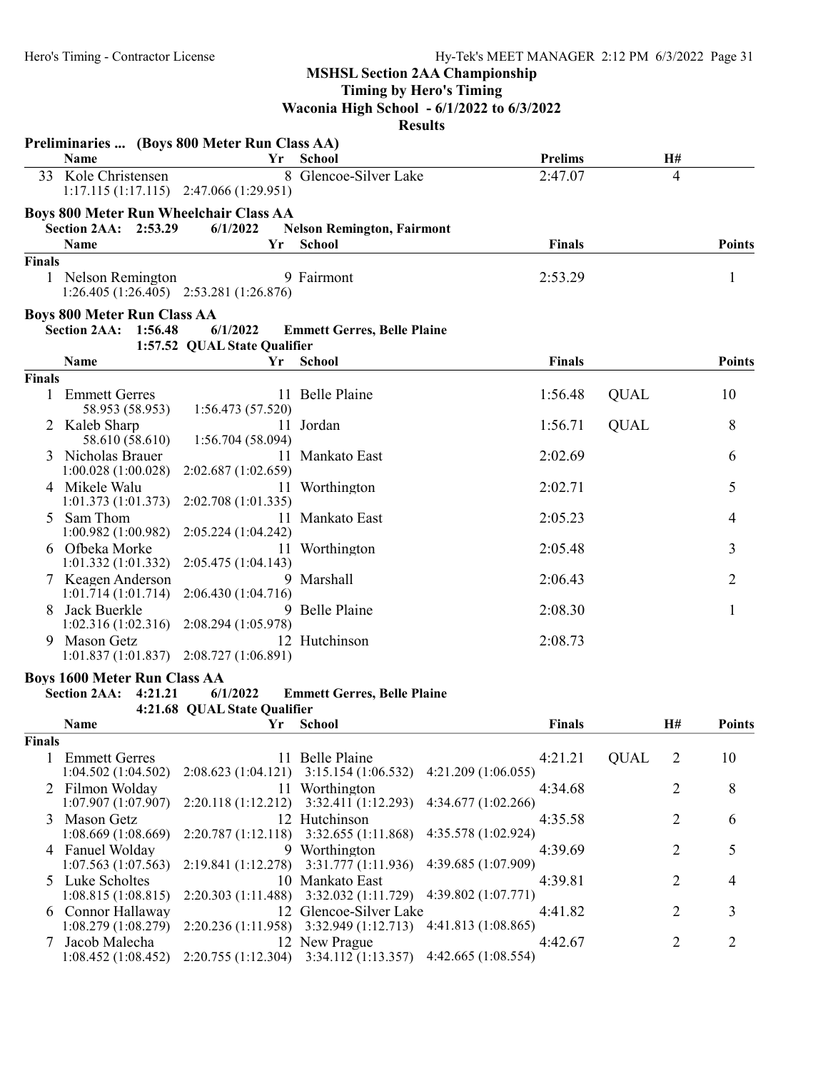## MSHSL Section 2AA Championship

**Timing by Hero's Timing**

**Waconia High School - 6/1/2022 to 6/3/2022**

**Results**

### Preliminaries ... (Boys 800 Meter Run Class AA)

| | Name | Yr | School | Prelims | H# |
|---|---|---|---|---|---|
| 33 | Kole Christensen | 8 | Glencoe-Silver Lake | 2:47.07 | 4 |
| | 1:17.115 (1:17.115) 2:47.066 (1:29.951) | | | | |

### Boys 800 Meter Run Wheelchair Class AA

**Section 2AA: 2:53.29 6/1/2022 Nelson Remington, Fairmont**

| | Name | Yr | School | Finals | Points |
|---|---|---|---|---|---|
| **Finals** | | | | | |
| 1 | Nelson Remington | 9 | Fairmont | 2:53.29 | 1 |
| | 1:26.405 (1:26.405) 2:53.281 (1:26.876) | | | | |

### Boys 800 Meter Run Class AA

**Section 2AA: 1:56.48 6/1/2022 Emmett Gerres, Belle Plaine**

**1:57.52 QUAL State Qualifier**

| | Name | Yr | School | Finals | | Points |
|---|---|---|---|---|---|---|
| **Finals** | | | | | | |
| 1 | Emmett Gerres | 11 | Belle Plaine | 1:56.48 | QUAL | 10 |
| | 58.953 (58.953) 1:56.473 (57.520) | | | | | |
| 2 | Kaleb Sharp | 11 | Jordan | 1:56.71 | QUAL | 8 |
| | 58.610 (58.610) 1:56.704 (58.094) | | | | | |
| 3 | Nicholas Brauer | 11 | Mankato East | 2:02.69 | | 6 |
| | 1:00.028 (1:00.028) 2:02.687 (1:02.659) | | | | | |
| 4 | Mikele Walu | 11 | Worthington | 2:02.71 | | 5 |
| | 1:01.373 (1:01.373) 2:02.708 (1:01.335) | | | | | |
| 5 | Sam Thom | 11 | Mankato East | 2:05.23 | | 4 |
| | 1:00.982 (1:00.982) 2:05.224 (1:04.242) | | | | | |
| 6 | Ofbeka Morke | 11 | Worthington | 2:05.48 | | 3 |
| | 1:01.332 (1:01.332) 2:05.475 (1:04.143) | | | | | |
| 7 | Keagen Anderson | 9 | Marshall | 2:06.43 | | 2 |
| | 1:01.714 (1:01.714) 2:06.430 (1:04.716) | | | | | |
| 8 | Jack Buerkle | 9 | Belle Plaine | 2:08.30 | | 1 |
| | 1:02.316 (1:02.316) 2:08.294 (1:05.978) | | | | | |
| 9 | Mason Getz | 12 | Hutchinson | 2:08.73 | | |
| | 1:01.837 (1:01.837) 2:08.727 (1:06.891) | | | | | |

### Boys 1600 Meter Run Class AA

**Section 2AA: 4:21.21 6/1/2022 Emmett Gerres, Belle Plaine**

**4:21.68 QUAL State Qualifier**

| | Name | Yr | School | Finals | | H# | Points |
|---|---|---|---|---|---|---|---|
| **Finals** | | | | | | | |
| 1 | Emmett Gerres | 11 | Belle Plaine | 4:21.21 | QUAL | 2 | 10 |
| | 1:04.502 (1:04.502) 2:08.623 (1:04.121) 3:15.154 (1:06.532) 4:21.209 (1:06.055) | | | | | | |
| 2 | Filmon Wolday | 11 | Worthington | 4:34.68 | | 2 | 8 |
| | 1:07.907 (1:07.907) 2:20.118 (1:12.212) 3:32.411 (1:12.293) 4:34.677 (1:02.266) | | | | | | |
| 3 | Mason Getz | 12 | Hutchinson | 4:35.58 | | 2 | 6 |
| | 1:08.669 (1:08.669) 2:20.787 (1:12.118) 3:32.655 (1:11.868) 4:35.578 (1:02.924) | | | | | | |
| 4 | Fanuel Wolday | 9 | Worthington | 4:39.69 | | 2 | 5 |
| | 1:07.563 (1:07.563) 2:19.841 (1:12.278) 3:31.777 (1:11.936) 4:39.685 (1:07.909) | | | | | | |
| 5 | Luke Scholtes | 10 | Mankato East | 4:39.81 | | 2 | 4 |
| | 1:08.815 (1:08.815) 2:20.303 (1:11.488) 3:32.032 (1:11.729) 4:39.802 (1:07.771) | | | | | | |
| 6 | Connor Hallaway | 12 | Glencoe-Silver Lake | 4:41.82 | | 2 | 3 |
| | 1:08.279 (1:08.279) 2:20.236 (1:11.958) 3:32.949 (1:12.713) 4:41.813 (1:08.865) | | | | | | |
| 7 | Jacob Malecha | 12 | New Prague | 4:42.67 | | 2 | 2 |
| | 1:08.452 (1:08.452) 2:20.755 (1:12.304) 3:34.112 (1:13.357) 4:42.665 (1:08.554) | | | | | | |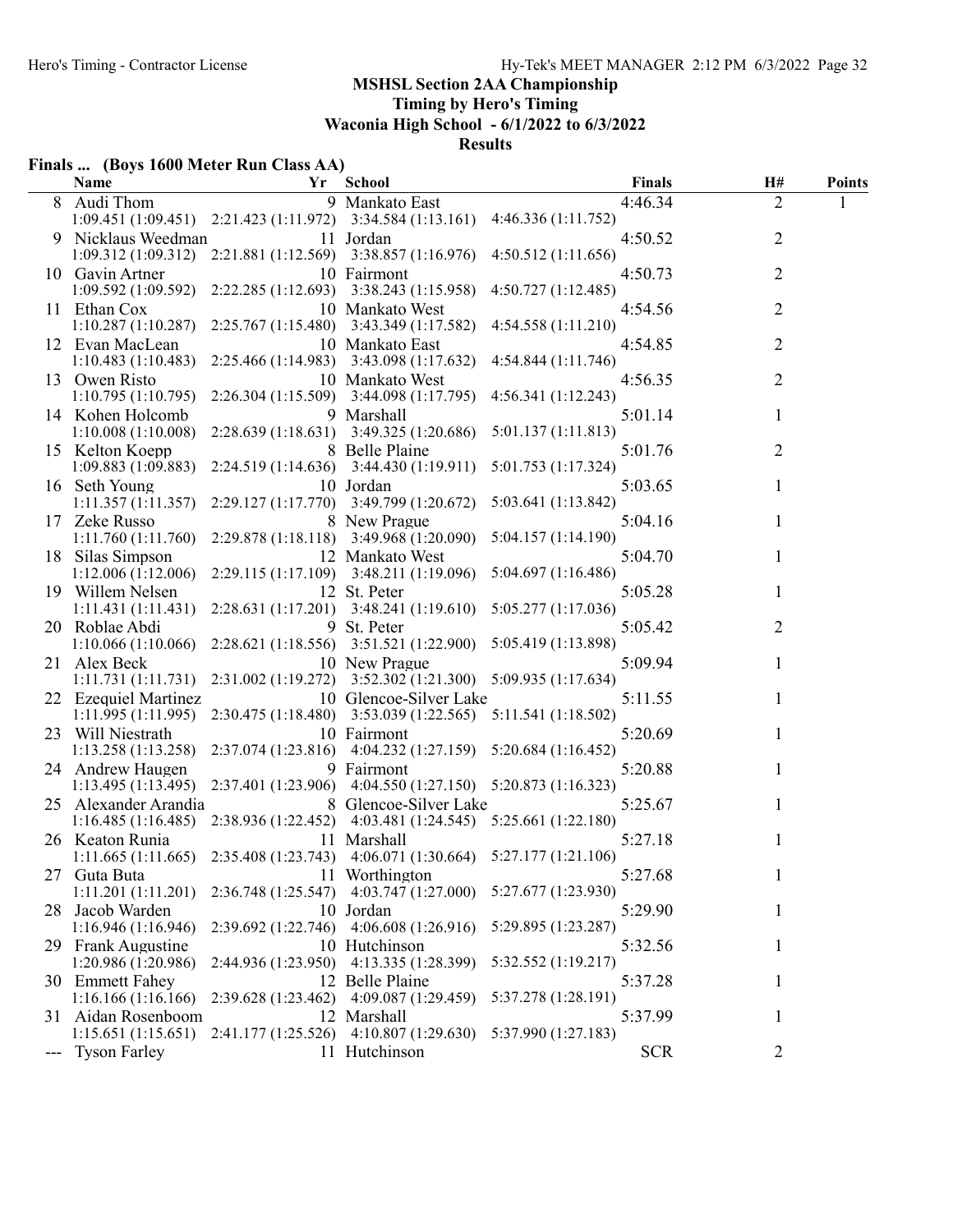## MSHSL Section 2AA Championship

**Timing by Hero's Timing**

**Waconia High School - 6/1/2022 to 6/3/2022**

**Results**

### Finals ... (Boys 1600 Meter Run Class AA)

| | Name | Yr | School | Finals | H# | Points |
|---|---|---|---|---|---|---|
| 8 | Audi Thom | 9 | Mankato East | 4:46.34 | 2 | 1 |
| | 1:09.451 (1:09.451) | 2:21.423 (1:11.972) | 3:34.584 (1:13.161) | 4:46.336 (1:11.752) | | |
| 9 | Nicklaus Weedman | 11 | Jordan | 4:50.52 | 2 | |
| | 1:09.312 (1:09.312) | 2:21.881 (1:12.569) | 3:38.857 (1:16.976) | 4:50.512 (1:11.656) | | |
| 10 | Gavin Artner | 10 | Fairmont | 4:50.73 | 2 | |
| | 1:09.592 (1:09.592) | 2:22.285 (1:12.693) | 3:38.243 (1:15.958) | 4:50.727 (1:12.485) | | |
| 11 | Ethan Cox | 10 | Mankato West | 4:54.56 | 2 | |
| | 1:10.287 (1:10.287) | 2:25.767 (1:15.480) | 3:43.349 (1:17.582) | 4:54.558 (1:11.210) | | |
| 12 | Evan MacLean | 10 | Mankato East | 4:54.85 | 2 | |
| | 1:10.483 (1:10.483) | 2:25.466 (1:14.983) | 3:43.098 (1:17.632) | 4:54.844 (1:11.746) | | |
| 13 | Owen Risto | 10 | Mankato West | 4:56.35 | 2 | |
| | 1:10.795 (1:10.795) | 2:26.304 (1:15.509) | 3:44.098 (1:17.795) | 4:56.341 (1:12.243) | | |
| 14 | Kohen Holcomb | 9 | Marshall | 5:01.14 | 1 | |
| | 1:10.008 (1:10.008) | 2:28.639 (1:18.631) | 3:49.325 (1:20.686) | 5:01.137 (1:11.813) | | |
| 15 | Kelton Koepp | 8 | Belle Plaine | 5:01.76 | 2 | |
| | 1:09.883 (1:09.883) | 2:24.519 (1:14.636) | 3:44.430 (1:19.911) | 5:01.753 (1:17.324) | | |
| 16 | Seth Young | 10 | Jordan | 5:03.65 | 1 | |
| | 1:11.357 (1:11.357) | 2:29.127 (1:17.770) | 3:49.799 (1:20.672) | 5:03.641 (1:13.842) | | |
| 17 | Zeke Russo | 8 | New Prague | 5:04.16 | 1 | |
| | 1:11.760 (1:11.760) | 2:29.878 (1:18.118) | 3:49.968 (1:20.090) | 5:04.157 (1:14.190) | | |
| 18 | Silas Simpson | 12 | Mankato West | 5:04.70 | 1 | |
| | 1:12.006 (1:12.006) | 2:29.115 (1:17.109) | 3:48.211 (1:19.096) | 5:04.697 (1:16.486) | | |
| 19 | Willem Nelsen | 12 | St. Peter | 5:05.28 | 1 | |
| | 1:11.431 (1:11.431) | 2:28.631 (1:17.201) | 3:48.241 (1:19.610) | 5:05.277 (1:17.036) | | |
| 20 | Roblae Abdi | 9 | St. Peter | 5:05.42 | 2 | |
| | 1:10.066 (1:10.066) | 2:28.621 (1:18.556) | 3:51.521 (1:22.900) | 5:05.419 (1:13.898) | | |
| 21 | Alex Beck | 10 | New Prague | 5:09.94 | 1 | |
| | 1:11.731 (1:11.731) | 2:31.002 (1:19.272) | 3:52.302 (1:21.300) | 5:09.935 (1:17.634) | | |
| 22 | Ezequiel Martinez | 10 | Glencoe-Silver Lake | 5:11.55 | 1 | |
| | 1:11.995 (1:11.995) | 2:30.475 (1:18.480) | 3:53.039 (1:22.565) | 5:11.541 (1:18.502) | | |
| 23 | Will Niestrath | 10 | Fairmont | 5:20.69 | 1 | |
| | 1:13.258 (1:13.258) | 2:37.074 (1:23.816) | 4:04.232 (1:27.159) | 5:20.684 (1:16.452) | | |
| 24 | Andrew Haugen | 9 | Fairmont | 5:20.88 | 1 | |
| | 1:13.495 (1:13.495) | 2:37.401 (1:23.906) | 4:04.550 (1:27.150) | 5:20.873 (1:16.323) | | |
| 25 | Alexander Arandia | 8 | Glencoe-Silver Lake | 5:25.67 | 1 | |
| | 1:16.485 (1:16.485) | 2:38.936 (1:22.452) | 4:03.481 (1:24.545) | 5:25.661 (1:22.180) | | |
| 26 | Keaton Runia | 11 | Marshall | 5:27.18 | 1 | |
| | 1:11.665 (1:11.665) | 2:35.408 (1:23.743) | 4:06.071 (1:30.664) | 5:27.177 (1:21.106) | | |
| 27 | Guta Buta | 11 | Worthington | 5:27.68 | 1 | |
| | 1:11.201 (1:11.201) | 2:36.748 (1:25.547) | 4:03.747 (1:27.000) | 5:27.677 (1:23.930) | | |
| 28 | Jacob Warden | 10 | Jordan | 5:29.90 | 1 | |
| | 1:16.946 (1:16.946) | 2:39.692 (1:22.746) | 4:06.608 (1:26.916) | 5:29.895 (1:23.287) | | |
| 29 | Frank Augustine | 10 | Hutchinson | 5:32.56 | 1 | |
| | 1:20.986 (1:20.986) | 2:44.936 (1:23.950) | 4:13.335 (1:28.399) | 5:32.552 (1:19.217) | | |
| 30 | Emmett Fahey | 12 | Belle Plaine | 5:37.28 | 1 | |
| | 1:16.166 (1:16.166) | 2:39.628 (1:23.462) | 4:09.087 (1:29.459) | 5:37.278 (1:28.191) | | |
| 31 | Aidan Rosenboom | 12 | Marshall | 5:37.99 | 1 | |
| | 1:15.651 (1:15.651) | 2:41.177 (1:25.526) | 4:10.807 (1:29.630) | 5:37.990 (1:27.183) | | |
| --- | Tyson Farley | 11 | Hutchinson | SCR | 2 | |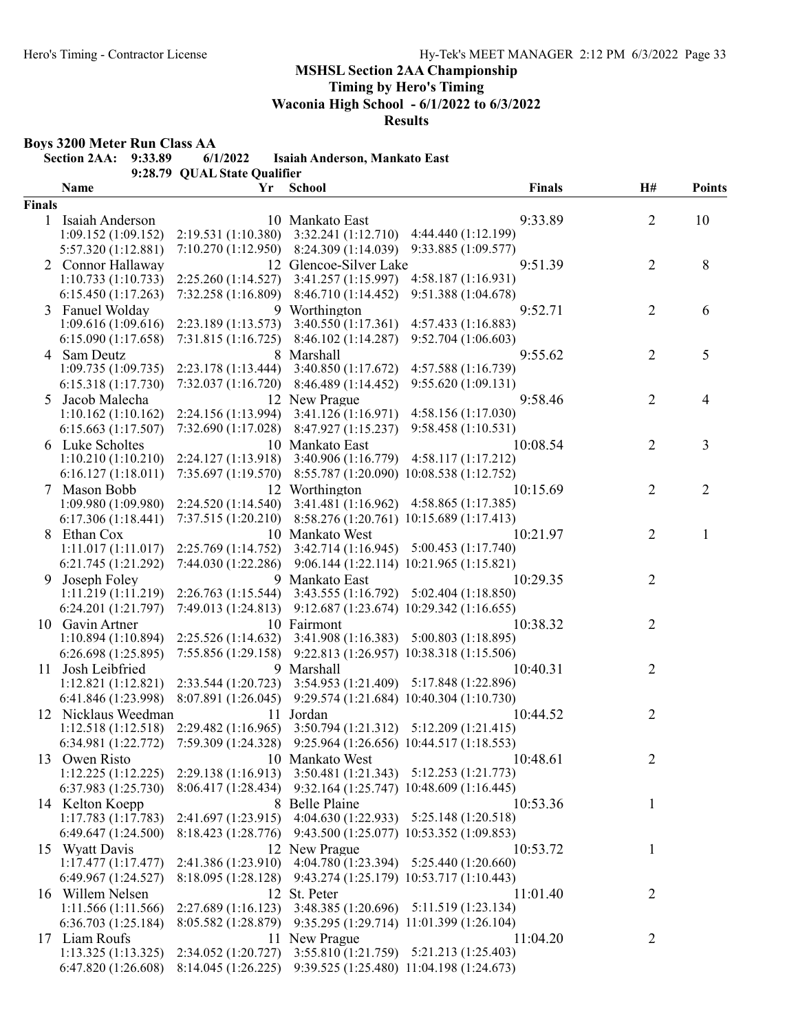## MSHSL Section 2AA Championship

**Timing by Hero's Timing**

**Waconia High School - 6/1/2022 to 6/3/2022**

**Results**

### Boys 3200 Meter Run Class AA

**Section 2AA: 9:33.89  6/1/2022  Isaiah Anderson, Mankato East**

**9:28.79 QUAL State Qualifier**

| | Name | Yr | School | Finals | H# | Points |
|---|---|---|---|---|---|---|
| **Finals** | | | | | | |
| 1 | Isaiah Anderson | 10 | Mankato East | 9:33.89 | 2 | 10 |
| | 1:09.152 (1:09.152) 2:19.531 (1:10.380) 3:32.241 (1:12.710) 4:44.440 (1:12.199) 5:57.320 (1:12.881) 7:10.270 (1:12.950) 8:24.309 (1:14.039) 9:33.885 (1:09.577) | | | | | |
| 2 | Connor Hallaway | 12 | Glencoe-Silver Lake | 9:51.39 | 2 | 8 |
| | 1:10.733 (1:10.733) 2:25.260 (1:14.527) 3:41.257 (1:15.997) 4:58.187 (1:16.931) 6:15.450 (1:17.263) 7:32.258 (1:16.809) 8:46.710 (1:14.452) 9:51.388 (1:04.678) | | | | | |
| 3 | Fanuel Wolday | 9 | Worthington | 9:52.71 | 2 | 6 |
| | 1:09.616 (1:09.616) 2:23.189 (1:13.573) 3:40.550 (1:17.361) 4:57.433 (1:16.883) 6:15.090 (1:17.658) 7:31.815 (1:16.725) 8:46.102 (1:14.287) 9:52.704 (1:06.603) | | | | | |
| 4 | Sam Deutz | 8 | Marshall | 9:55.62 | 2 | 5 |
| | 1:09.735 (1:09.735) 2:23.178 (1:13.444) 3:40.850 (1:17.672) 4:57.588 (1:16.739) 6:15.318 (1:17.730) 7:32.037 (1:16.720) 8:46.489 (1:14.452) 9:55.620 (1:09.131) | | | | | |
| 5 | Jacob Malecha | 12 | New Prague | 9:58.46 | 2 | 4 |
| | 1:10.162 (1:10.162) 2:24.156 (1:13.994) 3:41.126 (1:16.971) 4:58.156 (1:17.030) 6:15.663 (1:17.507) 7:32.690 (1:17.028) 8:47.927 (1:15.237) 9:58.458 (1:10.531) | | | | | |
| 6 | Luke Scholtes | 10 | Mankato East | 10:08.54 | 2 | 3 |
| | 1:10.210 (1:10.210) 2:24.127 (1:13.918) 3:40.906 (1:16.779) 4:58.117 (1:17.212) 6:16.127 (1:18.011) 7:35.697 (1:19.570) 8:55.787 (1:20.090) 10:08.538 (1:12.752) | | | | | |
| 7 | Mason Bobb | 12 | Worthington | 10:15.69 | 2 | 2 |
| | 1:09.980 (1:09.980) 2:24.520 (1:14.540) 3:41.481 (1:16.962) 4:58.865 (1:17.385) 6:17.306 (1:18.441) 7:37.515 (1:20.210) 8:58.276 (1:20.761) 10:15.689 (1:17.413) | | | | | |
| 8 | Ethan Cox | 10 | Mankato West | 10:21.97 | 2 | 1 |
| | 1:11.017 (1:11.017) 2:25.769 (1:14.752) 3:42.714 (1:16.945) 5:00.453 (1:17.740) 6:21.745 (1:21.292) 7:44.030 (1:22.286) 9:06.144 (1:22.114) 10:21.965 (1:15.821) | | | | | |
| 9 | Joseph Foley | 9 | Mankato East | 10:29.35 | 2 | |
| | 1:11.219 (1:11.219) 2:26.763 (1:15.544) 3:43.555 (1:16.792) 5:02.404 (1:18.850) 6:24.201 (1:21.797) 7:49.013 (1:24.813) 9:12.687 (1:23.674) 10:29.342 (1:16.655) | | | | | |
| 10 | Gavin Artner | 10 | Fairmont | 10:38.32 | 2 | |
| | 1:10.894 (1:10.894) 2:25.526 (1:14.632) 3:41.908 (1:16.383) 5:00.803 (1:18.895) 6:26.698 (1:25.895) 7:55.856 (1:29.158) 9:22.813 (1:26.957) 10:38.318 (1:15.506) | | | | | |
| 11 | Josh Leibfried | 9 | Marshall | 10:40.31 | 2 | |
| | 1:12.821 (1:12.821) 2:33.544 (1:20.723) 3:54.953 (1:21.409) 5:17.848 (1:22.896) 6:41.846 (1:23.998) 8:07.891 (1:26.045) 9:29.574 (1:21.684) 10:40.304 (1:10.730) | | | | | |
| 12 | Nicklaus Weedman | 11 | Jordan | 10:44.52 | 2 | |
| | 1:12.518 (1:12.518) 2:29.482 (1:16.965) 3:50.794 (1:21.312) 5:12.209 (1:21.415) 6:34.981 (1:22.772) 7:59.309 (1:24.328) 9:25.964 (1:26.656) 10:44.517 (1:18.553) | | | | | |
| 13 | Owen Risto | 10 | Mankato West | 10:48.61 | 2 | |
| | 1:12.225 (1:12.225) 2:29.138 (1:16.913) 3:50.481 (1:21.343) 5:12.253 (1:21.773) 6:37.983 (1:25.730) 8:06.417 (1:28.434) 9:32.164 (1:25.747) 10:48.609 (1:16.445) | | | | | |
| 14 | Kelton Koepp | 8 | Belle Plaine | 10:53.36 | 1 | |
| | 1:17.783 (1:17.783) 2:41.697 (1:23.915) 4:04.630 (1:22.933) 5:25.148 (1:20.518) 6:49.647 (1:24.500) 8:18.423 (1:28.776) 9:43.500 (1:25.077) 10:53.352 (1:09.853) | | | | | |
| 15 | Wyatt Davis | 12 | New Prague | 10:53.72 | 1 | |
| | 1:17.477 (1:17.477) 2:41.386 (1:23.910) 4:04.780 (1:23.394) 5:25.440 (1:20.660) 6:49.967 (1:24.527) 8:18.095 (1:28.128) 9:43.274 (1:25.179) 10:53.717 (1:10.443) | | | | | |
| 16 | Willem Nelsen | 12 | St. Peter | 11:01.40 | 2 | |
| | 1:11.566 (1:11.566) 2:27.689 (1:16.123) 3:48.385 (1:20.696) 5:11.519 (1:23.134) 6:36.703 (1:25.184) 8:05.582 (1:28.879) 9:35.295 (1:29.714) 11:01.399 (1:26.104) | | | | | |
| 17 | Liam Roufs | 11 | New Prague | 11:04.20 | 2 | |
| | 1:13.325 (1:13.325) 2:34.052 (1:20.727) 3:55.810 (1:21.759) 5:21.213 (1:25.403) 6:47.820 (1:26.608) 8:14.045 (1:26.225) 9:39.525 (1:25.480) 11:04.198 (1:24.673) | | | | | |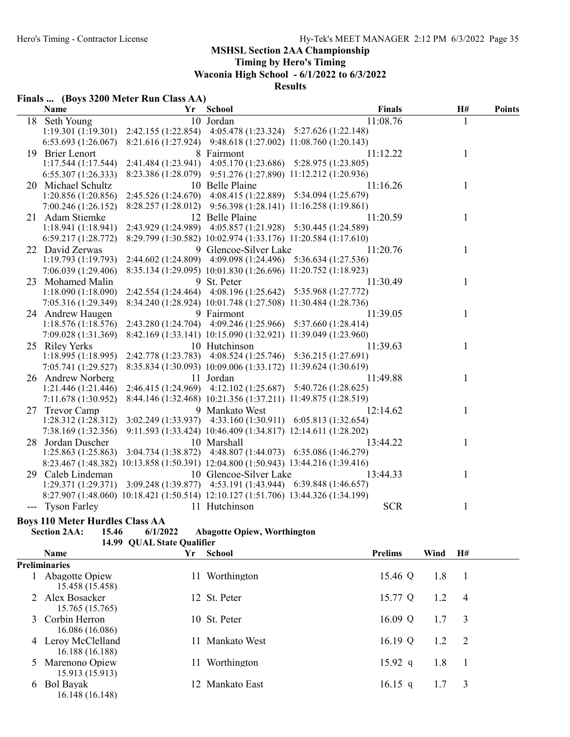## MSHSL Section 2AA Championship

**Timing by Hero's Timing**

**Waconia High School - 6/1/2022 to 6/3/2022**

**Results**

### Finals ... (Boys 3200 Meter Run Class AA)

| | Name | Yr | School | Finals | H# | Points |
|---|---|---|---|---|---|---|
| 18 | Seth Young | 10 | Jordan | 11:08.76 | 1 | |
| | 1:19.301 (1:19.301) 2:42.155 (1:22.854) 4:05.478 (1:23.324) 5:27.626 (1:22.148) | | | | | |
| | 6:53.693 (1:26.067) 8:21.616 (1:27.924) 9:48.618 (1:27.002) 11:08.760 (1:20.143) | | | | | |
| 19 | Brier Lenort | 8 | Fairmont | 11:12.22 | 1 | |
| | 1:17.544 (1:17.544) 2:41.484 (1:23.941) 4:05.170 (1:23.686) 5:28.975 (1:23.805) | | | | | |
| | 6:55.307 (1:26.333) 8:23.386 (1:28.079) 9:51.276 (1:27.890) 11:12.212 (1:20.936) | | | | | |
| 20 | Michael Schultz | 10 | Belle Plaine | 11:16.26 | 1 | |
| | 1:20.856 (1:20.856) 2:45.526 (1:24.670) 4:08.415 (1:22.889) 5:34.094 (1:25.679) | | | | | |
| | 7:00.246 (1:26.152) 8:28.257 (1:28.012) 9:56.398 (1:28.141) 11:16.258 (1:19.861) | | | | | |
| 21 | Adam Stiemke | 12 | Belle Plaine | 11:20.59 | 1 | |
| | 1:18.941 (1:18.941) 2:43.929 (1:24.989) 4:05.857 (1:21.928) 5:30.445 (1:24.589) | | | | | |
| | 6:59.217 (1:28.772) 8:29.799 (1:30.582) 10:02.974 (1:33.176) 11:20.584 (1:17.610) | | | | | |
| 22 | David Zerwas | 9 | Glencoe-Silver Lake | 11:20.76 | 1 | |
| | 1:19.793 (1:19.793) 2:44.602 (1:24.809) 4:09.098 (1:24.496) 5:36.634 (1:27.536) | | | | | |
| | 7:06.039 (1:29.406) 8:35.134 (1:29.095) 10:01.830 (1:26.696) 11:20.752 (1:18.923) | | | | | |
| 23 | Mohamed Malin | 9 | St. Peter | 11:30.49 | 1 | |
| | 1:18.090 (1:18.090) 2:42.554 (1:24.464) 4:08.196 (1:25.642) 5:35.968 (1:27.772) | | | | | |
| | 7:05.316 (1:29.349) 8:34.240 (1:28.924) 10:01.748 (1:27.508) 11:30.484 (1:28.736) | | | | | |
| 24 | Andrew Haugen | 9 | Fairmont | 11:39.05 | 1 | |
| | 1:18.576 (1:18.576) 2:43.280 (1:24.704) 4:09.246 (1:25.966) 5:37.660 (1:28.414) | | | | | |
| | 7:09.028 (1:31.369) 8:42.169 (1:33.141) 10:15.090 (1:32.921) 11:39.049 (1:23.960) | | | | | |
| 25 | Riley Yerks | 10 | Hutchinson | 11:39.63 | 1 | |
| | 1:18.995 (1:18.995) 2:42.778 (1:23.783) 4:08.524 (1:25.746) 5:36.215 (1:27.691) | | | | | |
| | 7:05.741 (1:29.527) 8:35.834 (1:30.093) 10:09.006 (1:33.172) 11:39.624 (1:30.619) | | | | | |
| 26 | Andrew Norberg | 11 | Jordan | 11:49.88 | 1 | |
| | 1:21.446 (1:21.446) 2:46.415 (1:24.969) 4:12.102 (1:25.687) 5:40.726 (1:28.625) | | | | | |
| | 7:11.678 (1:30.952) 8:44.146 (1:32.468) 10:21.356 (1:37.211) 11:49.875 (1:28.519) | | | | | |
| 27 | Trevor Camp | 9 | Mankato West | 12:14.62 | 1 | |
| | 1:28.312 (1:28.312) 3:02.249 (1:33.937) 4:33.160 (1:30.911) 6:05.813 (1:32.654) | | | | | |
| | 7:38.169 (1:32.356) 9:11.593 (1:33.424) 10:46.409 (1:34.817) 12:14.611 (1:28.202) | | | | | |
| 28 | Jordan Duscher | 10 | Marshall | 13:44.22 | 1 | |
| | 1:25.863 (1:25.863) 3:04.734 (1:38.872) 4:48.807 (1:44.073) 6:35.086 (1:46.279) | | | | | |
| | 8:23.467 (1:48.382) 10:13.858 (1:50.391) 12:04.800 (1:50.943) 13:44.216 (1:39.416) | | | | | |
| 29 | Caleb Lindeman | 10 | Glencoe-Silver Lake | 13:44.33 | 1 | |
| | 1:29.371 (1:29.371) 3:09.248 (1:39.877) 4:53.191 (1:43.944) 6:39.848 (1:46.657) | | | | | |
| | 8:27.907 (1:48.060) 10:18.421 (1:50.514) 12:10.127 (1:51.706) 13:44.326 (1:34.199) | | | | | |
| --- | Tyson Farley | 11 | Hutchinson | SCR | 1 | |

### Boys 110 Meter Hurdles Class AA

**Section 2AA: 15.46 6/1/2022 Abagotte Opiew, Worthington**

**14.99 QUAL State Qualifier**

| | Name | Yr | School | Prelims | Wind | H# |
|---|---|---|---|---|---|---|
| **Preliminaries** | | | | | | |
| 1 | Abagotte Opiew | 11 | Worthington | 15.46 Q | 1.8 | 1 |
| | 15.458 (15.458) | | | | | |
| 2 | Alex Bosacker | 12 | St. Peter | 15.77 Q | 1.2 | 4 |
| | 15.765 (15.765) | | | | | |
| 3 | Corbin Herron | 10 | St. Peter | 16.09 Q | 1.7 | 3 |
| | 16.086 (16.086) | | | | | |
| 4 | Leroy McClelland | 11 | Mankato West | 16.19 Q | 1.2 | 2 |
| | 16.188 (16.188) | | | | | |
| 5 | Marenono Opiew | 11 | Worthington | 15.92 q | 1.8 | 1 |
| | 15.913 (15.913) | | | | | |
| 6 | Bol Bayak | 12 | Mankato East | 16.15 q | 1.7 | 3 |
| | 16.148 (16.148) | | | | | |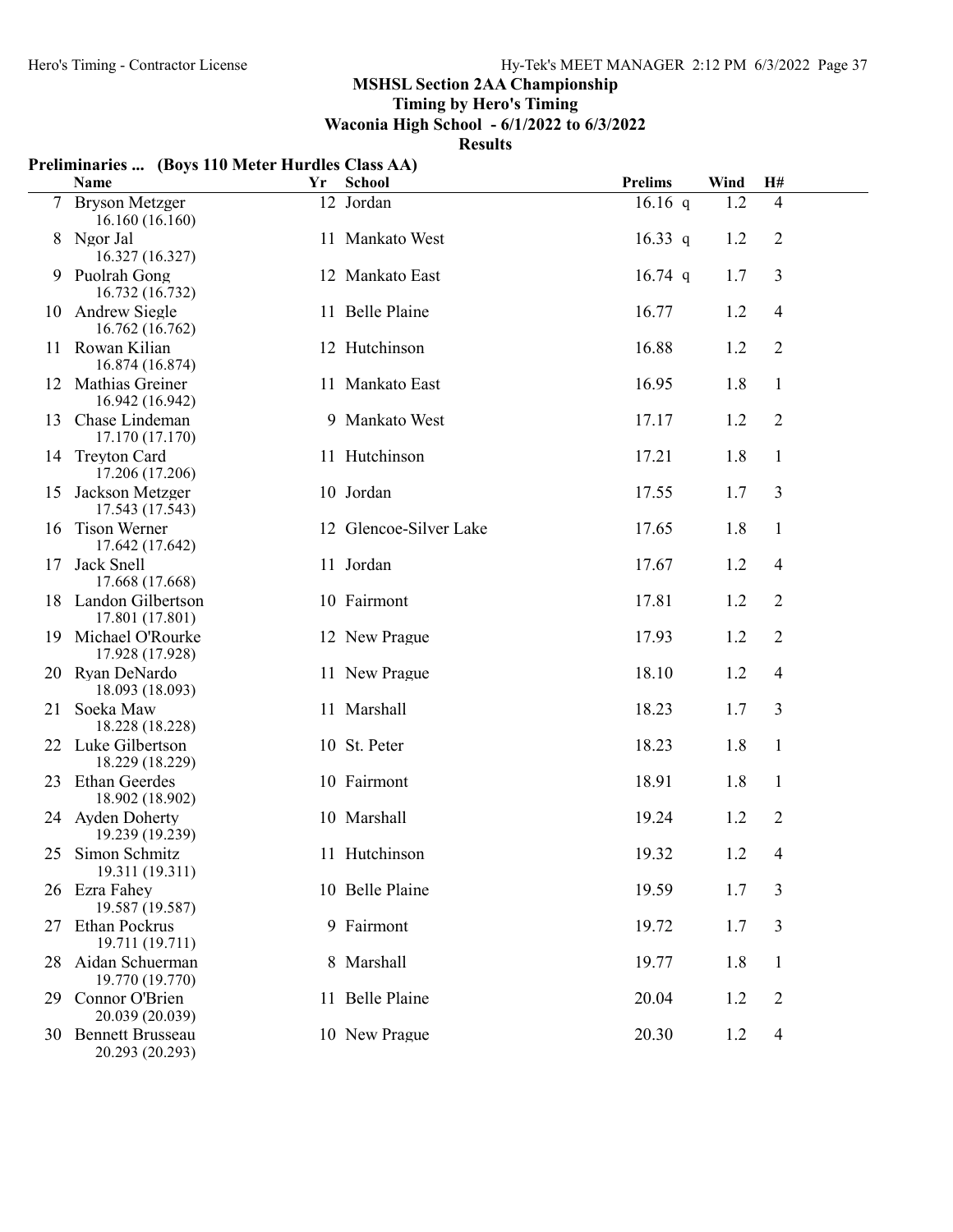## MSHSL Section 2AA Championship

**Timing by Hero's Timing**

**Waconia High School - 6/1/2022 to 6/3/2022**

**Results**

### Preliminaries ... (Boys 110 Meter Hurdles Class AA)

| | Name | Yr | School | Prelims | Wind | H# |
|---|---|---|---|---|---|---|
| 7 | Bryson Metzger<br>16.160 (16.160) | 12 | Jordan | 16.16 q | 1.2 | 4 |
| 8 | Ngor Jal<br>16.327 (16.327) | 11 | Mankato West | 16.33 q | 1.2 | 2 |
| 9 | Puolrah Gong<br>16.732 (16.732) | 12 | Mankato East | 16.74 q | 1.7 | 3 |
| 10 | Andrew Siegle<br>16.762 (16.762) | 11 | Belle Plaine | 16.77 | 1.2 | 4 |
| 11 | Rowan Kilian<br>16.874 (16.874) | 12 | Hutchinson | 16.88 | 1.2 | 2 |
| 12 | Mathias Greiner<br>16.942 (16.942) | 11 | Mankato East | 16.95 | 1.8 | 1 |
| 13 | Chase Lindeman<br>17.170 (17.170) | 9 | Mankato West | 17.17 | 1.2 | 2 |
| 14 | Treyton Card<br>17.206 (17.206) | 11 | Hutchinson | 17.21 | 1.8 | 1 |
| 15 | Jackson Metzger<br>17.543 (17.543) | 10 | Jordan | 17.55 | 1.7 | 3 |
| 16 | Tison Werner<br>17.642 (17.642) | 12 | Glencoe-Silver Lake | 17.65 | 1.8 | 1 |
| 17 | Jack Snell<br>17.668 (17.668) | 11 | Jordan | 17.67 | 1.2 | 4 |
| 18 | Landon Gilbertson<br>17.801 (17.801) | 10 | Fairmont | 17.81 | 1.2 | 2 |
| 19 | Michael O'Rourke<br>17.928 (17.928) | 12 | New Prague | 17.93 | 1.2 | 2 |
| 20 | Ryan DeNardo<br>18.093 (18.093) | 11 | New Prague | 18.10 | 1.2 | 4 |
| 21 | Soeka Maw<br>18.228 (18.228) | 11 | Marshall | 18.23 | 1.7 | 3 |
| 22 | Luke Gilbertson<br>18.229 (18.229) | 10 | St. Peter | 18.23 | 1.8 | 1 |
| 23 | Ethan Geerdes<br>18.902 (18.902) | 10 | Fairmont | 18.91 | 1.8 | 1 |
| 24 | Ayden Doherty<br>19.239 (19.239) | 10 | Marshall | 19.24 | 1.2 | 2 |
| 25 | Simon Schmitz<br>19.311 (19.311) | 11 | Hutchinson | 19.32 | 1.2 | 4 |
| 26 | Ezra Fahey<br>19.587 (19.587) | 10 | Belle Plaine | 19.59 | 1.7 | 3 |
| 27 | Ethan Pockrus<br>19.711 (19.711) | 9 | Fairmont | 19.72 | 1.7 | 3 |
| 28 | Aidan Schuerman<br>19.770 (19.770) | 8 | Marshall | 19.77 | 1.8 | 1 |
| 29 | Connor O'Brien<br>20.039 (20.039) | 11 | Belle Plaine | 20.04 | 1.2 | 2 |
| 30 | Bennett Brusseau<br>20.293 (20.293) | 10 | New Prague | 20.30 | 1.2 | 4 |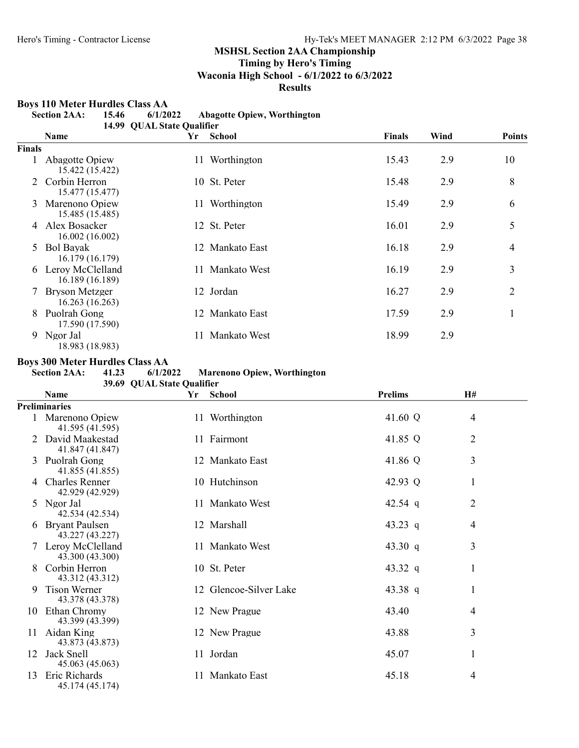## MSHSL Section 2AA Championship

**Timing by Hero's Timing**

**Waconia High School - 6/1/2022 to 6/3/2022**

**Results**

### Boys 110 Meter Hurdles Class AA

**Section 2AA: 15.46 6/1/2022 Abagotte Opiew, Worthington**

**14.99 QUAL State Qualifier**

| | Name | Yr | School | Finals | Wind | Points |
|---|---|---|---|---|---|---|
| **Finals** | | | | | | |
| 1 | Abagotte Opiew<br>15.422 (15.422) | 11 | Worthington | 15.43 | 2.9 | 10 |
| 2 | Corbin Herron<br>15.477 (15.477) | 10 | St. Peter | 15.48 | 2.9 | 8 |
| 3 | Marenono Opiew<br>15.485 (15.485) | 11 | Worthington | 15.49 | 2.9 | 6 |
| 4 | Alex Bosacker<br>16.002 (16.002) | 12 | St. Peter | 16.01 | 2.9 | 5 |
| 5 | Bol Bayak<br>16.179 (16.179) | 12 | Mankato East | 16.18 | 2.9 | 4 |
| 6 | Leroy McClelland<br>16.189 (16.189) | 11 | Mankato West | 16.19 | 2.9 | 3 |
| 7 | Bryson Metzger<br>16.263 (16.263) | 12 | Jordan | 16.27 | 2.9 | 2 |
| 8 | Puolrah Gong<br>17.590 (17.590) | 12 | Mankato East | 17.59 | 2.9 | 1 |
| 9 | Ngor Jal<br>18.983 (18.983) | 11 | Mankato West | 18.99 | 2.9 | |

### Boys 300 Meter Hurdles Class AA

**Section 2AA: 41.23 6/1/2022 Marenono Opiew, Worthington**

**39.69 QUAL State Qualifier**

| | Name | Yr | School | Prelims | H# |
|---|---|---|---|---|---|
| **Preliminaries** | | | | | |
| 1 | Marenono Opiew<br>41.595 (41.595) | 11 | Worthington | 41.60 Q | 4 |
| 2 | David Maakestad<br>41.847 (41.847) | 11 | Fairmont | 41.85 Q | 2 |
| 3 | Puolrah Gong<br>41.855 (41.855) | 12 | Mankato East | 41.86 Q | 3 |
| 4 | Charles Renner<br>42.929 (42.929) | 10 | Hutchinson | 42.93 Q | 1 |
| 5 | Ngor Jal<br>42.534 (42.534) | 11 | Mankato West | 42.54 q | 2 |
| 6 | Bryant Paulsen<br>43.227 (43.227) | 12 | Marshall | 43.23 q | 4 |
| 7 | Leroy McClelland<br>43.300 (43.300) | 11 | Mankato West | 43.30 q | 3 |
| 8 | Corbin Herron<br>43.312 (43.312) | 10 | St. Peter | 43.32 q | 1 |
| 9 | Tison Werner<br>43.378 (43.378) | 12 | Glencoe-Silver Lake | 43.38 q | 1 |
| 10 | Ethan Chromy<br>43.399 (43.399) | 12 | New Prague | 43.40 | 4 |
| 11 | Aidan King<br>43.873 (43.873) | 12 | New Prague | 43.88 | 3 |
| 12 | Jack Snell<br>45.063 (45.063) | 11 | Jordan | 45.07 | 1 |
| 13 | Eric Richards<br>45.174 (45.174) | 11 | Mankato East | 45.18 | 4 |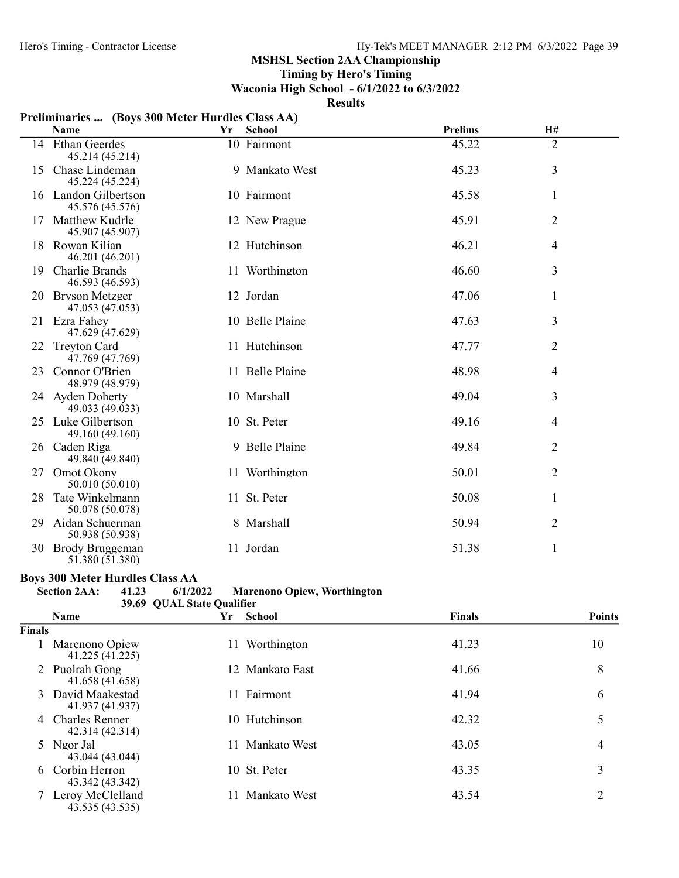## MSHSL Section 2AA Championship

**Timing by Hero's Timing**

**Waconia High School - 6/1/2022 to 6/3/2022**

**Results**

### Preliminaries ... (Boys 300 Meter Hurdles Class AA)

| | Name | Yr | School | Prelims | H# |
|---|---|---|---|---|---|
| 14 | Ethan Geerdes<br>45.214 (45.214) | 10 | Fairmont | 45.22 | 2 |
| 15 | Chase Lindeman<br>45.224 (45.224) | 9 | Mankato West | 45.23 | 3 |
| 16 | Landon Gilbertson<br>45.576 (45.576) | 10 | Fairmont | 45.58 | 1 |
| 17 | Matthew Kudrle<br>45.907 (45.907) | 12 | New Prague | 45.91 | 2 |
| 18 | Rowan Kilian<br>46.201 (46.201) | 12 | Hutchinson | 46.21 | 4 |
| 19 | Charlie Brands<br>46.593 (46.593) | 11 | Worthington | 46.60 | 3 |
| 20 | Bryson Metzger<br>47.053 (47.053) | 12 | Jordan | 47.06 | 1 |
| 21 | Ezra Fahey<br>47.629 (47.629) | 10 | Belle Plaine | 47.63 | 3 |
| 22 | Treyton Card<br>47.769 (47.769) | 11 | Hutchinson | 47.77 | 2 |
| 23 | Connor O'Brien<br>48.979 (48.979) | 11 | Belle Plaine | 48.98 | 4 |
| 24 | Ayden Doherty<br>49.033 (49.033) | 10 | Marshall | 49.04 | 3 |
| 25 | Luke Gilbertson<br>49.160 (49.160) | 10 | St. Peter | 49.16 | 4 |
| 26 | Caden Riga<br>49.840 (49.840) | 9 | Belle Plaine | 49.84 | 2 |
| 27 | Omot Okony<br>50.010 (50.010) | 11 | Worthington | 50.01 | 2 |
| 28 | Tate Winkelmann<br>50.078 (50.078) | 11 | St. Peter | 50.08 | 1 |
| 29 | Aidan Schuerman<br>50.938 (50.938) | 8 | Marshall | 50.94 | 2 |
| 30 | Brody Bruggeman<br>51.380 (51.380) | 11 | Jordan | 51.38 | 1 |

### Boys 300 Meter Hurdles Class AA

**Section 2AA: 41.23 6/1/2022 Marenono Opiew, Worthington**

**39.69 QUAL State Qualifier**

| | Name | Yr | School | Finals | Points |
|---|---|---|---|---|---|
| **Finals** | | | | | |
| 1 | Marenono Opiew<br>41.225 (41.225) | 11 | Worthington | 41.23 | 10 |
| 2 | Puolrah Gong<br>41.658 (41.658) | 12 | Mankato East | 41.66 | 8 |
| 3 | David Maakestad<br>41.937 (41.937) | 11 | Fairmont | 41.94 | 6 |
| 4 | Charles Renner<br>42.314 (42.314) | 10 | Hutchinson | 42.32 | 5 |
| 5 | Ngor Jal<br>43.044 (43.044) | 11 | Mankato West | 43.05 | 4 |
| 6 | Corbin Herron<br>43.342 (43.342) | 10 | St. Peter | 43.35 | 3 |
| 7 | Leroy McClelland<br>43.535 (43.535) | 11 | Mankato West | 43.54 | 2 |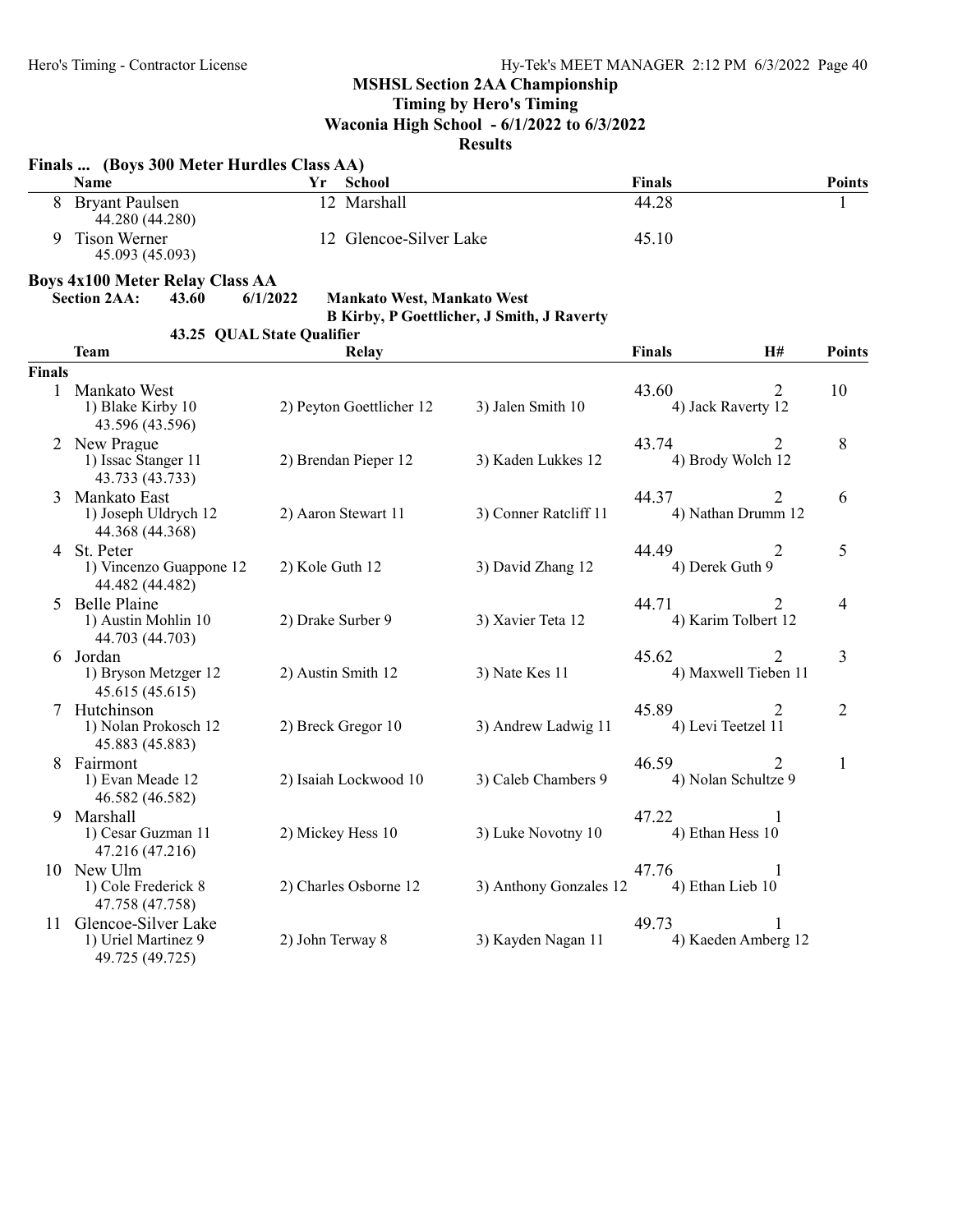**MSHSL Section 2AA Championship**
**Timing by Hero's Timing**
**Waconia High School - 6/1/2022 to 6/3/2022**
**Results**

### Finals ... (Boys 300 Meter Hurdles Class AA)

| | Name | Yr | School | Finals | Points |
|---|---|---|---|---|---|
| 8 | Bryant Paulsen<br>44.280 (44.280) | 12 | Marshall | 44.28 | 1 |
| 9 | Tison Werner<br>45.093 (45.093) | 12 | Glencoe-Silver Lake | 45.10 | |

### Boys 4x100 Meter Relay Class AA

**Section 2AA:** 43.60 6/1/2022 **Mankato West, Mankato West**
**B Kirby, P Goettlicher, J Smith, J Raverty**
**43.25 QUAL State Qualifier**

| | Team | Relay | | Finals | H# | Points |
|---|---|---|---|---|---|---|
| **Finals** | | | | | | |
| 1 | Mankato West<br>1) Blake Kirby 10<br>43.596 (43.596) | 2) Peyton Goettlicher 12 | 3) Jalen Smith 10 | 43.60<br>4) Jack Raverty 12 | 2 | 10 |
| 2 | New Prague<br>1) Issac Stanger 11<br>43.733 (43.733) | 2) Brendan Pieper 12 | 3) Kaden Lukkes 12 | 43.74<br>4) Brody Wolch 12 | 2 | 8 |
| 3 | Mankato East<br>1) Joseph Uldrych 12<br>44.368 (44.368) | 2) Aaron Stewart 11 | 3) Conner Ratcliff 11 | 44.37<br>4) Nathan Drumm 12 | 2 | 6 |
| 4 | St. Peter<br>1) Vincenzo Guappone 12<br>44.482 (44.482) | 2) Kole Guth 12 | 3) David Zhang 12 | 44.49<br>4) Derek Guth 9 | 2 | 5 |
| 5 | Belle Plaine<br>1) Austin Mohlin 10<br>44.703 (44.703) | 2) Drake Surber 9 | 3) Xavier Teta 12 | 44.71<br>4) Karim Tolbert 12 | 2 | 4 |
| 6 | Jordan<br>1) Bryson Metzger 12<br>45.615 (45.615) | 2) Austin Smith 12 | 3) Nate Kes 11 | 45.62<br>4) Maxwell Tieben 11 | 2 | 3 |
| 7 | Hutchinson<br>1) Nolan Prokosch 12<br>45.883 (45.883) | 2) Breck Gregor 10 | 3) Andrew Ladwig 11 | 45.89<br>4) Levi Teetzel 11 | 2 | 2 |
| 8 | Fairmont<br>1) Evan Meade 12<br>46.582 (46.582) | 2) Isaiah Lockwood 10 | 3) Caleb Chambers 9 | 46.59<br>4) Nolan Schultze 9 | 2 | 1 |
| 9 | Marshall<br>1) Cesar Guzman 11<br>47.216 (47.216) | 2) Mickey Hess 10 | 3) Luke Novotny 10 | 47.22<br>4) Ethan Hess 10 | 1 | |
| 10 | New Ulm<br>1) Cole Frederick 8<br>47.758 (47.758) | 2) Charles Osborne 12 | 3) Anthony Gonzales 12 | 47.76<br>4) Ethan Lieb 10 | 1 | |
| 11 | Glencoe-Silver Lake<br>1) Uriel Martinez 9<br>49.725 (49.725) | 2) John Terway 8 | 3) Kayden Nagan 11 | 49.73<br>4) Kaeden Amberg 12 | 1 | |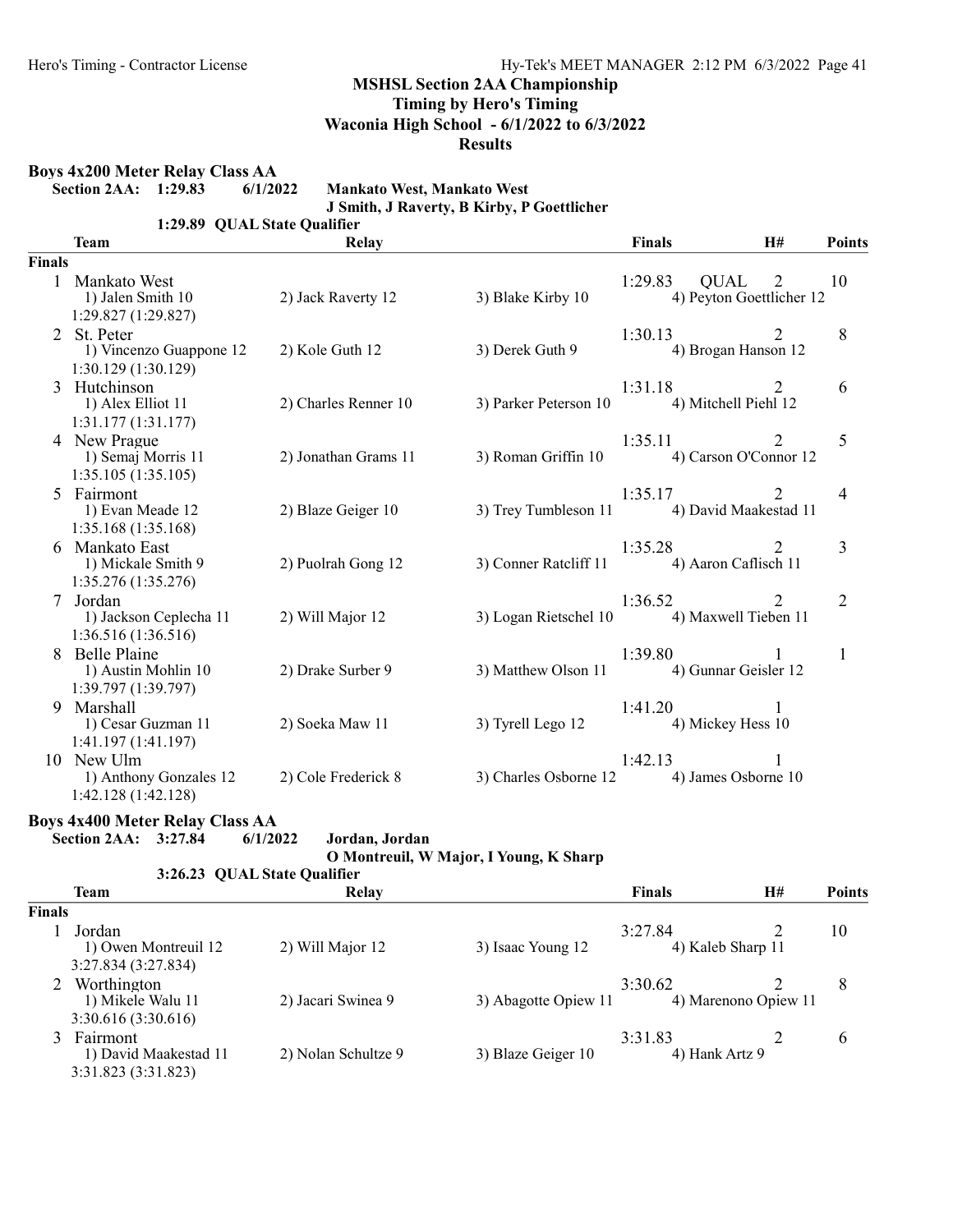MSHSL Section 2AA Championship
Timing by Hero's Timing
Waconia High School - 6/1/2022 to 6/3/2022
Results

## Boys 4x200 Meter Relay Class AA

**Section 2AA: 1:29.83 6/1/2022 Mankato West, Mankato West**
**J Smith, J Raverty, B Kirby, P Goettlicher**
**1:29.89 QUAL State Qualifier**

| | Team | Relay | | Finals | | H# | Points |
|---|---|---|---|---|---|---|---|
| **Finals** | | | | | | | |
| 1 | Mankato West | | | 1:29.83 | QUAL | 2 | 10 |
| | 1) Jalen Smith 10 | 2) Jack Raverty 12 | 3) Blake Kirby 10 | 4) Peyton Goettlicher 12 | | | |
| | 1:29.827 (1:29.827) | | | | | | |
| 2 | St. Peter | | | 1:30.13 | | 2 | 8 |
| | 1) Vincenzo Guappone 12 | 2) Kole Guth 12 | 3) Derek Guth 9 | 4) Brogan Hanson 12 | | | |
| | 1:30.129 (1:30.129) | | | | | | |
| 3 | Hutchinson | | | 1:31.18 | | 2 | 6 |
| | 1) Alex Elliot 11 | 2) Charles Renner 10 | 3) Parker Peterson 10 | 4) Mitchell Piehl 12 | | | |
| | 1:31.177 (1:31.177) | | | | | | |
| 4 | New Prague | | | 1:35.11 | | 2 | 5 |
| | 1) Semaj Morris 11 | 2) Jonathan Grams 11 | 3) Roman Griffin 10 | 4) Carson O'Connor 12 | | | |
| | 1:35.105 (1:35.105) | | | | | | |
| 5 | Fairmont | | | 1:35.17 | | 2 | 4 |
| | 1) Evan Meade 12 | 2) Blaze Geiger 10 | 3) Trey Tumbleson 11 | 4) David Maakestad 11 | | | |
| | 1:35.168 (1:35.168) | | | | | | |
| 6 | Mankato East | | | 1:35.28 | | 2 | 3 |
| | 1) Mickale Smith 9 | 2) Puolrah Gong 12 | 3) Conner Ratcliff 11 | 4) Aaron Caflisch 11 | | | |
| | 1:35.276 (1:35.276) | | | | | | |
| 7 | Jordan | | | 1:36.52 | | 2 | 2 |
| | 1) Jackson Ceplecha 11 | 2) Will Major 12 | 3) Logan Rietschel 10 | 4) Maxwell Tieben 11 | | | |
| | 1:36.516 (1:36.516) | | | | | | |
| 8 | Belle Plaine | | | 1:39.80 | | 1 | 1 |
| | 1) Austin Mohlin 10 | 2) Drake Surber 9 | 3) Matthew Olson 11 | 4) Gunnar Geisler 12 | | | |
| | 1:39.797 (1:39.797) | | | | | | |
| 9 | Marshall | | | 1:41.20 | | 1 | |
| | 1) Cesar Guzman 11 | 2) Soeka Maw 11 | 3) Tyrell Lego 12 | 4) Mickey Hess 10 | | | |
| | 1:41.197 (1:41.197) | | | | | | |
| 10 | New Ulm | | | 1:42.13 | | 1 | |
| | 1) Anthony Gonzales 12 | 2) Cole Frederick 8 | 3) Charles Osborne 12 | 4) James Osborne 10 | | | |
| | 1:42.128 (1:42.128) | | | | | | |

## Boys 4x400 Meter Relay Class AA

**Section 2AA: 3:27.84 6/1/2022 Jordan, Jordan**
**O Montreuil, W Major, I Young, K Sharp**
**3:26.23 QUAL State Qualifier**

| | Team | Relay | | Finals | H# | Points |
|---|---|---|---|---|---|---|
| **Finals** | | | | | | |
| 1 | Jordan | | | 3:27.84 | 2 | 10 |
| | 1) Owen Montreuil 12 | 2) Will Major 12 | 3) Isaac Young 12 | 4) Kaleb Sharp 11 | | |
| | 3:27.834 (3:27.834) | | | | | |
| 2 | Worthington | | | 3:30.62 | 2 | 8 |
| | 1) Mikele Walu 11 | 2) Jacari Swinea 9 | 3) Abagotte Opiew 11 | 4) Marenono Opiew 11 | | |
| | 3:30.616 (3:30.616) | | | | | |
| 3 | Fairmont | | | 3:31.83 | 2 | 6 |
| | 1) David Maakestad 11 | 2) Nolan Schultze 9 | 3) Blaze Geiger 10 | 4) Hank Artz 9 | | |
| | 3:31.823 (3:31.823) | | | | | |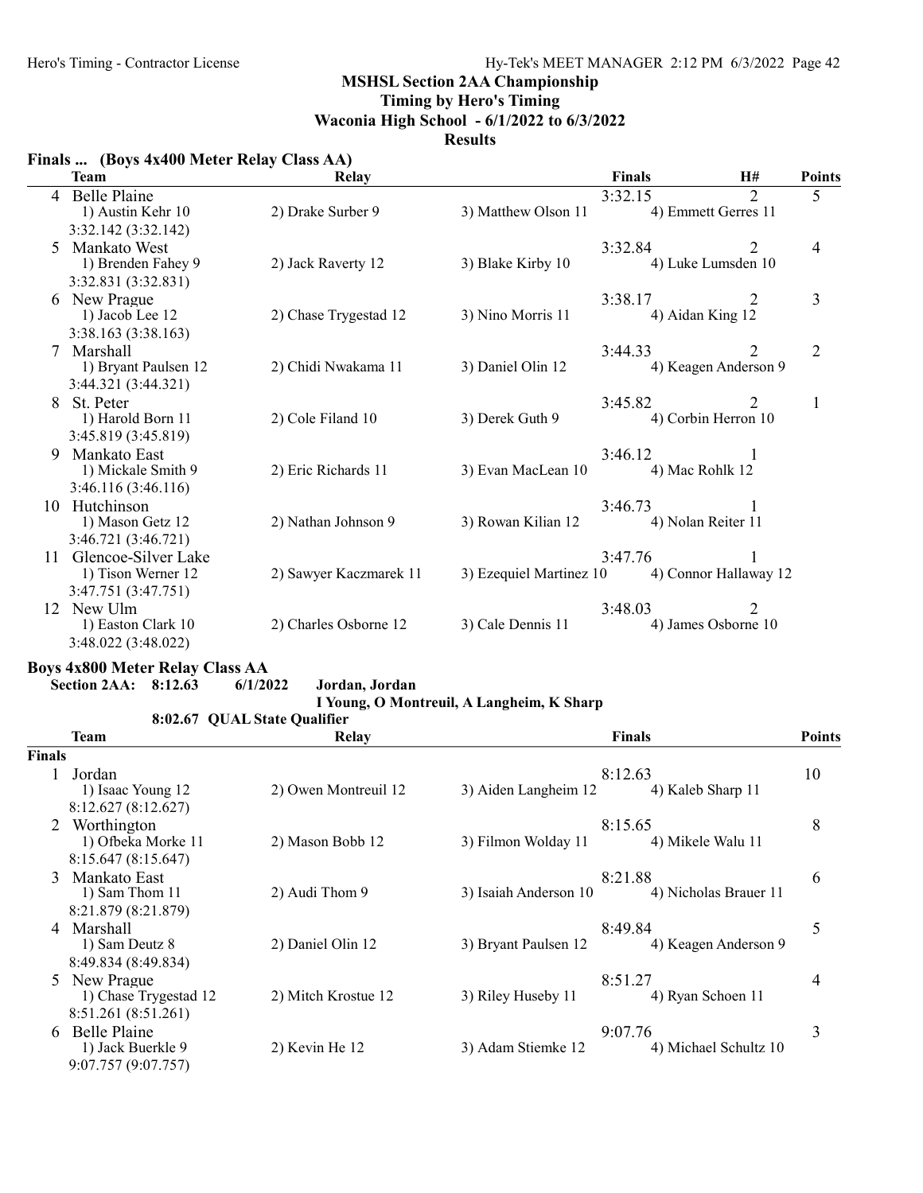MSHSL Section 2AA Championship
Timing by Hero's Timing
Waconia High School - 6/1/2022 to 6/3/2022
Results

### Finals ... (Boys 4x400 Meter Relay Class AA)

| | Team | Relay | | Finals | H# | Points |
|---|---|---|---|---|---|---|
| 4 | Belle Plaine | | | 3:32.15 | 2 | 5 |
| | 1) Austin Kehr 10 | 2) Drake Surber 9 | 3) Matthew Olson 11 | 4) Emmett Gerres 11 | | |
| | 3:32.142 (3:32.142) | | | | | |
| 5 | Mankato West | | | 3:32.84 | 2 | 4 |
| | 1) Brenden Fahey 9 | 2) Jack Raverty 12 | 3) Blake Kirby 10 | 4) Luke Lumsden 10 | | |
| | 3:32.831 (3:32.831) | | | | | |
| 6 | New Prague | | | 3:38.17 | 2 | 3 |
| | 1) Jacob Lee 12 | 2) Chase Trygestad 12 | 3) Nino Morris 11 | 4) Aidan King 12 | | |
| | 3:38.163 (3:38.163) | | | | | |
| 7 | Marshall | | | 3:44.33 | 2 | 2 |
| | 1) Bryant Paulsen 12 | 2) Chidi Nwakama 11 | 3) Daniel Olin 12 | 4) Keagen Anderson 9 | | |
| | 3:44.321 (3:44.321) | | | | | |
| 8 | St. Peter | | | 3:45.82 | 2 | 1 |
| | 1) Harold Born 11 | 2) Cole Filand 10 | 3) Derek Guth 9 | 4) Corbin Herron 10 | | |
| | 3:45.819 (3:45.819) | | | | | |
| 9 | Mankato East | | | 3:46.12 | 1 | |
| | 1) Mickale Smith 9 | 2) Eric Richards 11 | 3) Evan MacLean 10 | 4) Mac Rohlk 12 | | |
| | 3:46.116 (3:46.116) | | | | | |
| 10 | Hutchinson | | | 3:46.73 | 1 | |
| | 1) Mason Getz 12 | 2) Nathan Johnson 9 | 3) Rowan Kilian 12 | 4) Nolan Reiter 11 | | |
| | 3:46.721 (3:46.721) | | | | | |
| 11 | Glencoe-Silver Lake | | | 3:47.76 | 1 | |
| | 1) Tison Werner 12 | 2) Sawyer Kaczmarek 11 | 3) Ezequiel Martinez 10 | 4) Connor Hallaway 12 | | |
| | 3:47.751 (3:47.751) | | | | | |
| 12 | New Ulm | | | 3:48.03 | 2 | |
| | 1) Easton Clark 10 | 2) Charles Osborne 12 | 3) Cale Dennis 11 | 4) James Osborne 10 | | |
| | 3:48.022 (3:48.022) | | | | | |

### Boys 4x800 Meter Relay Class AA

**Section 2AA: 8:12.63 6/1/2022 Jordan, Jordan**
**I Young, O Montreuil, A Langheim, K Sharp**
**8:02.67 QUAL State Qualifier**

| | Team | Relay | | Finals | Points |
|---|---|---|---|---|---|
| **Finals** | | | | | |
| 1 | Jordan | | | 8:12.63 | 10 |
| | 1) Isaac Young 12 | 2) Owen Montreuil 12 | 3) Aiden Langheim 12 | 4) Kaleb Sharp 11 | |
| | 8:12.627 (8:12.627) | | | | |
| 2 | Worthington | | | 8:15.65 | 8 |
| | 1) Ofbeka Morke 11 | 2) Mason Bobb 12 | 3) Filmon Wolday 11 | 4) Mikele Walu 11 | |
| | 8:15.647 (8:15.647) | | | | |
| 3 | Mankato East | | | 8:21.88 | 6 |
| | 1) Sam Thom 11 | 2) Audi Thom 9 | 3) Isaiah Anderson 10 | 4) Nicholas Brauer 11 | |
| | 8:21.879 (8:21.879) | | | | |
| 4 | Marshall | | | 8:49.84 | 5 |
| | 1) Sam Deutz 8 | 2) Daniel Olin 12 | 3) Bryant Paulsen 12 | 4) Keagen Anderson 9 | |
| | 8:49.834 (8:49.834) | | | | |
| 5 | New Prague | | | 8:51.27 | 4 |
| | 1) Chase Trygestad 12 | 2) Mitch Krostue 12 | 3) Riley Huseby 11 | 4) Ryan Schoen 11 | |
| | 8:51.261 (8:51.261) | | | | |
| 6 | Belle Plaine | | | 9:07.76 | 3 |
| | 1) Jack Buerkle 9 | 2) Kevin He 12 | 3) Adam Stiemke 12 | 4) Michael Schultz 10 | |
| | 9:07.757 (9:07.757) | | | | |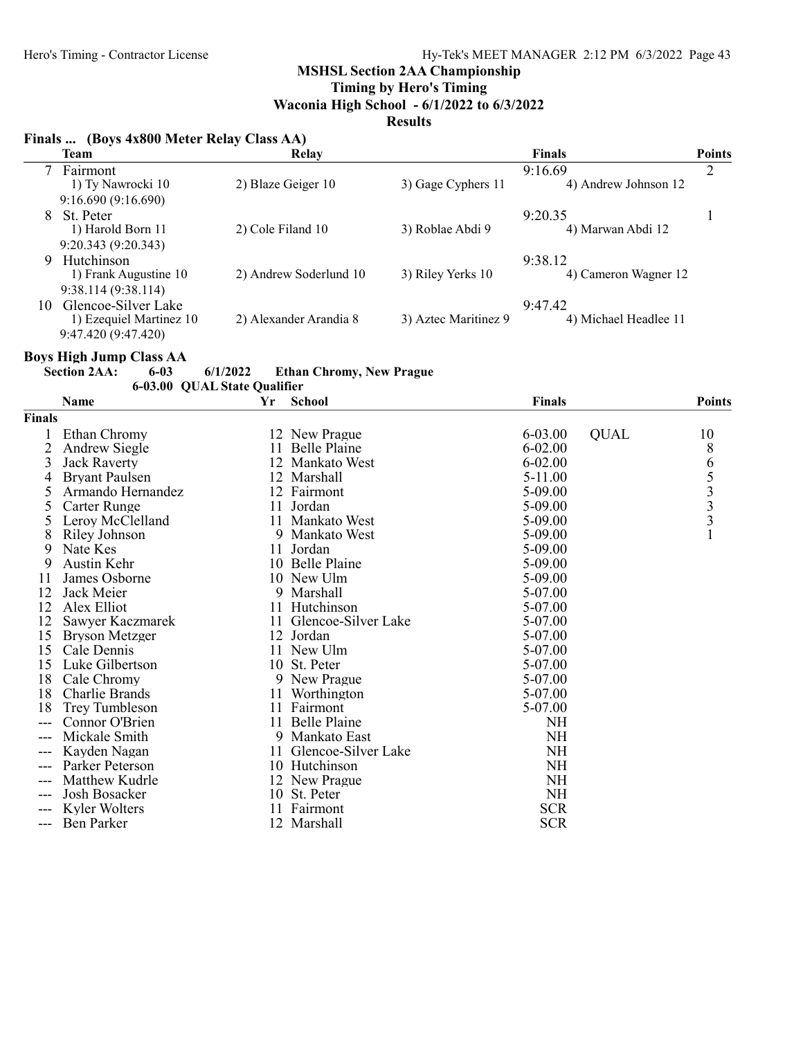**MSHSL Section 2AA Championship**
**Timing by Hero's Timing**
**Waconia High School - 6/1/2022 to 6/3/2022**
**Results**

### Finals ... (Boys 4x800 Meter Relay Class AA)

| | Team | Relay | | Finals | Points |
|---|---|---|---|---|---|
| 7 | Fairmont | | | 9:16.69 | 2 |
| | 1) Ty Nawrocki 10 | 2) Blaze Geiger 10 | 3) Gage Cyphers 11 | 4) Andrew Johnson 12 | |
| | 9:16.690 (9:16.690) | | | | |
| 8 | St. Peter | | | 9:20.35 | 1 |
| | 1) Harold Born 11 | 2) Cole Filand 10 | 3) Roblae Abdi 9 | 4) Marwan Abdi 12 | |
| | 9:20.343 (9:20.343) | | | | |
| 9 | Hutchinson | | | 9:38.12 | |
| | 1) Frank Augustine 10 | 2) Andrew Soderlund 10 | 3) Riley Yerks 10 | 4) Cameron Wagner 12 | |
| | 9:38.114 (9:38.114) | | | | |
| 10 | Glencoe-Silver Lake | | | 9:47.42 | |
| | 1) Ezequiel Martinez 10 | 2) Alexander Arandia 8 | 3) Aztec Maritinez 9 | 4) Michael Headlee 11 | |
| | 9:47.420 (9:47.420) | | | | |

### Boys High Jump Class AA

**Section 2AA:** 6-03 6/1/2022 **Ethan Chromy, New Prague**
**6-03.00 QUAL State Qualifier**

| | Name | Yr | School | Finals | | Points |
|---|---|---|---|---|---|---|
| **Finals** | | | | | | |
| 1 | Ethan Chromy | 12 | New Prague | 6-03.00 | QUAL | 10 |
| 2 | Andrew Siegle | 11 | Belle Plaine | 6-02.00 | | 8 |
| 3 | Jack Raverty | 12 | Mankato West | 6-02.00 | | 6 |
| 4 | Bryant Paulsen | 12 | Marshall | 5-11.00 | | 5 |
| 5 | Armando Hernandez | 12 | Fairmont | 5-09.00 | | 3 |
| 5 | Carter Runge | 11 | Jordan | 5-09.00 | | 3 |
| 5 | Leroy McClelland | 11 | Mankato West | 5-09.00 | | 3 |
| 8 | Riley Johnson | 9 | Mankato West | 5-09.00 | | 1 |
| 9 | Nate Kes | 11 | Jordan | 5-09.00 | | |
| 9 | Austin Kehr | 10 | Belle Plaine | 5-09.00 | | |
| 11 | James Osborne | 10 | New Ulm | 5-09.00 | | |
| 12 | Jack Meier | 9 | Marshall | 5-07.00 | | |
| 12 | Alex Elliot | 11 | Hutchinson | 5-07.00 | | |
| 12 | Sawyer Kaczmarek | 11 | Glencoe-Silver Lake | 5-07.00 | | |
| 15 | Bryson Metzger | 12 | Jordan | 5-07.00 | | |
| 15 | Cale Dennis | 11 | New Ulm | 5-07.00 | | |
| 15 | Luke Gilbertson | 10 | St. Peter | 5-07.00 | | |
| 18 | Cale Chromy | 9 | New Prague | 5-07.00 | | |
| 18 | Charlie Brands | 11 | Worthington | 5-07.00 | | |
| 18 | Trey Tumbleson | 11 | Fairmont | 5-07.00 | | |
| --- | Connor O'Brien | 11 | Belle Plaine | NH | | |
| --- | Mickale Smith | 9 | Mankato East | NH | | |
| --- | Kayden Nagan | 11 | Glencoe-Silver Lake | NH | | |
| --- | Parker Peterson | 10 | Hutchinson | NH | | |
| --- | Matthew Kudrle | 12 | New Prague | NH | | |
| --- | Josh Bosacker | 10 | St. Peter | NH | | |
| --- | Kyler Wolters | 11 | Fairmont | SCR | | |
| --- | Ben Parker | 12 | Marshall | SCR | | |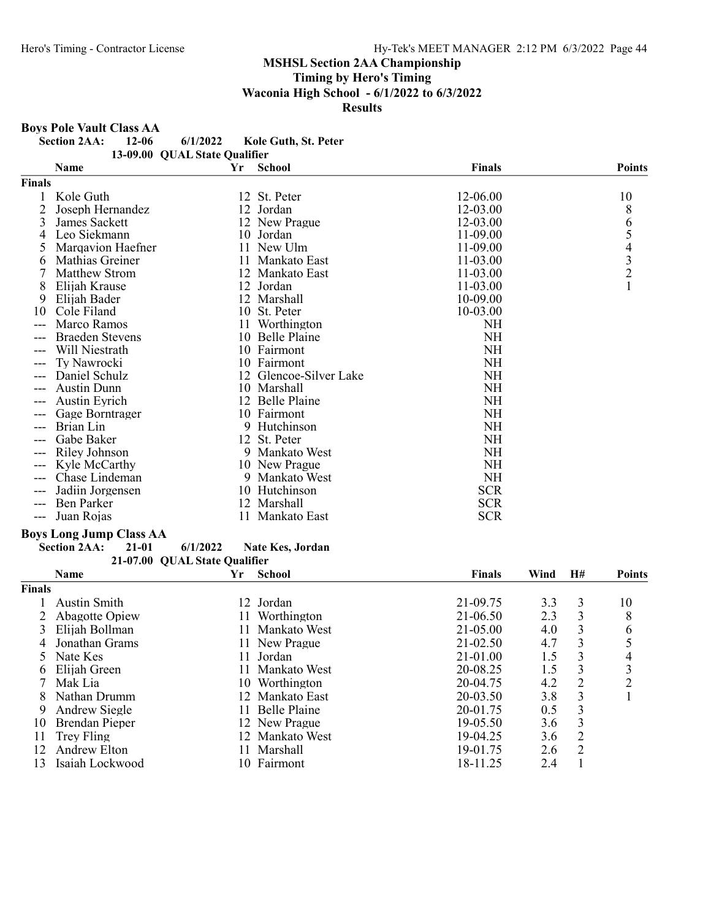## MSHSL Section 2AA Championship

**Timing by Hero's Timing**

**Waconia High School - 6/1/2022 to 6/3/2022**

**Results**

### Boys Pole Vault Class AA

**Section 2AA: 12-06 6/1/2022 Kole Guth, St. Peter**

**13-09.00 QUAL State Qualifier**

| | Name | Yr | School | Finals | Points |
|---|---|---|---|---|---|
| **Finals** | | | | | |
| 1 | Kole Guth | 12 | St. Peter | 12-06.00 | 10 |
| 2 | Joseph Hernandez | 12 | Jordan | 12-03.00 | 8 |
| 3 | James Sackett | 12 | New Prague | 12-03.00 | 6 |
| 4 | Leo Siekmann | 10 | Jordan | 11-09.00 | 5 |
| 5 | Marqavion Haefner | 11 | New Ulm | 11-09.00 | 4 |
| 6 | Mathias Greiner | 11 | Mankato East | 11-03.00 | 3 |
| 7 | Matthew Strom | 12 | Mankato East | 11-03.00 | 2 |
| 8 | Elijah Krause | 12 | Jordan | 11-03.00 | 1 |
| 9 | Elijah Bader | 12 | Marshall | 10-09.00 | |
| 10 | Cole Filand | 10 | St. Peter | 10-03.00 | |
| --- | Marco Ramos | 11 | Worthington | NH | |
| --- | Braeden Stevens | 10 | Belle Plaine | NH | |
| --- | Will Niestrath | 10 | Fairmont | NH | |
| --- | Ty Nawrocki | 10 | Fairmont | NH | |
| --- | Daniel Schulz | 12 | Glencoe-Silver Lake | NH | |
| --- | Austin Dunn | 10 | Marshall | NH | |
| --- | Austin Eyrich | 12 | Belle Plaine | NH | |
| --- | Gage Borntrager | 10 | Fairmont | NH | |
| --- | Brian Lin | 9 | Hutchinson | NH | |
| --- | Gabe Baker | 12 | St. Peter | NH | |
| --- | Riley Johnson | 9 | Mankato West | NH | |
| --- | Kyle McCarthy | 10 | New Prague | NH | |
| --- | Chase Lindeman | 9 | Mankato West | NH | |
| --- | Jadiin Jorgensen | 10 | Hutchinson | SCR | |
| --- | Ben Parker | 12 | Marshall | SCR | |
| --- | Juan Rojas | 11 | Mankato East | SCR | |

### Boys Long Jump Class AA

**Section 2AA: 21-01 6/1/2022 Nate Kes, Jordan**

**21-07.00 QUAL State Qualifier**

| | Name | Yr | School | Finals | Wind | H# | Points |
|---|---|---|---|---|---|---|---|
| **Finals** | | | | | | | |
| 1 | Austin Smith | 12 | Jordan | 21-09.75 | 3.3 | 3 | 10 |
| 2 | Abagotte Opiew | 11 | Worthington | 21-06.50 | 2.3 | 3 | 8 |
| 3 | Elijah Bollman | 11 | Mankato West | 21-05.00 | 4.0 | 3 | 6 |
| 4 | Jonathan Grams | 11 | New Prague | 21-02.50 | 4.7 | 3 | 5 |
| 5 | Nate Kes | 11 | Jordan | 21-01.00 | 1.5 | 3 | 4 |
| 6 | Elijah Green | 11 | Mankato West | 20-08.25 | 1.5 | 3 | 3 |
| 7 | Mak Lia | 10 | Worthington | 20-04.75 | 4.2 | 2 | 2 |
| 8 | Nathan Drumm | 12 | Mankato East | 20-03.50 | 3.8 | 3 | 1 |
| 9 | Andrew Siegle | 11 | Belle Plaine | 20-01.75 | 0.5 | 3 | |
| 10 | Brendan Pieper | 12 | New Prague | 19-05.50 | 3.6 | 3 | |
| 11 | Trey Fling | 12 | Mankato West | 19-04.25 | 3.6 | 2 | |
| 12 | Andrew Elton | 11 | Marshall | 19-01.75 | 2.6 | 2 | |
| 13 | Isaiah Lockwood | 10 | Fairmont | 18-11.25 | 2.4 | 1 | |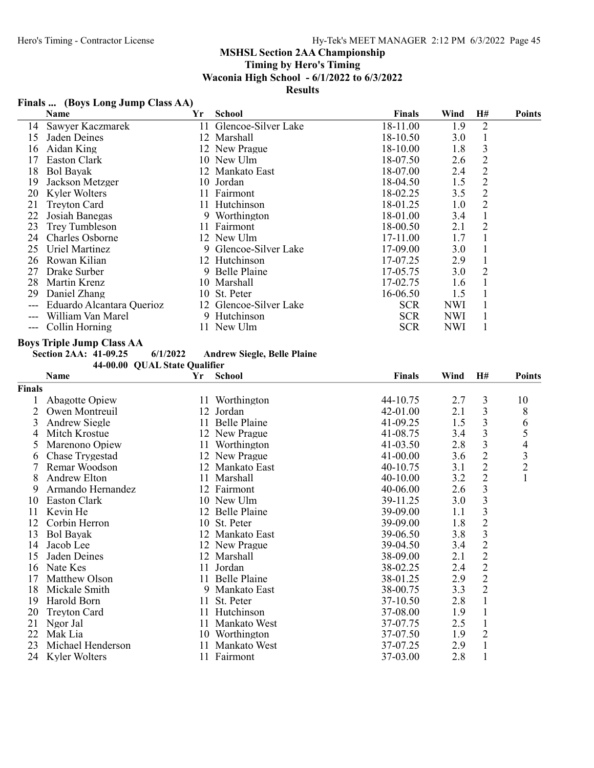## MSHSL Section 2AA Championship
### Timing by Hero's Timing
### Waconia High School - 6/1/2022 to 6/3/2022
### Results

**Finals ... (Boys Long Jump Class AA)**

| | Name | Yr | School | Finals | Wind | H# | Points |
|---|---|---|---|---|---|---|---|
| 14 | Sawyer Kaczmarek | 11 | Glencoe-Silver Lake | 18-11.00 | 1.9 | 2 | |
| 15 | Jaden Deines | 12 | Marshall | 18-10.50 | 3.0 | 1 | |
| 16 | Aidan King | 12 | New Prague | 18-10.00 | 1.8 | 3 | |
| 17 | Easton Clark | 10 | New Ulm | 18-07.50 | 2.6 | 2 | |
| 18 | Bol Bayak | 12 | Mankato East | 18-07.00 | 2.4 | 2 | |
| 19 | Jackson Metzger | 10 | Jordan | 18-04.50 | 1.5 | 2 | |
| 20 | Kyler Wolters | 11 | Fairmont | 18-02.25 | 3.5 | 2 | |
| 21 | Treyton Card | 11 | Hutchinson | 18-01.25 | 1.0 | 2 | |
| 22 | Josiah Banegas | 9 | Worthington | 18-01.00 | 3.4 | 1 | |
| 23 | Trey Tumbleson | 11 | Fairmont | 18-00.50 | 2.1 | 2 | |
| 24 | Charles Osborne | 12 | New Ulm | 17-11.00 | 1.7 | 1 | |
| 25 | Uriel Martinez | 9 | Glencoe-Silver Lake | 17-09.00 | 3.0 | 1 | |
| 26 | Rowan Kilian | 12 | Hutchinson | 17-07.25 | 2.9 | 1 | |
| 27 | Drake Surber | 9 | Belle Plaine | 17-05.75 | 3.0 | 2 | |
| 28 | Martin Krenz | 10 | Marshall | 17-02.75 | 1.6 | 1 | |
| 29 | Daniel Zhang | 10 | St. Peter | 16-06.50 | 1.5 | 1 | |
| --- | Eduardo Alcantara Querioz | 12 | Glencoe-Silver Lake | SCR | NWI | 1 | |
| --- | William Van Marel | 9 | Hutchinson | SCR | NWI | 1 | |
| --- | Collin Horning | 11 | New Ulm | SCR | NWI | 1 | |

**Boys Triple Jump Class AA**

**Section 2AA: 41-09.25 6/1/2022 Andrew Siegle, Belle Plaine**

**44-00.00 QUAL State Qualifier**

| | Name | Yr | School | Finals | Wind | H# | Points |
|---|---|---|---|---|---|---|---|
| **Finals** | | | | | | | |
| 1 | Abagotte Opiew | 11 | Worthington | 44-10.75 | 2.7 | 3 | 10 |
| 2 | Owen Montreuil | 12 | Jordan | 42-01.00 | 2.1 | 3 | 8 |
| 3 | Andrew Siegle | 11 | Belle Plaine | 41-09.25 | 1.5 | 3 | 6 |
| 4 | Mitch Krostue | 12 | New Prague | 41-08.75 | 3.4 | 3 | 5 |
| 5 | Marenono Opiew | 11 | Worthington | 41-03.50 | 2.8 | 3 | 4 |
| 6 | Chase Trygestad | 12 | New Prague | 41-00.00 | 3.6 | 2 | 3 |
| 7 | Remar Woodson | 12 | Mankato East | 40-10.75 | 3.1 | 2 | 2 |
| 8 | Andrew Elton | 11 | Marshall | 40-10.00 | 3.2 | 2 | 1 |
| 9 | Armando Hernandez | 12 | Fairmont | 40-06.00 | 2.6 | 3 | |
| 10 | Easton Clark | 10 | New Ulm | 39-11.25 | 3.0 | 3 | |
| 11 | Kevin He | 12 | Belle Plaine | 39-09.00 | 1.1 | 3 | |
| 12 | Corbin Herron | 10 | St. Peter | 39-09.00 | 1.8 | 2 | |
| 13 | Bol Bayak | 12 | Mankato East | 39-06.50 | 3.8 | 3 | |
| 14 | Jacob Lee | 12 | New Prague | 39-04.50 | 3.4 | 2 | |
| 15 | Jaden Deines | 12 | Marshall | 38-09.00 | 2.1 | 2 | |
| 16 | Nate Kes | 11 | Jordan | 38-02.25 | 2.4 | 2 | |
| 17 | Matthew Olson | 11 | Belle Plaine | 38-01.25 | 2.9 | 2 | |
| 18 | Mickale Smith | 9 | Mankato East | 38-00.75 | 3.3 | 2 | |
| 19 | Harold Born | 11 | St. Peter | 37-10.50 | 2.8 | 1 | |
| 20 | Treyton Card | 11 | Hutchinson | 37-08.00 | 1.9 | 1 | |
| 21 | Ngor Jal | 11 | Mankato West | 37-07.75 | 2.5 | 1 | |
| 22 | Mak Lia | 10 | Worthington | 37-07.50 | 1.9 | 2 | |
| 23 | Michael Henderson | 11 | Mankato West | 37-07.25 | 2.9 | 1 | |
| 24 | Kyler Wolters | 11 | Fairmont | 37-03.00 | 2.8 | 1 | |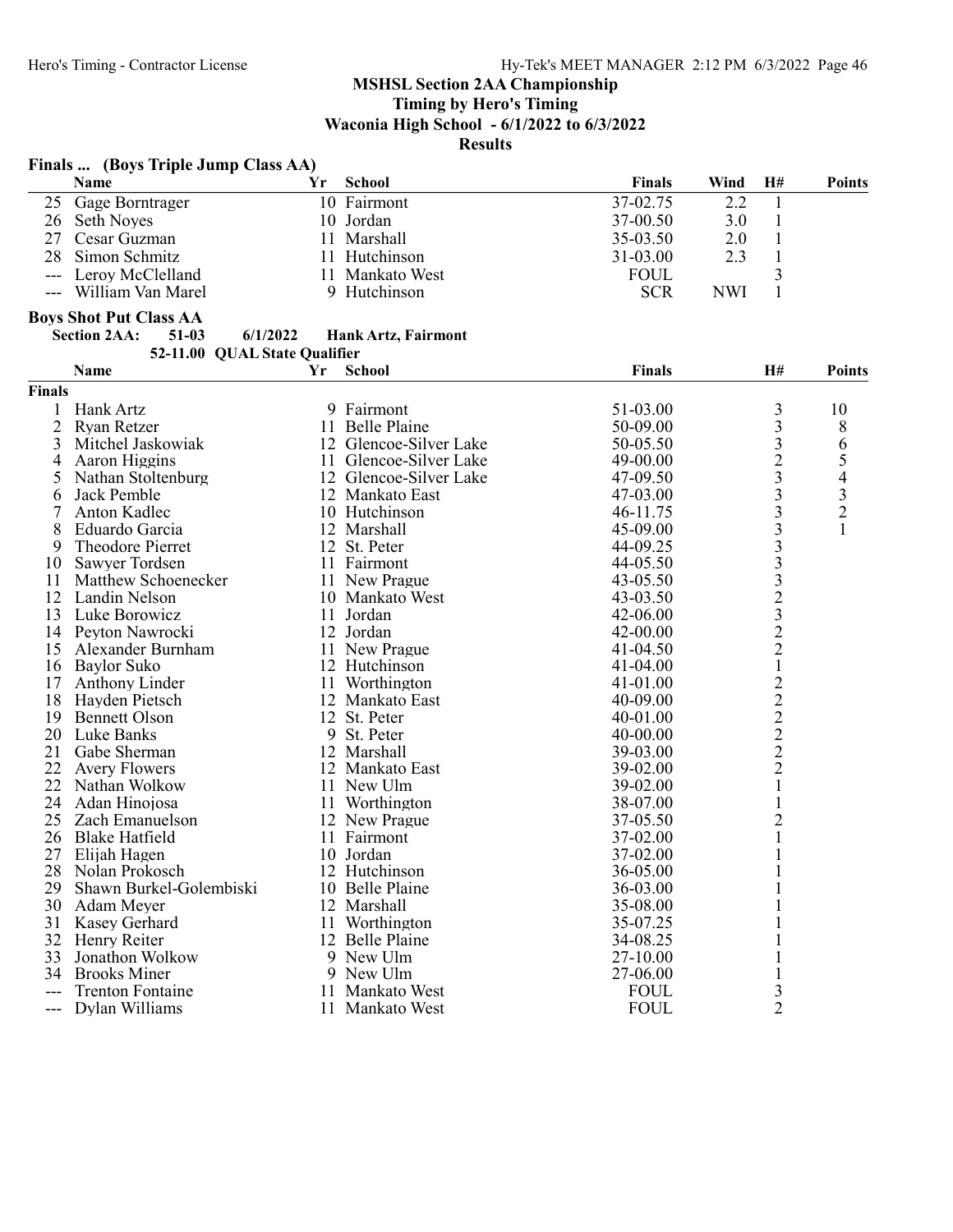## MSHSL Section 2AA Championship

**Timing by Hero's Timing**

**Waconia High School - 6/1/2022 to 6/3/2022**

**Results**

### Finals ... (Boys Triple Jump Class AA)

| | Name | Yr | School | Finals | Wind | H# | Points |
|---|---|---|---|---|---|---|---|
| 25 | Gage Borntrager | 10 | Fairmont | 37-02.75 | 2.2 | 1 | |
| 26 | Seth Noyes | 10 | Jordan | 37-00.50 | 3.0 | 1 | |
| 27 | Cesar Guzman | 11 | Marshall | 35-03.50 | 2.0 | 1 | |
| 28 | Simon Schmitz | 11 | Hutchinson | 31-03.00 | 2.3 | 1 | |
| --- | Leroy McClelland | 11 | Mankato West | FOUL | | 3 | |
| --- | William Van Marel | 9 | Hutchinson | SCR | NWI | 1 | |

### Boys Shot Put Class AA

**Section 2AA: 51-03 6/1/2022 Hank Artz, Fairmont**

**52-11.00 QUAL State Qualifier**

| | Name | Yr | School | Finals | H# | Points |
|---|---|---|---|---|---|---|
| **Finals** | | | | | | |
| 1 | Hank Artz | 9 | Fairmont | 51-03.00 | 3 | 10 |
| 2 | Ryan Retzer | 11 | Belle Plaine | 50-09.00 | 3 | 8 |
| 3 | Mitchel Jaskowiak | 12 | Glencoe-Silver Lake | 50-05.50 | 3 | 6 |
| 4 | Aaron Higgins | 11 | Glencoe-Silver Lake | 49-00.00 | 2 | 5 |
| 5 | Nathan Stoltenburg | 12 | Glencoe-Silver Lake | 47-09.50 | 3 | 4 |
| 6 | Jack Pemble | 12 | Mankato East | 47-03.00 | 3 | 3 |
| 7 | Anton Kadlec | 10 | Hutchinson | 46-11.75 | 3 | 2 |
| 8 | Eduardo Garcia | 12 | Marshall | 45-09.00 | 3 | 1 |
| 9 | Theodore Pierret | 12 | St. Peter | 44-09.25 | 3 | |
| 10 | Sawyer Tordsen | 11 | Fairmont | 44-05.50 | 3 | |
| 11 | Matthew Schoenecker | 11 | New Prague | 43-05.50 | 3 | |
| 12 | Landin Nelson | 10 | Mankato West | 43-03.50 | 2 | |
| 13 | Luke Borowicz | 11 | Jordan | 42-06.00 | 3 | |
| 14 | Peyton Nawrocki | 12 | Jordan | 42-00.00 | 2 | |
| 15 | Alexander Burnham | 11 | New Prague | 41-04.50 | 2 | |
| 16 | Baylor Suko | 12 | Hutchinson | 41-04.00 | 1 | |
| 17 | Anthony Linder | 11 | Worthington | 41-01.00 | 2 | |
| 18 | Hayden Pietsch | 12 | Mankato East | 40-09.00 | 2 | |
| 19 | Bennett Olson | 12 | St. Peter | 40-01.00 | 2 | |
| 20 | Luke Banks | 9 | St. Peter | 40-00.00 | 2 | |
| 21 | Gabe Sherman | 12 | Marshall | 39-03.00 | 2 | |
| 22 | Avery Flowers | 12 | Mankato East | 39-02.00 | 2 | |
| 22 | Nathan Wolkow | 11 | New Ulm | 39-02.00 | 1 | |
| 24 | Adan Hinojosa | 11 | Worthington | 38-07.00 | 1 | |
| 25 | Zach Emanuelson | 12 | New Prague | 37-05.50 | 2 | |
| 26 | Blake Hatfield | 11 | Fairmont | 37-02.00 | 1 | |
| 27 | Elijah Hagen | 10 | Jordan | 37-02.00 | 1 | |
| 28 | Nolan Prokosch | 12 | Hutchinson | 36-05.00 | 1 | |
| 29 | Shawn Burkel-Golembiski | 10 | Belle Plaine | 36-03.00 | 1 | |
| 30 | Adam Meyer | 12 | Marshall | 35-08.00 | 1 | |
| 31 | Kasey Gerhard | 11 | Worthington | 35-07.25 | 1 | |
| 32 | Henry Reiter | 12 | Belle Plaine | 34-08.25 | 1 | |
| 33 | Jonathon Wolkow | 9 | New Ulm | 27-10.00 | 1 | |
| 34 | Brooks Miner | 9 | New Ulm | 27-06.00 | 1 | |
| --- | Trenton Fontaine | 11 | Mankato West | FOUL | 3 | |
| --- | Dylan Williams | 11 | Mankato West | FOUL | 2 | |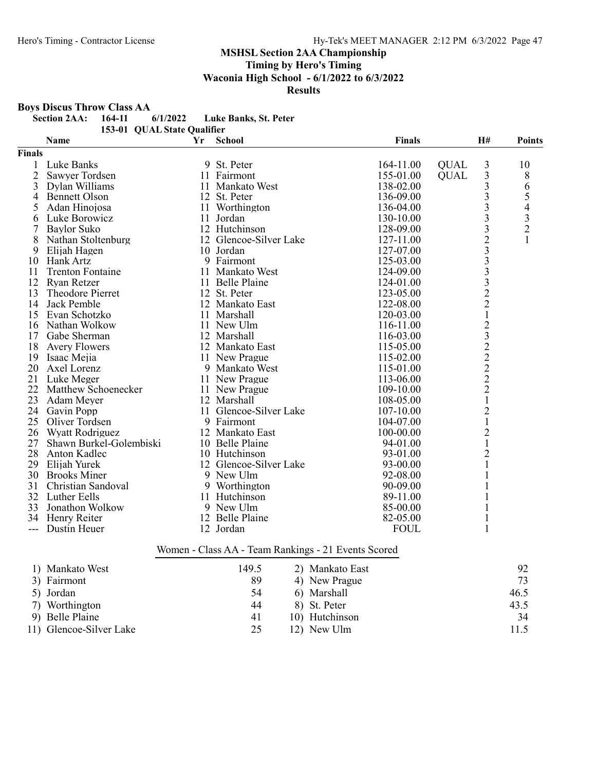## MSHSL Section 2AA Championship

**Timing by Hero's Timing**

**Waconia High School - 6/1/2022 to 6/3/2022**

**Results**

### Boys Discus Throw Class AA

**Section 2AA: 164-11 6/1/2022 Luke Banks, St. Peter**

**153-01 QUAL State Qualifier**

| | Name | Yr | School | Finals | | H# | Points |
|---|---|---|---|---|---|---|---|
| **Finals** | | | | | | | |
| 1 | Luke Banks | 9 | St. Peter | 164-11.00 | QUAL | 3 | 10 |
| 2 | Sawyer Tordsen | 11 | Fairmont | 155-01.00 | QUAL | 3 | 8 |
| 3 | Dylan Williams | 11 | Mankato West | 138-02.00 | | 3 | 6 |
| 4 | Bennett Olson | 12 | St. Peter | 136-09.00 | | 3 | 5 |
| 5 | Adan Hinojosa | 11 | Worthington | 136-04.00 | | 3 | 4 |
| 6 | Luke Borowicz | 11 | Jordan | 130-10.00 | | 3 | 3 |
| 7 | Baylor Suko | 12 | Hutchinson | 128-09.00 | | 3 | 2 |
| 8 | Nathan Stoltenburg | 12 | Glencoe-Silver Lake | 127-11.00 | | 2 | 1 |
| 9 | Elijah Hagen | 10 | Jordan | 127-07.00 | | 3 | |
| 10 | Hank Artz | 9 | Fairmont | 125-03.00 | | 3 | |
| 11 | Trenton Fontaine | 11 | Mankato West | 124-09.00 | | 3 | |
| 12 | Ryan Retzer | 11 | Belle Plaine | 124-01.00 | | 3 | |
| 13 | Theodore Pierret | 12 | St. Peter | 123-05.00 | | 2 | |
| 14 | Jack Pemble | 12 | Mankato East | 122-08.00 | | 2 | |
| 15 | Evan Schotzko | 11 | Marshall | 120-03.00 | | 1 | |
| 16 | Nathan Wolkow | 11 | New Ulm | 116-11.00 | | 2 | |
| 17 | Gabe Sherman | 12 | Marshall | 116-03.00 | | 3 | |
| 18 | Avery Flowers | 12 | Mankato East | 115-05.00 | | 2 | |
| 19 | Isaac Mejia | 11 | New Prague | 115-02.00 | | 2 | |
| 20 | Axel Lorenz | 9 | Mankato West | 115-01.00 | | 2 | |
| 21 | Luke Meger | 11 | New Prague | 113-06.00 | | 2 | |
| 22 | Matthew Schoenecker | 11 | New Prague | 109-10.00 | | 2 | |
| 23 | Adam Meyer | 12 | Marshall | 108-05.00 | | 1 | |
| 24 | Gavin Popp | 11 | Glencoe-Silver Lake | 107-10.00 | | 2 | |
| 25 | Oliver Tordsen | 9 | Fairmont | 104-07.00 | | 1 | |
| 26 | Wyatt Rodriguez | 12 | Mankato East | 100-00.00 | | 2 | |
| 27 | Shawn Burkel-Golembiski | 10 | Belle Plaine | 94-01.00 | | 1 | |
| 28 | Anton Kadlec | 10 | Hutchinson | 93-01.00 | | 2 | |
| 29 | Elijah Yurek | 12 | Glencoe-Silver Lake | 93-00.00 | | 1 | |
| 30 | Brooks Miner | 9 | New Ulm | 92-08.00 | | 1 | |
| 31 | Christian Sandoval | 9 | Worthington | 90-09.00 | | 1 | |
| 32 | Luther Eells | 11 | Hutchinson | 89-11.00 | | 1 | |
| 33 | Jonathon Wolkow | 9 | New Ulm | 85-00.00 | | 1 | |
| 34 | Henry Reiter | 12 | Belle Plaine | 82-05.00 | | 1 | |
| --- | Dustin Heuer | 12 | Jordan | FOUL | | 1 | |

### Women - Class AA - Team Rankings - 21 Events Scored

| Rank | Team | Points | Rank | Team | Points |
|---|---|---|---|---|---|
| 1) | Mankato West | 149.5 | 2) | Mankato East | 92 |
| 3) | Fairmont | 89 | 4) | New Prague | 73 |
| 5) | Jordan | 54 | 6) | Marshall | 46.5 |
| 7) | Worthington | 44 | 8) | St. Peter | 43.5 |
| 9) | Belle Plaine | 41 | 10) | Hutchinson | 34 |
| 11) | Glencoe-Silver Lake | 25 | 12) | New Ulm | 11.5 |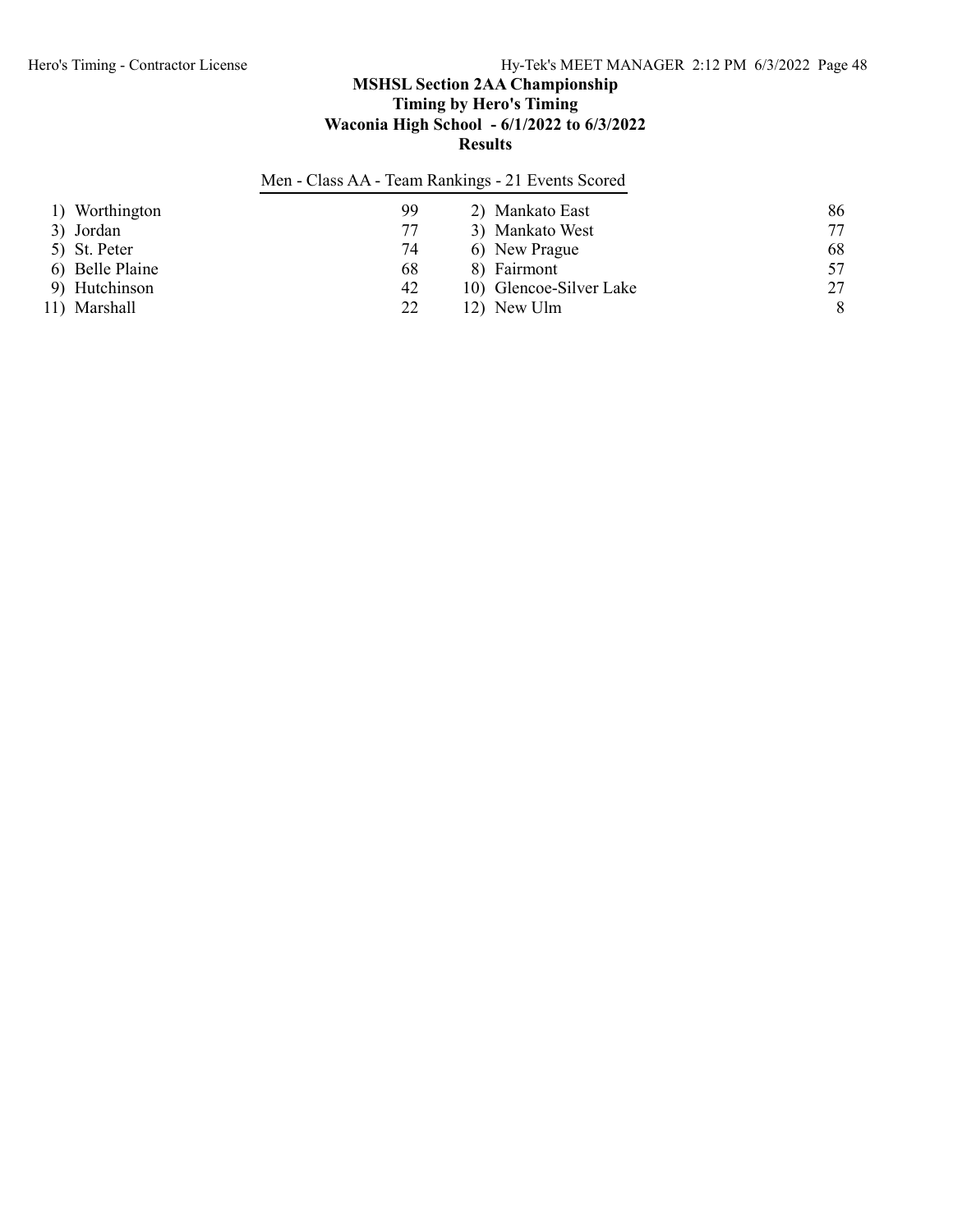**MSHSL Section 2AA Championship**
**Timing by Hero's Timing**
**Waconia High School - 6/1/2022 to 6/3/2022**
**Results**

### Men - Class AA - Team Rankings - 21 Events Scored

| | | | |
|---|---|---|---|
| 1) Worthington | 99 | 2) Mankato East | 86 |
| 3) Jordan | 77 | 3) Mankato West | 77 |
| 5) St. Peter | 74 | 6) New Prague | 68 |
| 6) Belle Plaine | 68 | 8) Fairmont | 57 |
| 9) Hutchinson | 42 | 10) Glencoe-Silver Lake | 27 |
| 11) Marshall | 22 | 12) New Ulm | 8 |